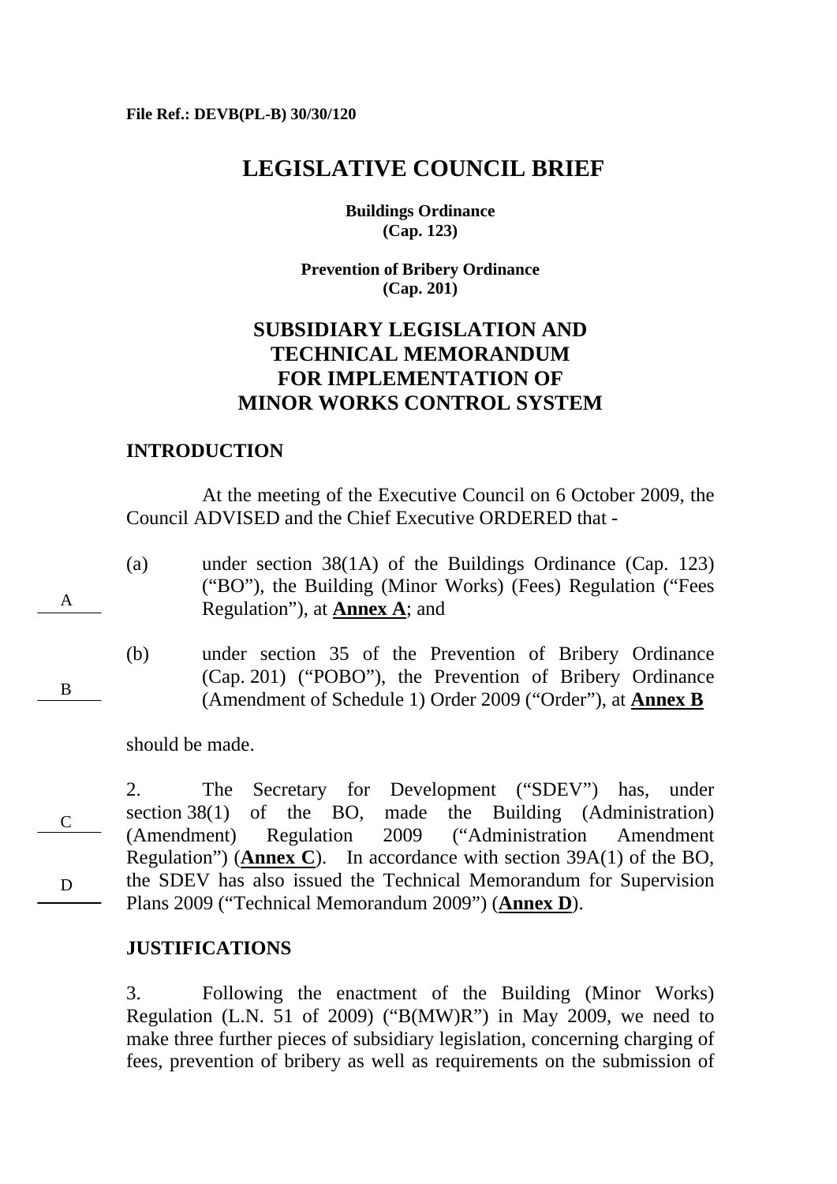File Ref.: DEVB(PL-B) 30/30/120

# LEGISLATIVE COUNCIL BRIEF

**Buildings Ordinance**
**(Cap. 123)**

**Prevention of Bribery Ordinance**
**(Cap. 201)**

## SUBSIDIARY LEGISLATION AND TECHNICAL MEMORANDUM FOR IMPLEMENTATION OF MINOR WORKS CONTROL SYSTEM

### INTRODUCTION

At the meeting of the Executive Council on 6 October 2009, the Council ADVISED and the Chief Executive ORDERED that -

A

(a) under section 38(1A) of the Buildings Ordinance (Cap. 123) ("BO"), the Building (Minor Works) (Fees) Regulation ("Fees Regulation"), at **Annex A**; and

B

(b) under section 35 of the Prevention of Bribery Ordinance (Cap. 201) ("POBO"), the Prevention of Bribery Ordinance (Amendment of Schedule 1) Order 2009 ("Order"), at **Annex B**

should be made.

C

D

2. The Secretary for Development ("SDEV") has, under section 38(1) of the BO, made the Building (Administration) (Amendment) Regulation 2009 ("Administration Amendment Regulation") (**Annex C**). In accordance with section 39A(1) of the BO, the SDEV has also issued the Technical Memorandum for Supervision Plans 2009 ("Technical Memorandum 2009") (**Annex D**).

### JUSTIFICATIONS

3. Following the enactment of the Building (Minor Works) Regulation (L.N. 51 of 2009) ("B(MW)R") in May 2009, we need to make three further pieces of subsidiary legislation, concerning charging of fees, prevention of bribery as well as requirements on the submission of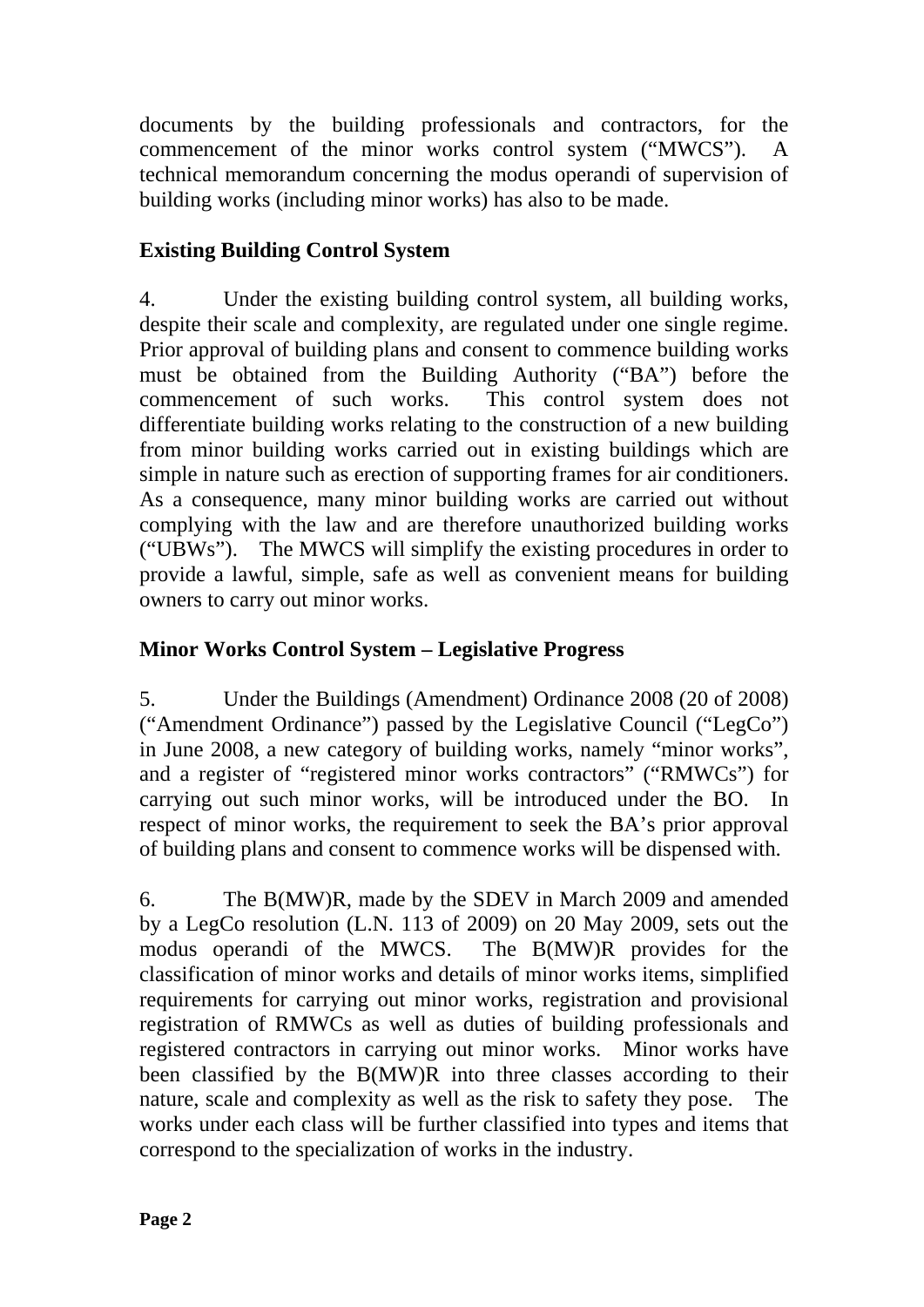documents by the building professionals and contractors, for the commencement of the minor works control system ("MWCS"). A technical memorandum concerning the modus operandi of supervision of building works (including minor works) has also to be made.

**Existing Building Control System**

4. Under the existing building control system, all building works, despite their scale and complexity, are regulated under one single regime. Prior approval of building plans and consent to commence building works must be obtained from the Building Authority ("BA") before the commencement of such works. This control system does not differentiate building works relating to the construction of a new building from minor building works carried out in existing buildings which are simple in nature such as erection of supporting frames for air conditioners. As a consequence, many minor building works are carried out without complying with the law and are therefore unauthorized building works ("UBWs"). The MWCS will simplify the existing procedures in order to provide a lawful, simple, safe as well as convenient means for building owners to carry out minor works.

**Minor Works Control System – Legislative Progress**

5. Under the Buildings (Amendment) Ordinance 2008 (20 of 2008) ("Amendment Ordinance") passed by the Legislative Council ("LegCo") in June 2008, a new category of building works, namely "minor works", and a register of "registered minor works contractors" ("RMWCs") for carrying out such minor works, will be introduced under the BO. In respect of minor works, the requirement to seek the BA's prior approval of building plans and consent to commence works will be dispensed with.

6. The B(MW)R, made by the SDEV in March 2009 and amended by a LegCo resolution (L.N. 113 of 2009) on 20 May 2009, sets out the modus operandi of the MWCS. The B(MW)R provides for the classification of minor works and details of minor works items, simplified requirements for carrying out minor works, registration and provisional registration of RMWCs as well as duties of building professionals and registered contractors in carrying out minor works. Minor works have been classified by the B(MW)R into three classes according to their nature, scale and complexity as well as the risk to safety they pose. The works under each class will be further classified into types and items that correspond to the specialization of works in the industry.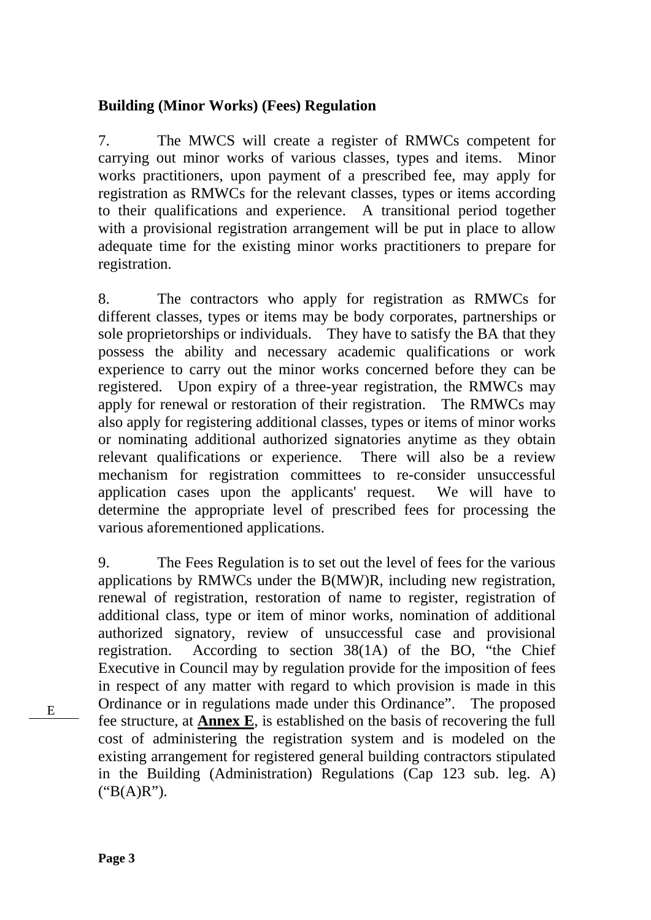**Building (Minor Works) (Fees) Regulation**

7. The MWCS will create a register of RMWCs competent for carrying out minor works of various classes, types and items. Minor works practitioners, upon payment of a prescribed fee, may apply for registration as RMWCs for the relevant classes, types or items according to their qualifications and experience. A transitional period together with a provisional registration arrangement will be put in place to allow adequate time for the existing minor works practitioners to prepare for registration.

8. The contractors who apply for registration as RMWCs for different classes, types or items may be body corporates, partnerships or sole proprietorships or individuals. They have to satisfy the BA that they possess the ability and necessary academic qualifications or work experience to carry out the minor works concerned before they can be registered. Upon expiry of a three-year registration, the RMWCs may apply for renewal or restoration of their registration. The RMWCs may also apply for registering additional classes, types or items of minor works or nominating additional authorized signatories anytime as they obtain relevant qualifications or experience. There will also be a review mechanism for registration committees to re-consider unsuccessful application cases upon the applicants' request. We will have to determine the appropriate level of prescribed fees for processing the various aforementioned applications.

9. The Fees Regulation is to set out the level of fees for the various applications by RMWCs under the B(MW)R, including new registration, renewal of registration, restoration of name to register, registration of additional class, type or item of minor works, nomination of additional authorized signatory, review of unsuccessful case and provisional registration. According to section 38(1A) of the BO, "the Chief Executive in Council may by regulation provide for the imposition of fees in respect of any matter with regard to which provision is made in this Ordinance or in regulations made under this Ordinance". The proposed fee structure, at **Annex E**, is established on the basis of recovering the full cost of administering the registration system and is modeled on the existing arrangement for registered general building contractors stipulated in the Building (Administration) Regulations (Cap 123 sub. leg. A) ("B(A)R").

E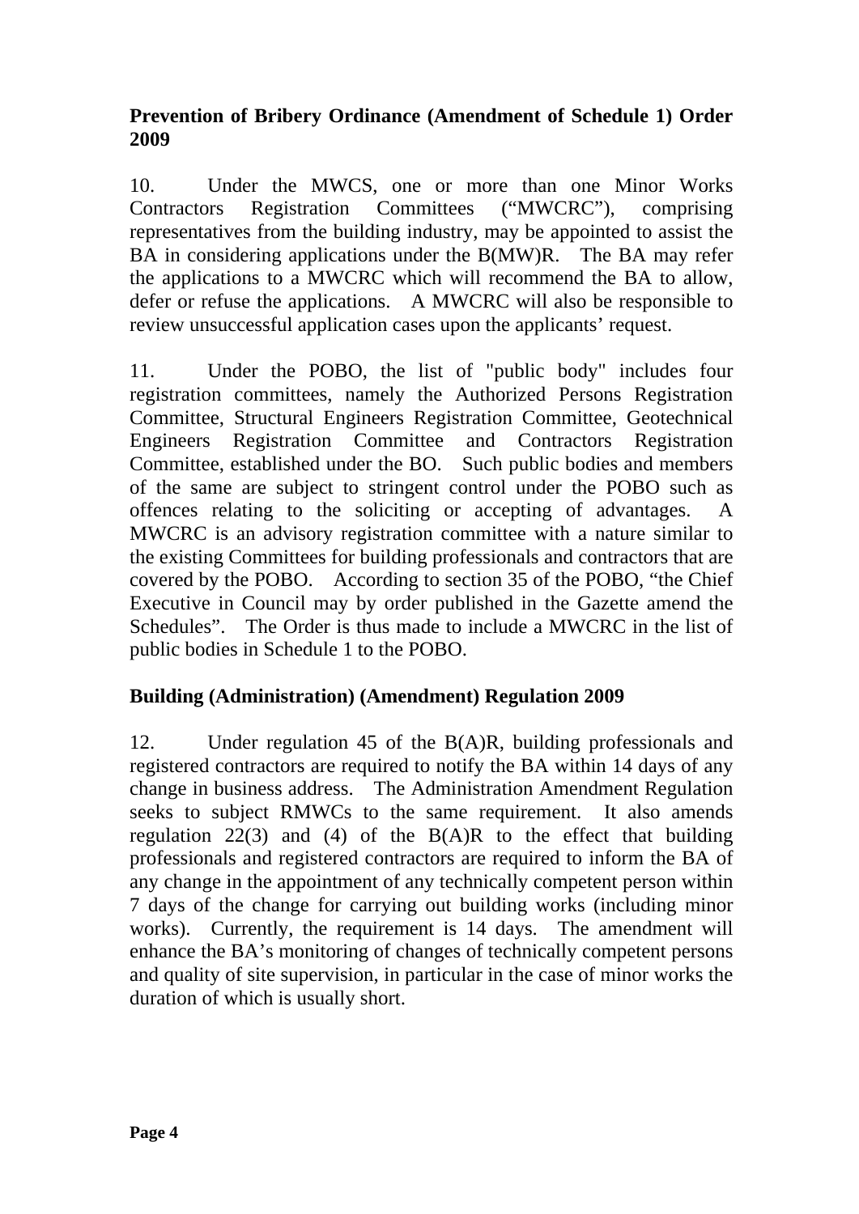**Prevention of Bribery Ordinance (Amendment of Schedule 1) Order 2009**

10. Under the MWCS, one or more than one Minor Works Contractors Registration Committees ("MWCRC"), comprising representatives from the building industry, may be appointed to assist the BA in considering applications under the B(MW)R. The BA may refer the applications to a MWCRC which will recommend the BA to allow, defer or refuse the applications. A MWCRC will also be responsible to review unsuccessful application cases upon the applicants' request.

11. Under the POBO, the list of "public body" includes four registration committees, namely the Authorized Persons Registration Committee, Structural Engineers Registration Committee, Geotechnical Engineers Registration Committee and Contractors Registration Committee, established under the BO. Such public bodies and members of the same are subject to stringent control under the POBO such as offences relating to the soliciting or accepting of advantages. A MWCRC is an advisory registration committee with a nature similar to the existing Committees for building professionals and contractors that are covered by the POBO. According to section 35 of the POBO, "the Chief Executive in Council may by order published in the Gazette amend the Schedules". The Order is thus made to include a MWCRC in the list of public bodies in Schedule 1 to the POBO.

**Building (Administration) (Amendment) Regulation 2009**

12. Under regulation 45 of the B(A)R, building professionals and registered contractors are required to notify the BA within 14 days of any change in business address. The Administration Amendment Regulation seeks to subject RMWCs to the same requirement. It also amends regulation 22(3) and (4) of the B(A)R to the effect that building professionals and registered contractors are required to inform the BA of any change in the appointment of any technically competent person within 7 days of the change for carrying out building works (including minor works). Currently, the requirement is 14 days. The amendment will enhance the BA's monitoring of changes of technically competent persons and quality of site supervision, in particular in the case of minor works the duration of which is usually short.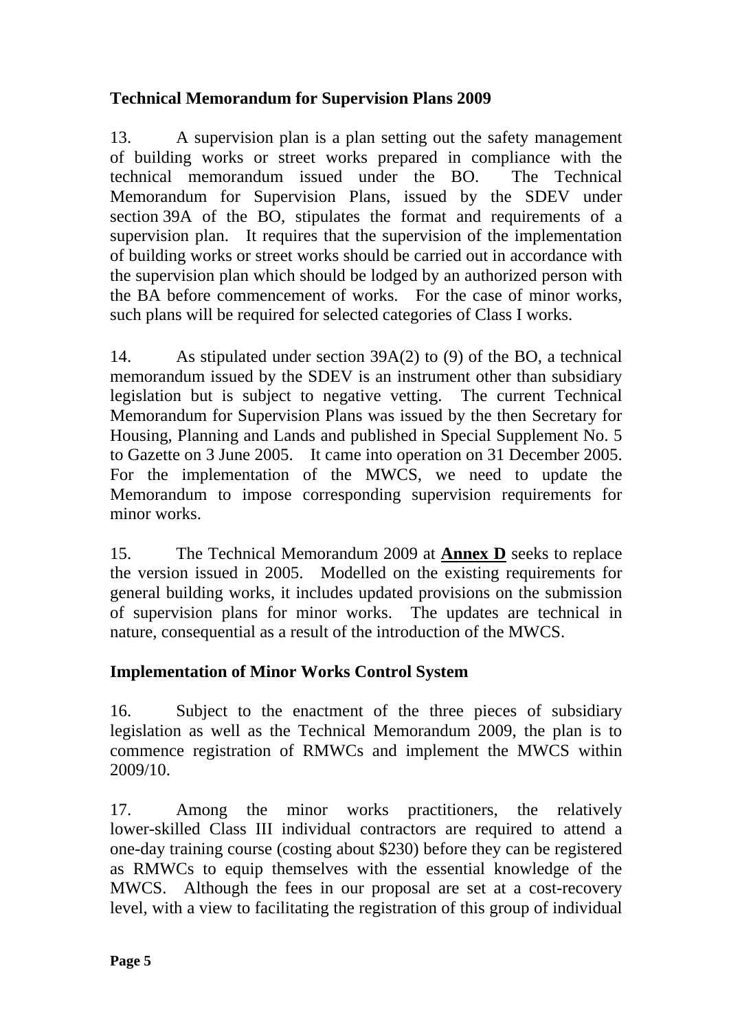**Technical Memorandum for Supervision Plans 2009**

13. A supervision plan is a plan setting out the safety management of building works or street works prepared in compliance with the technical memorandum issued under the BO. The Technical Memorandum for Supervision Plans, issued by the SDEV under section 39A of the BO, stipulates the format and requirements of a supervision plan. It requires that the supervision of the implementation of building works or street works should be carried out in accordance with the supervision plan which should be lodged by an authorized person with the BA before commencement of works. For the case of minor works, such plans will be required for selected categories of Class I works.

14. As stipulated under section 39A(2) to (9) of the BO, a technical memorandum issued by the SDEV is an instrument other than subsidiary legislation but is subject to negative vetting. The current Technical Memorandum for Supervision Plans was issued by the then Secretary for Housing, Planning and Lands and published in Special Supplement No. 5 to Gazette on 3 June 2005. It came into operation on 31 December 2005. For the implementation of the MWCS, we need to update the Memorandum to impose corresponding supervision requirements for minor works.

15. The Technical Memorandum 2009 at **Annex D** seeks to replace the version issued in 2005. Modelled on the existing requirements for general building works, it includes updated provisions on the submission of supervision plans for minor works. The updates are technical in nature, consequential as a result of the introduction of the MWCS.

**Implementation of Minor Works Control System**

16. Subject to the enactment of the three pieces of subsidiary legislation as well as the Technical Memorandum 2009, the plan is to commence registration of RMWCs and implement the MWCS within 2009/10.

17. Among the minor works practitioners, the relatively lower-skilled Class III individual contractors are required to attend a one-day training course (costing about $230) before they can be registered as RMWCs to equip themselves with the essential knowledge of the MWCS. Although the fees in our proposal are set at a cost-recovery level, with a view to facilitating the registration of this group of individual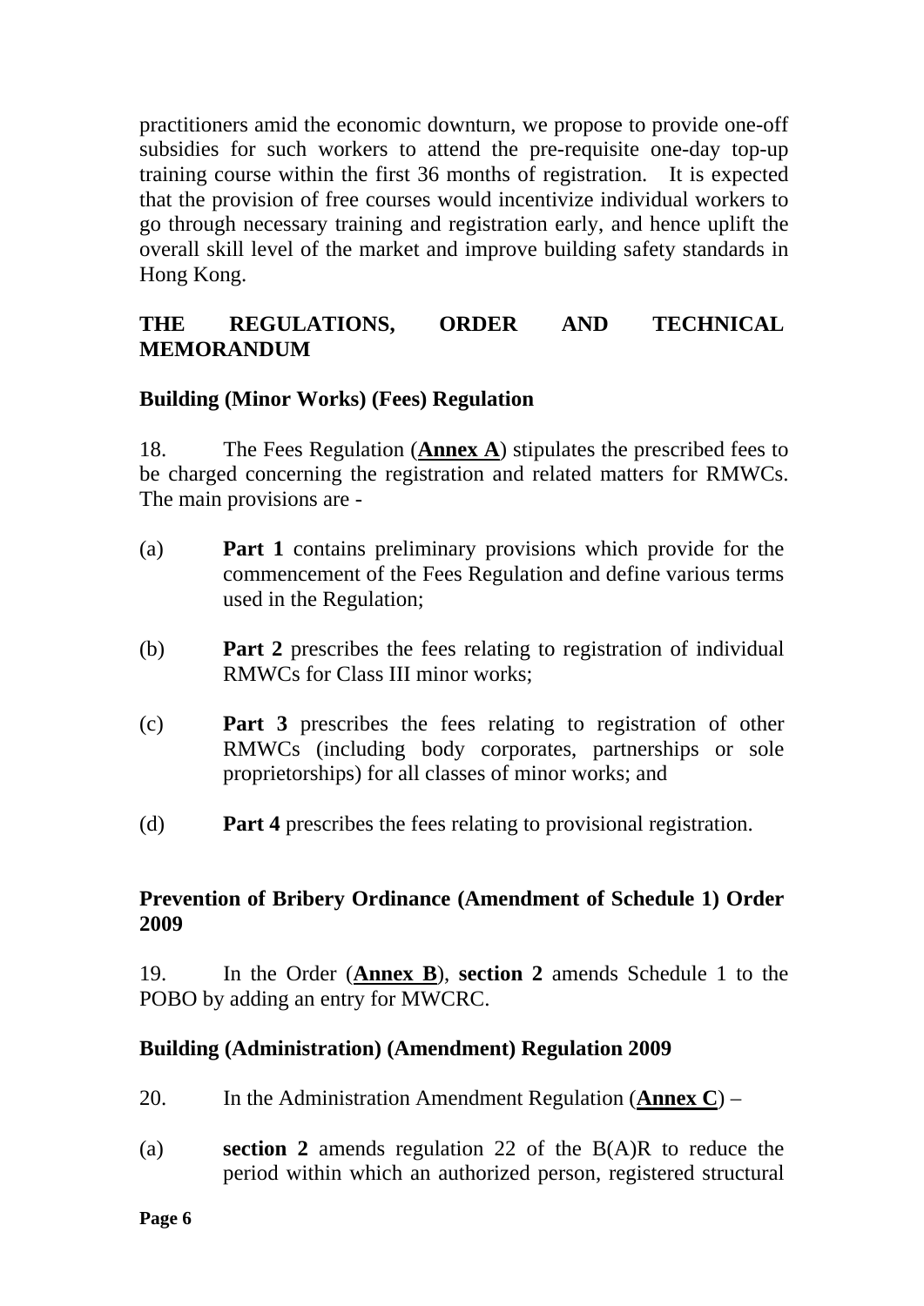practitioners amid the economic downturn, we propose to provide one-off subsidies for such workers to attend the pre-requisite one-day top-up training course within the first 36 months of registration. It is expected that the provision of free courses would incentivize individual workers to go through necessary training and registration early, and hence uplift the overall skill level of the market and improve building safety standards in Hong Kong.

## THE REGULATIONS, ORDER AND TECHNICAL MEMORANDUM

### Building (Minor Works) (Fees) Regulation

18. The Fees Regulation (**Annex A**) stipulates the prescribed fees to be charged concerning the registration and related matters for RMWCs. The main provisions are -

(a) **Part 1** contains preliminary provisions which provide for the commencement of the Fees Regulation and define various terms used in the Regulation;

(b) **Part 2** prescribes the fees relating to registration of individual RMWCs for Class III minor works;

(c) **Part 3** prescribes the fees relating to registration of other RMWCs (including body corporates, partnerships or sole proprietorships) for all classes of minor works; and

(d) **Part 4** prescribes the fees relating to provisional registration.

### Prevention of Bribery Ordinance (Amendment of Schedule 1) Order 2009

19. In the Order (**Annex B**), **section 2** amends Schedule 1 to the POBO by adding an entry for MWCRC.

### Building (Administration) (Amendment) Regulation 2009

20. In the Administration Amendment Regulation (**Annex C**) –

(a) **section 2** amends regulation 22 of the B(A)R to reduce the period within which an authorized person, registered structural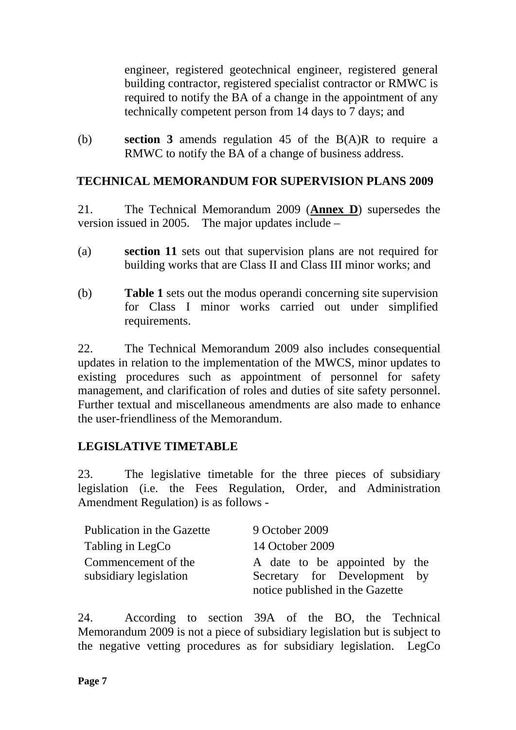engineer, registered geotechnical engineer, registered general building contractor, registered specialist contractor or RMWC is required to notify the BA of a change in the appointment of any technically competent person from 14 days to 7 days; and

(b) **section 3** amends regulation 45 of the B(A)R to require a RMWC to notify the BA of a change of business address.

## TECHNICAL MEMORANDUM FOR SUPERVISION PLANS 2009

21. The Technical Memorandum 2009 (**Annex D**) supersedes the version issued in 2005. The major updates include –

(a) **section 11** sets out that supervision plans are not required for building works that are Class II and Class III minor works; and

(b) **Table 1** sets out the modus operandi concerning site supervision for Class I minor works carried out under simplified requirements.

22. The Technical Memorandum 2009 also includes consequential updates in relation to the implementation of the MWCS, minor updates to existing procedures such as appointment of personnel for safety management, and clarification of roles and duties of site safety personnel. Further textual and miscellaneous amendments are also made to enhance the user-friendliness of the Memorandum.

## LEGISLATIVE TIMETABLE

23. The legislative timetable for the three pieces of subsidiary legislation (i.e. the Fees Regulation, Order, and Administration Amendment Regulation) is as follows -

| | |
|---|---|
| Publication in the Gazette | 9 October 2009 |
| Tabling in LegCo | 14 October 2009 |
| Commencement of the subsidiary legislation | A date to be appointed by the Secretary for Development by notice published in the Gazette |

24. According to section 39A of the BO, the Technical Memorandum 2009 is not a piece of subsidiary legislation but is subject to the negative vetting procedures as for subsidiary legislation. LegCo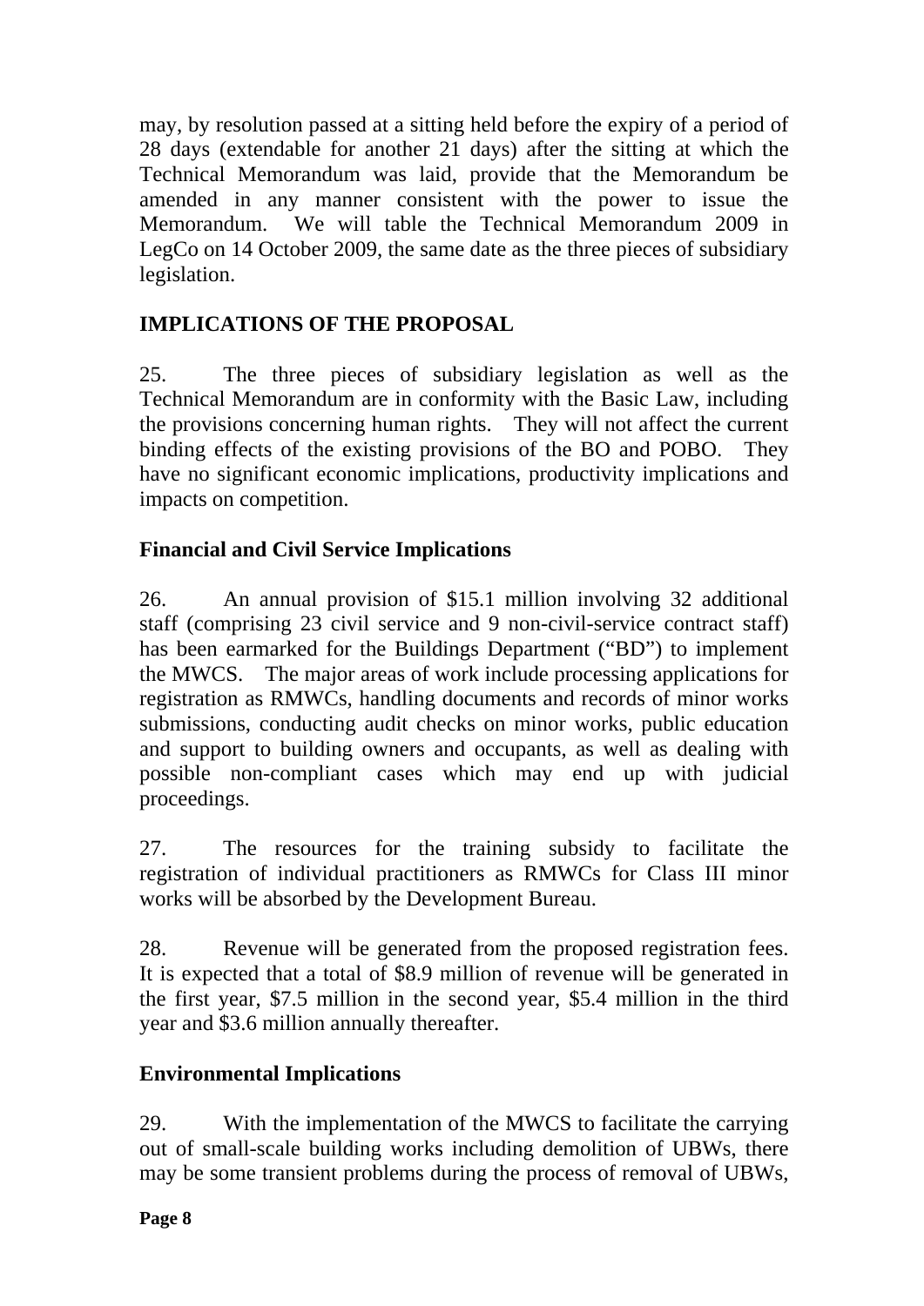may, by resolution passed at a sitting held before the expiry of a period of 28 days (extendable for another 21 days) after the sitting at which the Technical Memorandum was laid, provide that the Memorandum be amended in any manner consistent with the power to issue the Memorandum. We will table the Technical Memorandum 2009 in LegCo on 14 October 2009, the same date as the three pieces of subsidiary legislation.

## IMPLICATIONS OF THE PROPOSAL

25. The three pieces of subsidiary legislation as well as the Technical Memorandum are in conformity with the Basic Law, including the provisions concerning human rights. They will not affect the current binding effects of the existing provisions of the BO and POBO. They have no significant economic implications, productivity implications and impacts on competition.

### Financial and Civil Service Implications

26. An annual provision of $15.1 million involving 32 additional staff (comprising 23 civil service and 9 non-civil-service contract staff) has been earmarked for the Buildings Department ("BD") to implement the MWCS. The major areas of work include processing applications for registration as RMWCs, handling documents and records of minor works submissions, conducting audit checks on minor works, public education and support to building owners and occupants, as well as dealing with possible non-compliant cases which may end up with judicial proceedings.

27. The resources for the training subsidy to facilitate the registration of individual practitioners as RMWCs for Class III minor works will be absorbed by the Development Bureau.

28. Revenue will be generated from the proposed registration fees. It is expected that a total of $8.9 million of revenue will be generated in the first year, $7.5 million in the second year, $5.4 million in the third year and $3.6 million annually thereafter.

### Environmental Implications

29. With the implementation of the MWCS to facilitate the carrying out of small-scale building works including demolition of UBWs, there may be some transient problems during the process of removal of UBWs,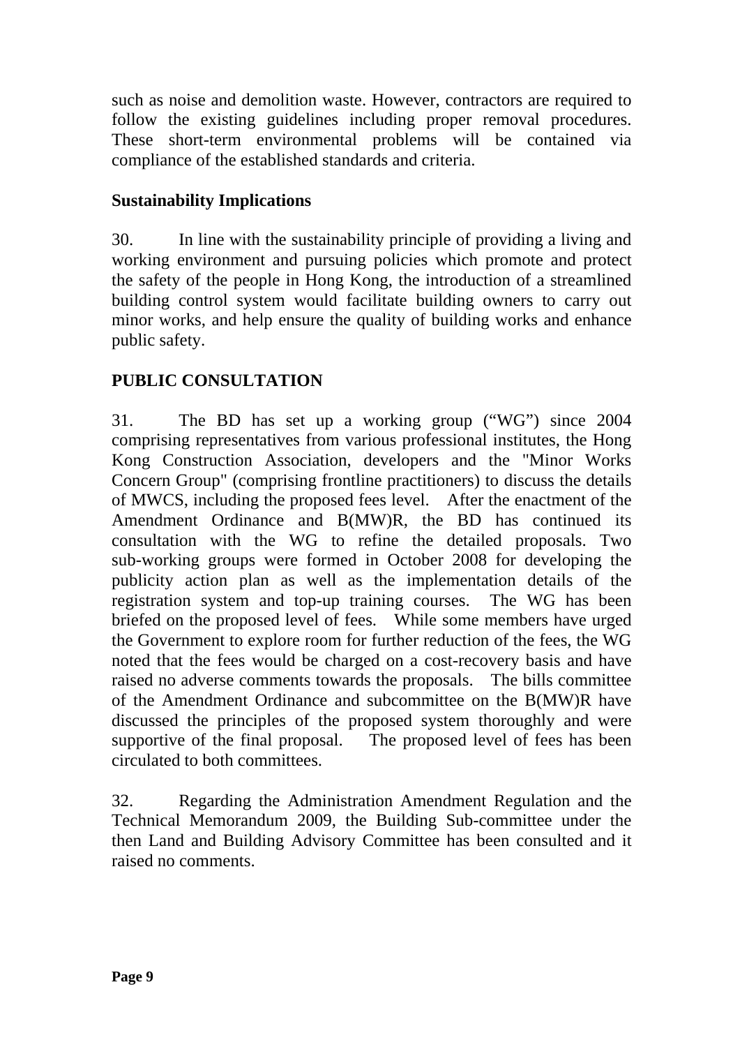such as noise and demolition waste. However, contractors are required to follow the existing guidelines including proper removal procedures. These short-term environmental problems will be contained via compliance of the established standards and criteria.

**Sustainability Implications**

30. In line with the sustainability principle of providing a living and working environment and pursuing policies which promote and protect the safety of the people in Hong Kong, the introduction of a streamlined building control system would facilitate building owners to carry out minor works, and help ensure the quality of building works and enhance public safety.

**PUBLIC CONSULTATION**

31. The BD has set up a working group ("WG") since 2004 comprising representatives from various professional institutes, the Hong Kong Construction Association, developers and the "Minor Works Concern Group" (comprising frontline practitioners) to discuss the details of MWCS, including the proposed fees level. After the enactment of the Amendment Ordinance and B(MW)R, the BD has continued its consultation with the WG to refine the detailed proposals. Two sub-working groups were formed in October 2008 for developing the publicity action plan as well as the implementation details of the registration system and top-up training courses. The WG has been briefed on the proposed level of fees. While some members have urged the Government to explore room for further reduction of the fees, the WG noted that the fees would be charged on a cost-recovery basis and have raised no adverse comments towards the proposals. The bills committee of the Amendment Ordinance and subcommittee on the B(MW)R have discussed the principles of the proposed system thoroughly and were supportive of the final proposal. The proposed level of fees has been circulated to both committees.

32. Regarding the Administration Amendment Regulation and the Technical Memorandum 2009, the Building Sub-committee under the then Land and Building Advisory Committee has been consulted and it raised no comments.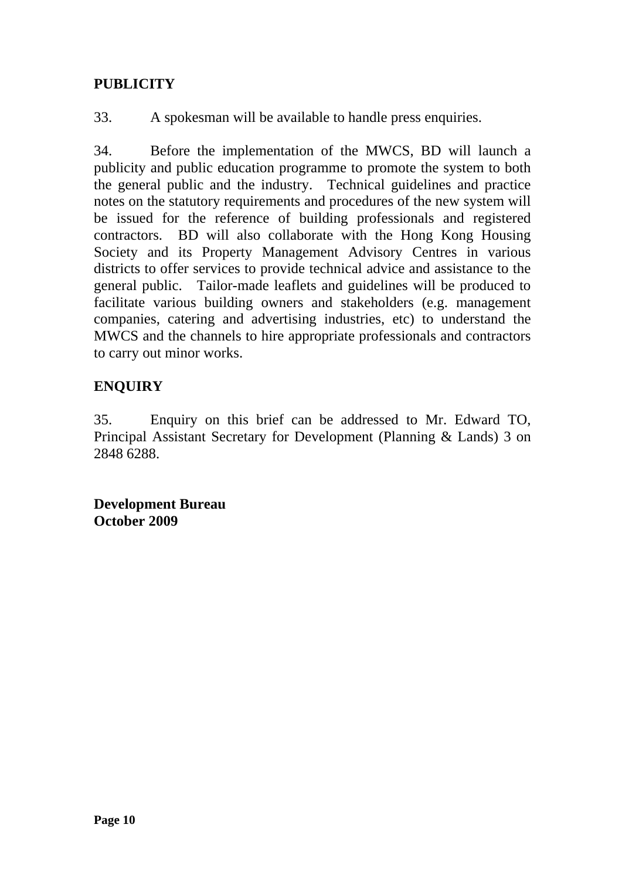## PUBLICITY

33. A spokesman will be available to handle press enquiries.

34. Before the implementation of the MWCS, BD will launch a publicity and public education programme to promote the system to both the general public and the industry. Technical guidelines and practice notes on the statutory requirements and procedures of the new system will be issued for the reference of building professionals and registered contractors. BD will also collaborate with the Hong Kong Housing Society and its Property Management Advisory Centres in various districts to offer services to provide technical advice and assistance to the general public. Tailor-made leaflets and guidelines will be produced to facilitate various building owners and stakeholders (e.g. management companies, catering and advertising industries, etc) to understand the MWCS and the channels to hire appropriate professionals and contractors to carry out minor works.

## ENQUIRY

35. Enquiry on this brief can be addressed to Mr. Edward TO, Principal Assistant Secretary for Development (Planning & Lands) 3 on 2848 6288.

**Development Bureau**
**October 2009**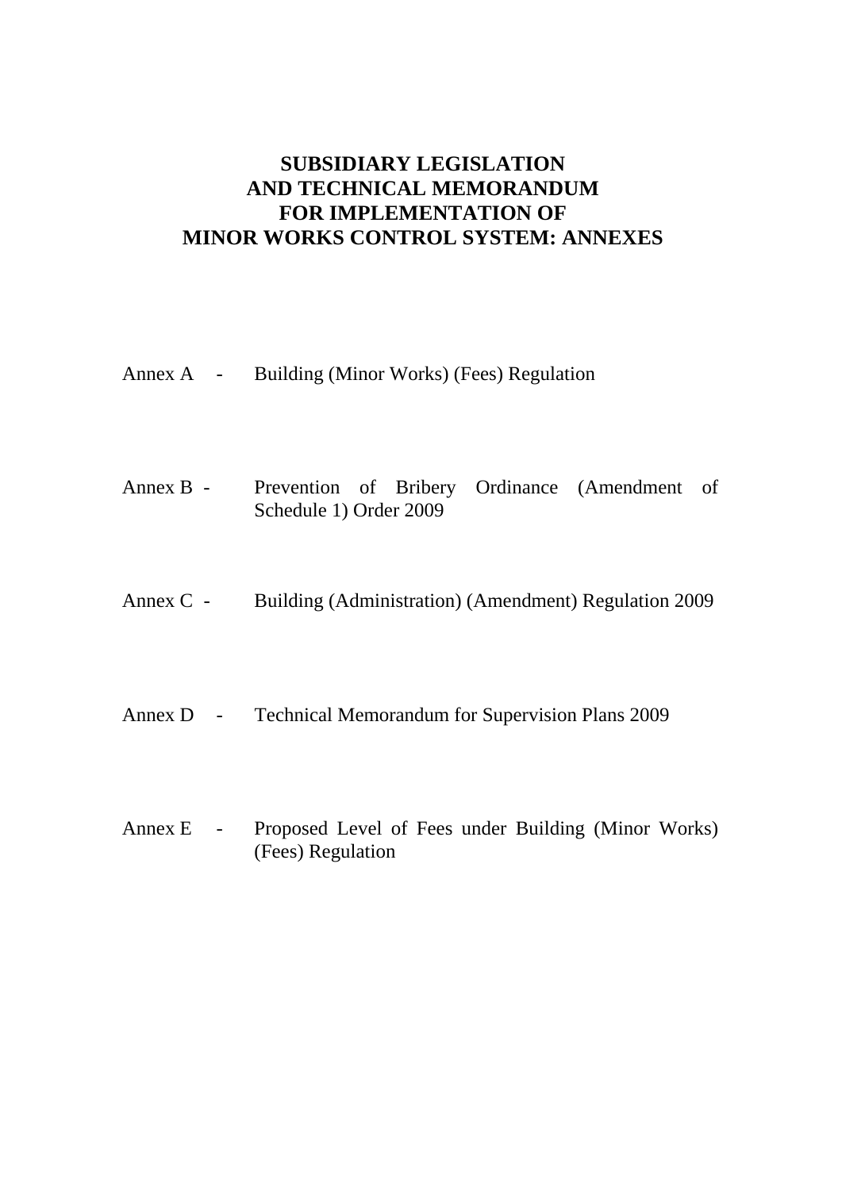# SUBSIDIARY LEGISLATION AND TECHNICAL MEMORANDUM FOR IMPLEMENTATION OF MINOR WORKS CONTROL SYSTEM: ANNEXES

Annex A - Building (Minor Works) (Fees) Regulation

Annex B - Prevention of Bribery Ordinance (Amendment of Schedule 1) Order 2009

Annex C - Building (Administration) (Amendment) Regulation 2009

Annex D - Technical Memorandum for Supervision Plans 2009

Annex E - Proposed Level of Fees under Building (Minor Works) (Fees) Regulation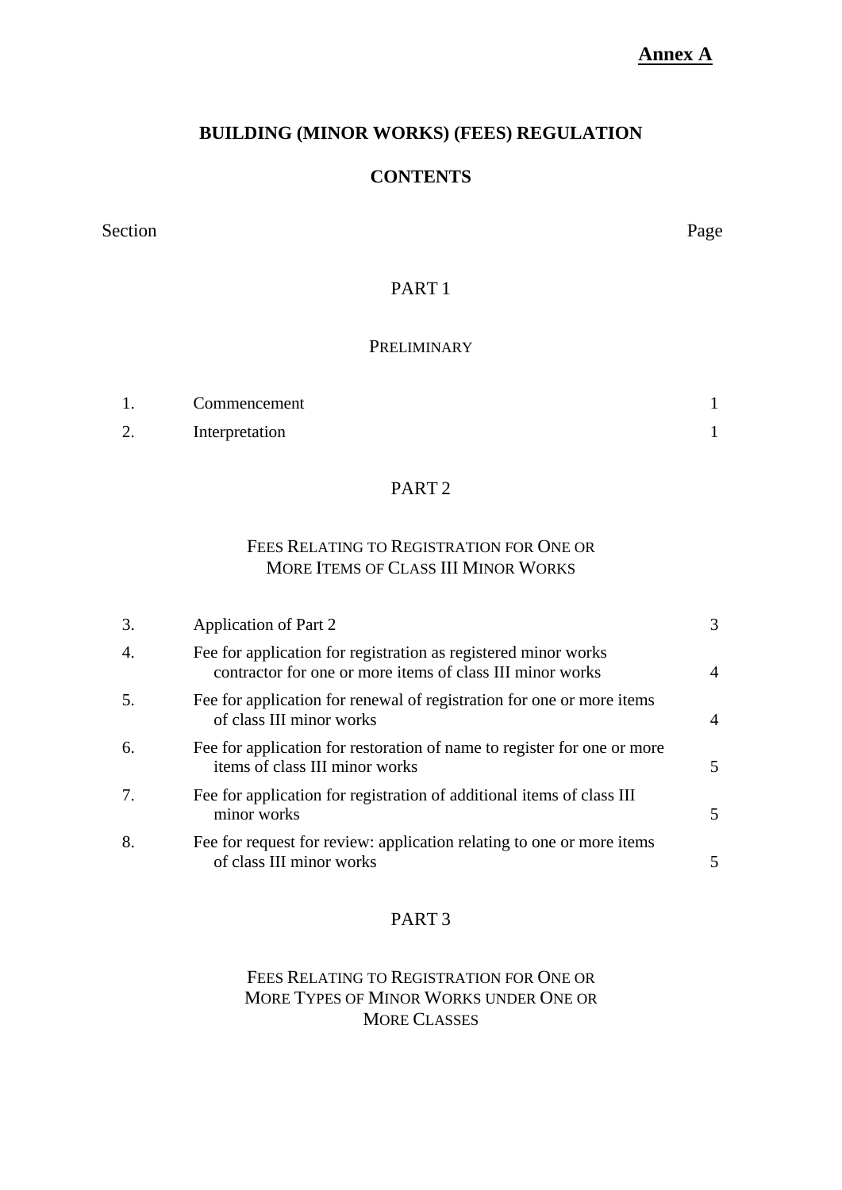**Annex A**

# BUILDING (MINOR WORKS) (FEES) REGULATION

## CONTENTS

| Section | | Page |
|---|---|---|

### PART 1

### PRELIMINARY

| | | |
|---|---|---|
| 1. | Commencement | 1 |
| 2. | Interpretation | 1 |

### PART 2

### FEES RELATING TO REGISTRATION FOR ONE OR MORE ITEMS OF CLASS III MINOR WORKS

| | | |
|---|---|---|
| 3. | Application of Part 2 | 3 |
| 4. | Fee for application for registration as registered minor works contractor for one or more items of class III minor works | 4 |
| 5. | Fee for application for renewal of registration for one or more items of class III minor works | 4 |
| 6. | Fee for application for restoration of name to register for one or more items of class III minor works | 5 |
| 7. | Fee for application for registration of additional items of class III minor works | 5 |
| 8. | Fee for request for review: application relating to one or more items of class III minor works | 5 |

### PART 3

### FEES RELATING TO REGISTRATION FOR ONE OR MORE TYPES OF MINOR WORKS UNDER ONE OR MORE CLASSES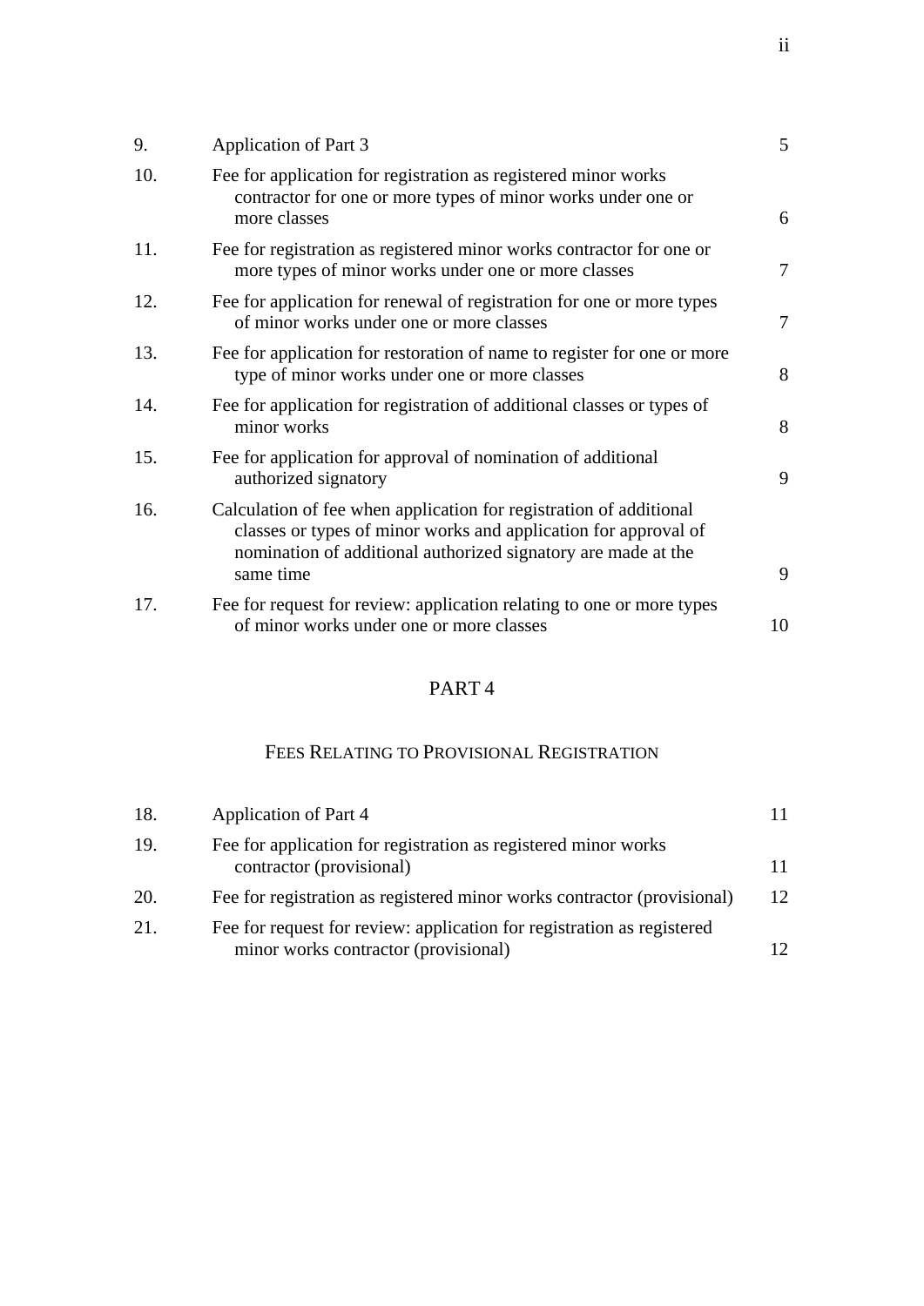| | | |
|---|---|---|
| 9. | Application of Part 3 | 5 |
| 10. | Fee for application for registration as registered minor works contractor for one or more types of minor works under one or more classes | 6 |
| 11. | Fee for registration as registered minor works contractor for one or more types of minor works under one or more classes | 7 |
| 12. | Fee for application for renewal of registration for one or more types of minor works under one or more classes | 7 |
| 13. | Fee for application for restoration of name to register for one or more type of minor works under one or more classes | 8 |
| 14. | Fee for application for registration of additional classes or types of minor works | 8 |
| 15. | Fee for application for approval of nomination of additional authorized signatory | 9 |
| 16. | Calculation of fee when application for registration of additional classes or types of minor works and application for approval of nomination of additional authorized signatory are made at the same time | 9 |
| 17. | Fee for request for review: application relating to one or more types of minor works under one or more classes | 10 |

## PART 4

### FEES RELATING TO PROVISIONAL REGISTRATION

| | | |
|---|---|---|
| 18. | Application of Part 4 | 11 |
| 19. | Fee for application for registration as registered minor works contractor (provisional) | 11 |
| 20. | Fee for registration as registered minor works contractor (provisional) | 12 |
| 21. | Fee for request for review: application for registration as registered minor works contractor (provisional) | 12 |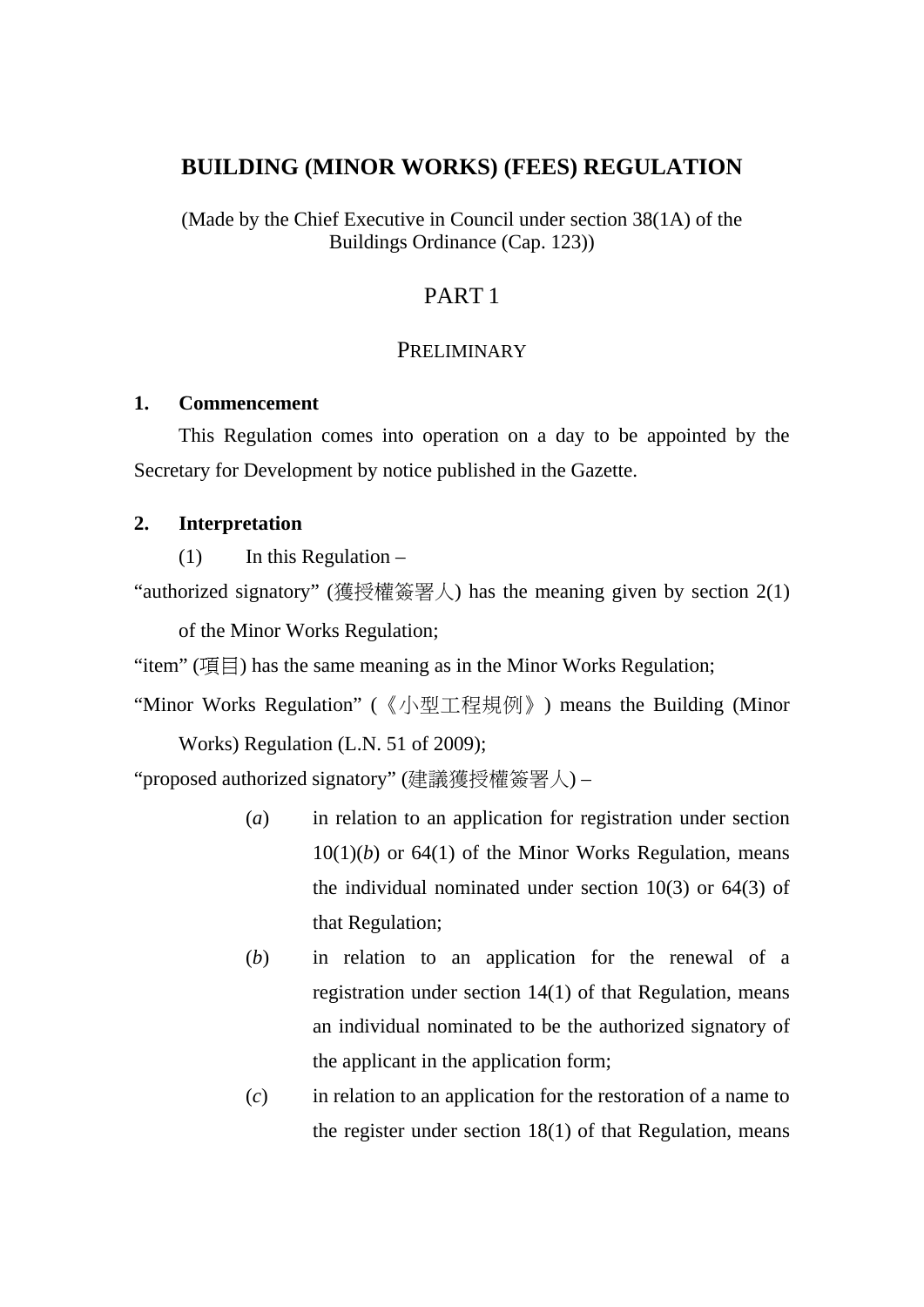# BUILDING (MINOR WORKS) (FEES) REGULATION

(Made by the Chief Executive in Council under section 38(1A) of the Buildings Ordinance (Cap. 123))

## PART 1

### PRELIMINARY

**1. Commencement**

This Regulation comes into operation on a day to be appointed by the Secretary for Development by notice published in the Gazette.

**2. Interpretation**

(1) In this Regulation –

"authorized signatory" (獲授權簽署人) has the meaning given by section 2(1) of the Minor Works Regulation;

"item" (項目) has the same meaning as in the Minor Works Regulation;

"Minor Works Regulation" (《小型工程規例》) means the Building (Minor Works) Regulation (L.N. 51 of 2009);

"proposed authorized signatory" (建議獲授權簽署人) –

(*a*) in relation to an application for registration under section 10(1)(*b*) or 64(1) of the Minor Works Regulation, means the individual nominated under section 10(3) or 64(3) of that Regulation;

(*b*) in relation to an application for the renewal of a registration under section 14(1) of that Regulation, means an individual nominated to be the authorized signatory of the applicant in the application form;

(*c*) in relation to an application for the restoration of a name to the register under section 18(1) of that Regulation, means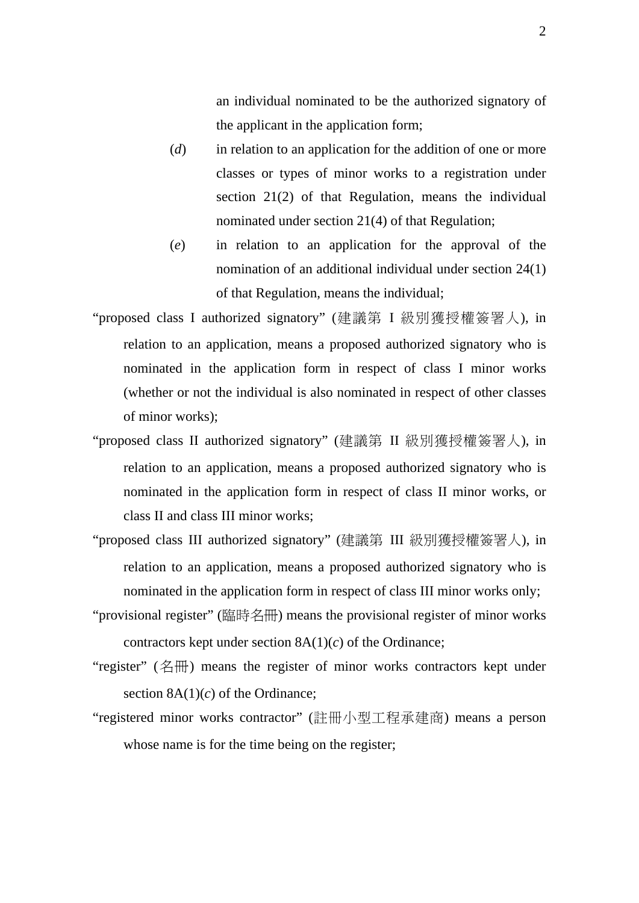an individual nominated to be the authorized signatory of the applicant in the application form;

(*d*) in relation to an application for the addition of one or more classes or types of minor works to a registration under section 21(2) of that Regulation, means the individual nominated under section 21(4) of that Regulation;

(*e*) in relation to an application for the approval of the nomination of an additional individual under section 24(1) of that Regulation, means the individual;

"proposed class I authorized signatory" (建議第 I 級別獲授權簽署人), in relation to an application, means a proposed authorized signatory who is nominated in the application form in respect of class I minor works (whether or not the individual is also nominated in respect of other classes of minor works);

"proposed class II authorized signatory" (建議第 II 級別獲授權簽署人), in relation to an application, means a proposed authorized signatory who is nominated in the application form in respect of class II minor works, or class II and class III minor works;

"proposed class III authorized signatory" (建議第 III 級別獲授權簽署人), in relation to an application, means a proposed authorized signatory who is nominated in the application form in respect of class III minor works only;

"provisional register" (臨時名冊) means the provisional register of minor works contractors kept under section 8A(1)(*c*) of the Ordinance;

"register" (名冊) means the register of minor works contractors kept under section 8A(1)(*c*) of the Ordinance;

"registered minor works contractor" (註冊小型工程承建商) means a person whose name is for the time being on the register;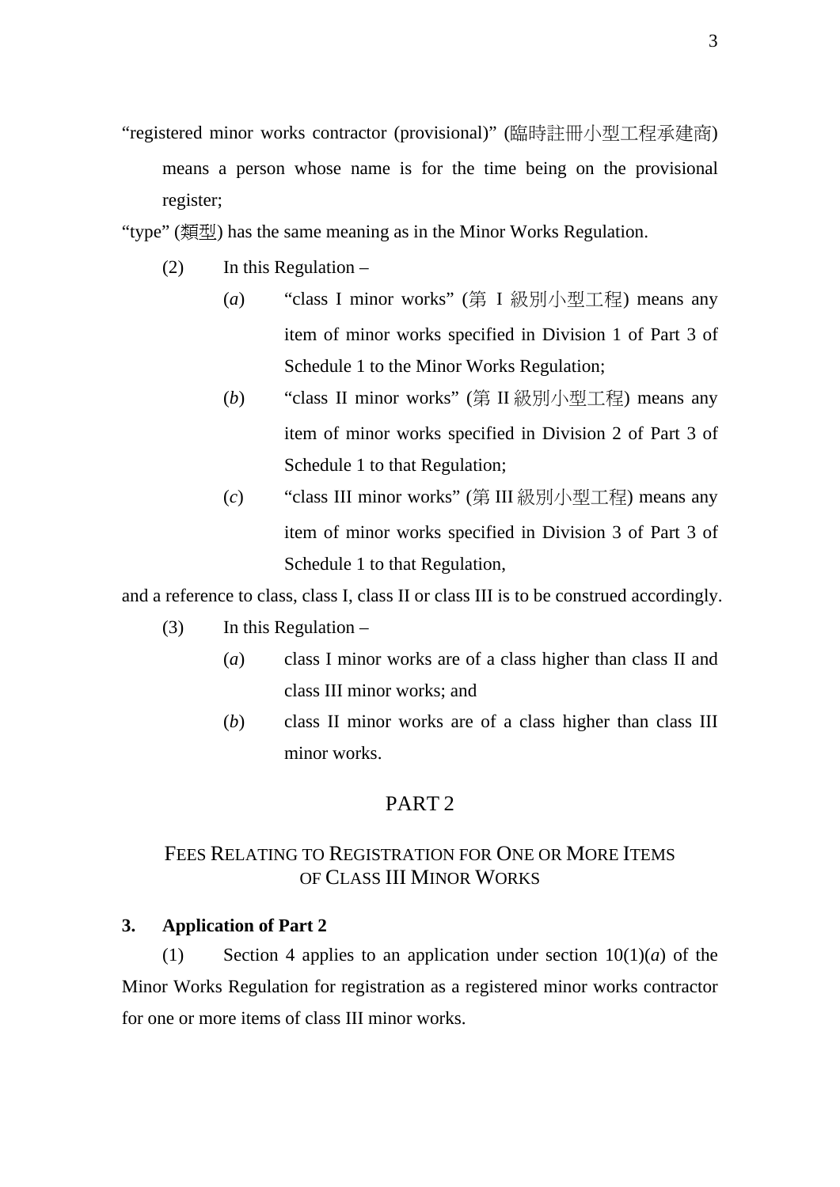"registered minor works contractor (provisional)" (臨時註冊小型工程承建商) means a person whose name is for the time being on the provisional register;

"type" (類型) has the same meaning as in the Minor Works Regulation.

(2) In this Regulation –

(*a*) "class I minor works" (第 I 級別小型工程) means any item of minor works specified in Division 1 of Part 3 of Schedule 1 to the Minor Works Regulation;

(*b*) "class II minor works" (第 II 級別小型工程) means any item of minor works specified in Division 2 of Part 3 of Schedule 1 to that Regulation;

(*c*) "class III minor works" (第 III 級別小型工程) means any item of minor works specified in Division 3 of Part 3 of Schedule 1 to that Regulation,

and a reference to class, class I, class II or class III is to be construed accordingly.

(3) In this Regulation –

(*a*) class I minor works are of a class higher than class II and class III minor works; and

(*b*) class II minor works are of a class higher than class III minor works.

## PART 2

## FEES RELATING TO REGISTRATION FOR ONE OR MORE ITEMS OF CLASS III MINOR WORKS

**3. Application of Part 2**

(1) Section 4 applies to an application under section 10(1)(*a*) of the Minor Works Regulation for registration as a registered minor works contractor for one or more items of class III minor works.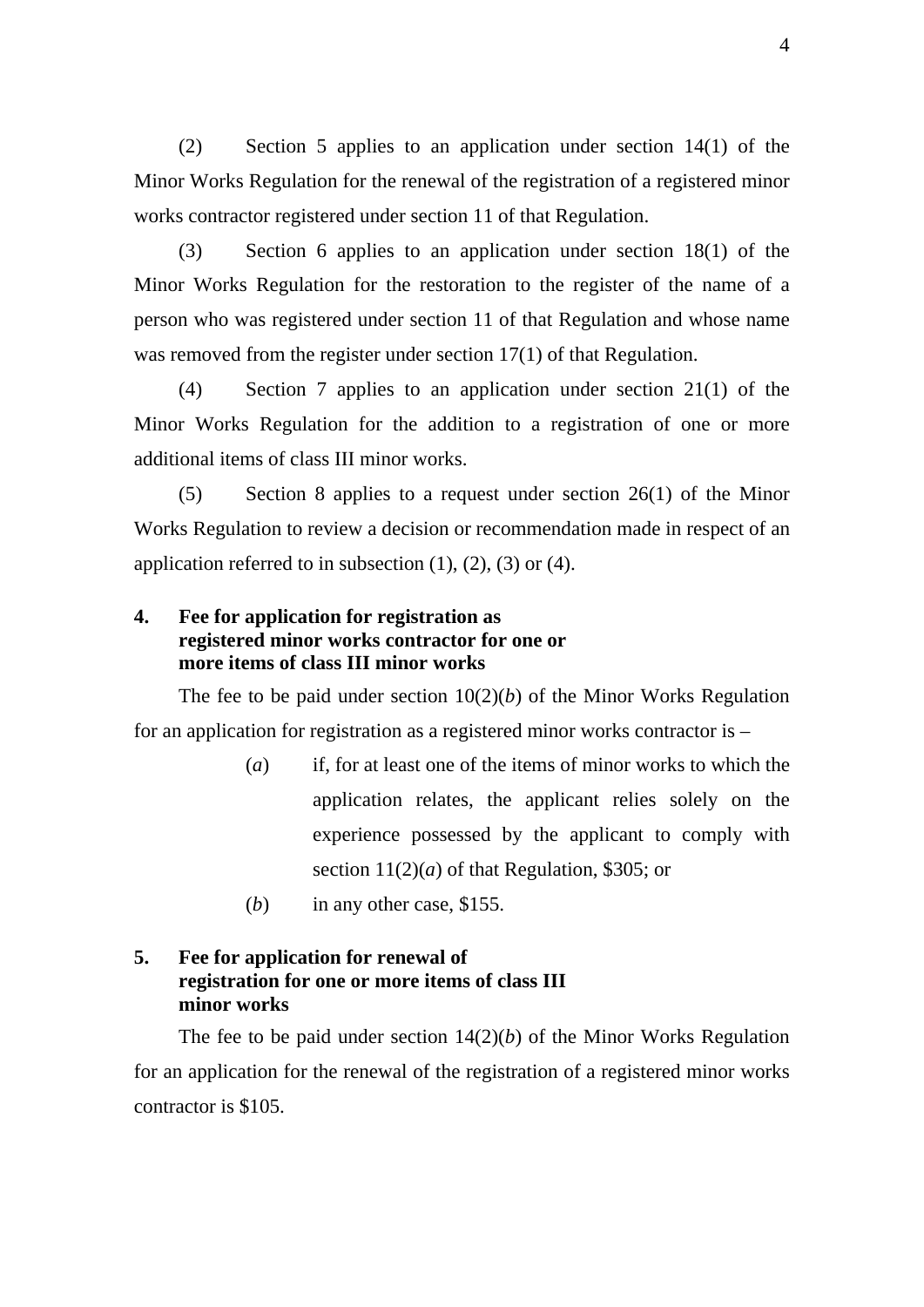(2) Section 5 applies to an application under section 14(1) of the Minor Works Regulation for the renewal of the registration of a registered minor works contractor registered under section 11 of that Regulation.

(3) Section 6 applies to an application under section 18(1) of the Minor Works Regulation for the restoration to the register of the name of a person who was registered under section 11 of that Regulation and whose name was removed from the register under section 17(1) of that Regulation.

(4) Section 7 applies to an application under section 21(1) of the Minor Works Regulation for the addition to a registration of one or more additional items of class III minor works.

(5) Section 8 applies to a request under section 26(1) of the Minor Works Regulation to review a decision or recommendation made in respect of an application referred to in subsection (1), (2), (3) or (4).

**4. Fee for application for registration as registered minor works contractor for one or more items of class III minor works**

The fee to be paid under section 10(2)(*b*) of the Minor Works Regulation for an application for registration as a registered minor works contractor is –

(*a*) if, for at least one of the items of minor works to which the application relates, the applicant relies solely on the experience possessed by the applicant to comply with section 11(2)(*a*) of that Regulation, $305; or

(*b*) in any other case, $155.

**5. Fee for application for renewal of registration for one or more items of class III minor works**

The fee to be paid under section 14(2)(*b*) of the Minor Works Regulation for an application for the renewal of the registration of a registered minor works contractor is $105.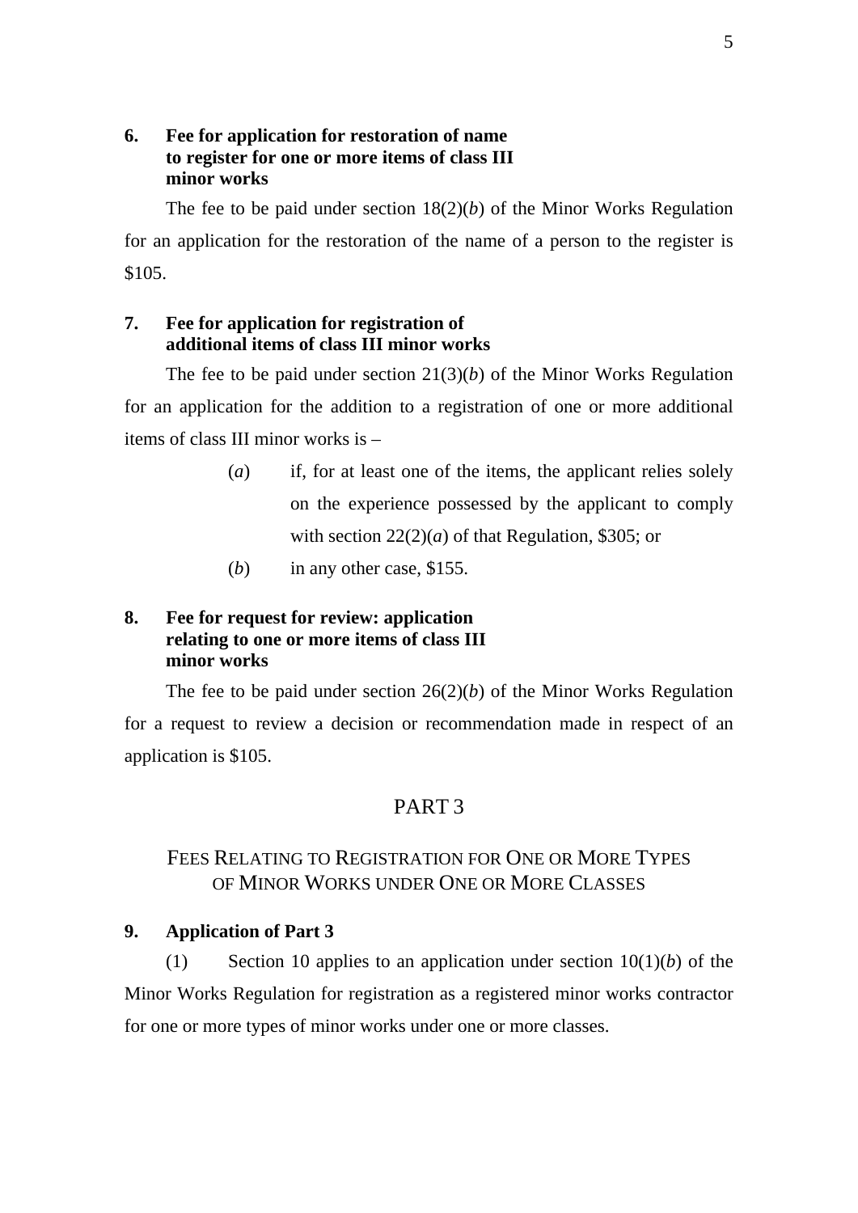**6. Fee for application for restoration of name to register for one or more items of class III minor works**

The fee to be paid under section 18(2)(*b*) of the Minor Works Regulation for an application for the restoration of the name of a person to the register is $105.

**7. Fee for application for registration of additional items of class III minor works**

The fee to be paid under section 21(3)(*b*) of the Minor Works Regulation for an application for the addition to a registration of one or more additional items of class III minor works is –

(*a*) if, for at least one of the items, the applicant relies solely on the experience possessed by the applicant to comply with section 22(2)(*a*) of that Regulation, $305; or

(*b*) in any other case, $155.

**8. Fee for request for review: application relating to one or more items of class III minor works**

The fee to be paid under section 26(2)(*b*) of the Minor Works Regulation for a request to review a decision or recommendation made in respect of an application is $105.

## PART 3

## FEES RELATING TO REGISTRATION FOR ONE OR MORE TYPES OF MINOR WORKS UNDER ONE OR MORE CLASSES

**9. Application of Part 3**

(1) Section 10 applies to an application under section 10(1)(*b*) of the Minor Works Regulation for registration as a registered minor works contractor for one or more types of minor works under one or more classes.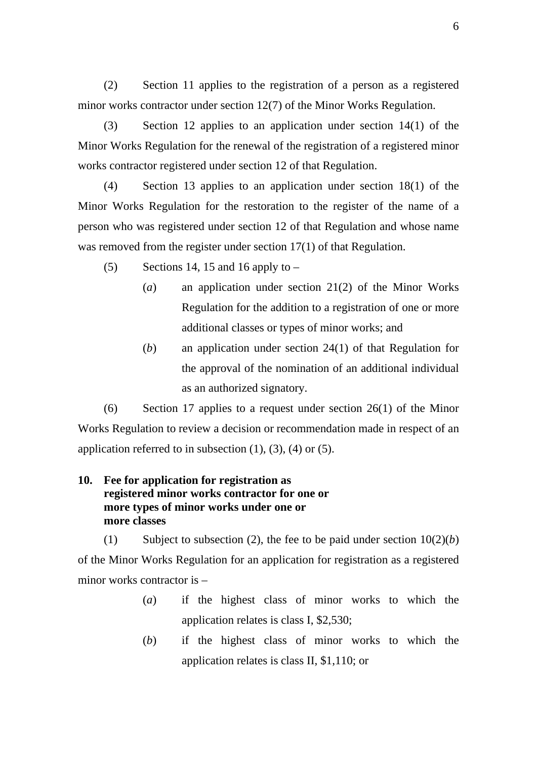(2) Section 11 applies to the registration of a person as a registered minor works contractor under section 12(7) of the Minor Works Regulation.

(3) Section 12 applies to an application under section 14(1) of the Minor Works Regulation for the renewal of the registration of a registered minor works contractor registered under section 12 of that Regulation.

(4) Section 13 applies to an application under section 18(1) of the Minor Works Regulation for the restoration to the register of the name of a person who was registered under section 12 of that Regulation and whose name was removed from the register under section 17(1) of that Regulation.

(5) Sections 14, 15 and 16 apply to –

(*a*) an application under section 21(2) of the Minor Works Regulation for the addition to a registration of one or more additional classes or types of minor works; and

(*b*) an application under section 24(1) of that Regulation for the approval of the nomination of an additional individual as an authorized signatory.

(6) Section 17 applies to a request under section 26(1) of the Minor Works Regulation to review a decision or recommendation made in respect of an application referred to in subsection (1), (3), (4) or (5).

**10. Fee for application for registration as registered minor works contractor for one or more types of minor works under one or more classes**

(1) Subject to subsection (2), the fee to be paid under section 10(2)(*b*) of the Minor Works Regulation for an application for registration as a registered minor works contractor is –

(*a*) if the highest class of minor works to which the application relates is class I, \$2,530;

(*b*) if the highest class of minor works to which the application relates is class II, \$1,110; or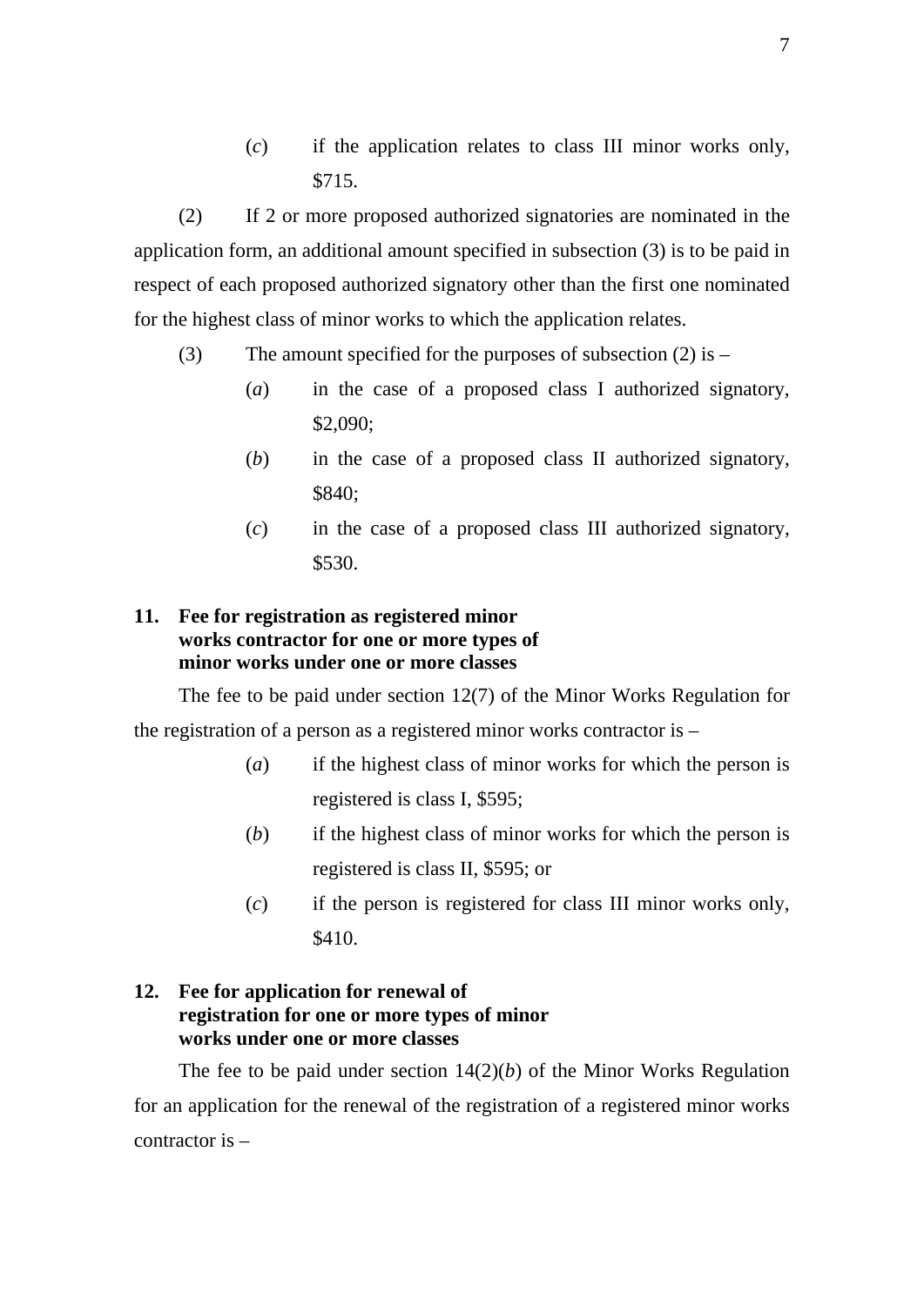(*c*) if the application relates to class III minor works only, $715.

(2) If 2 or more proposed authorized signatories are nominated in the application form, an additional amount specified in subsection (3) is to be paid in respect of each proposed authorized signatory other than the first one nominated for the highest class of minor works to which the application relates.

(3) The amount specified for the purposes of subsection (2) is –

(*a*) in the case of a proposed class I authorized signatory, $2,090;

(*b*) in the case of a proposed class II authorized signatory, $840;

(*c*) in the case of a proposed class III authorized signatory, $530.

**11. Fee for registration as registered minor works contractor for one or more types of minor works under one or more classes**

The fee to be paid under section 12(7) of the Minor Works Regulation for the registration of a person as a registered minor works contractor is –

(*a*) if the highest class of minor works for which the person is registered is class I, $595;

(*b*) if the highest class of minor works for which the person is registered is class II, $595; or

(*c*) if the person is registered for class III minor works only, $410.

**12. Fee for application for renewal of registration for one or more types of minor works under one or more classes**

The fee to be paid under section 14(2)(*b*) of the Minor Works Regulation for an application for the renewal of the registration of a registered minor works contractor is –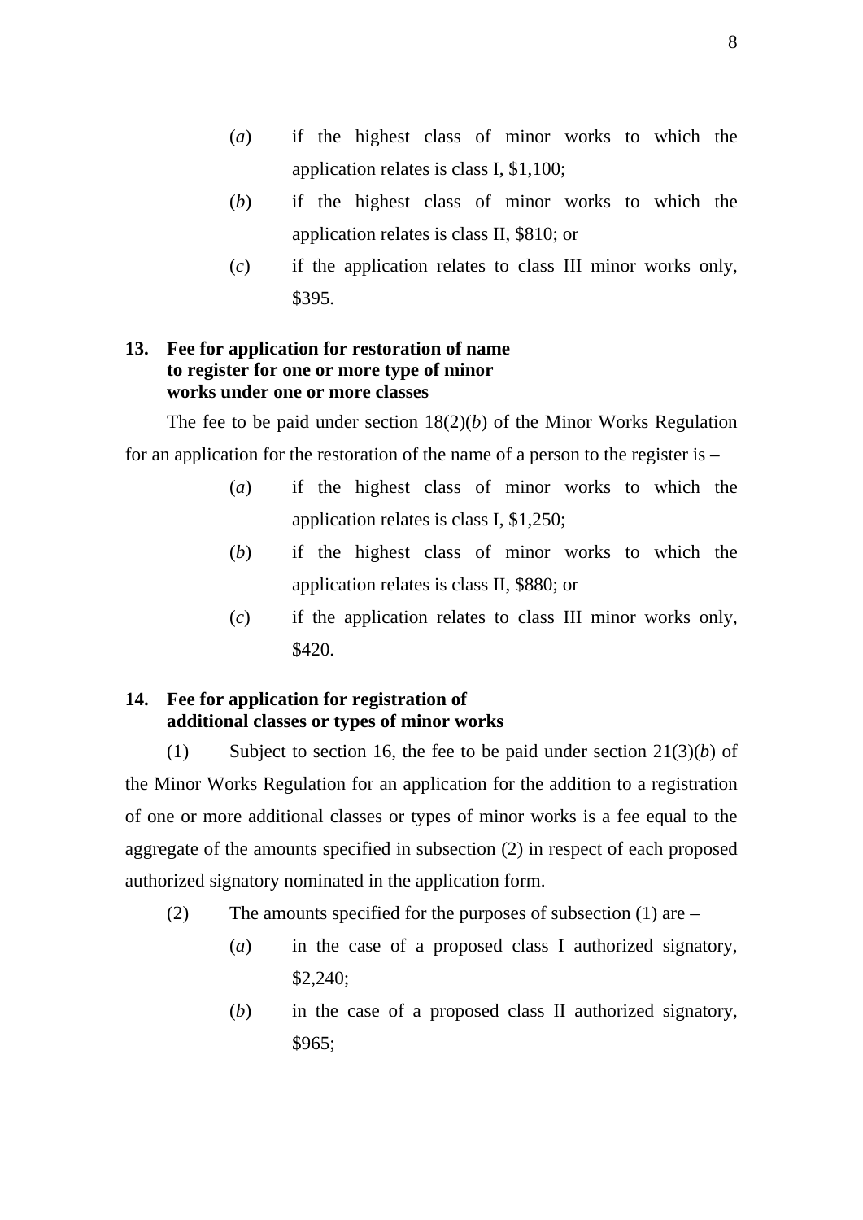(*a*) if the highest class of minor works to which the application relates is class I, $1,100;

(*b*) if the highest class of minor works to which the application relates is class II, $810; or

(*c*) if the application relates to class III minor works only, $395.

**13. Fee for application for restoration of name to register for one or more type of minor works under one or more classes**

The fee to be paid under section 18(2)(*b*) of the Minor Works Regulation for an application for the restoration of the name of a person to the register is –

(*a*) if the highest class of minor works to which the application relates is class I, $1,250;

(*b*) if the highest class of minor works to which the application relates is class II, $880; or

(*c*) if the application relates to class III minor works only, $420.

**14. Fee for application for registration of additional classes or types of minor works**

(1) Subject to section 16, the fee to be paid under section 21(3)(*b*) of the Minor Works Regulation for an application for the addition to a registration of one or more additional classes or types of minor works is a fee equal to the aggregate of the amounts specified in subsection (2) in respect of each proposed authorized signatory nominated in the application form.

(2) The amounts specified for the purposes of subsection (1) are –

(*a*) in the case of a proposed class I authorized signatory, $2,240;

(*b*) in the case of a proposed class II authorized signatory, $965;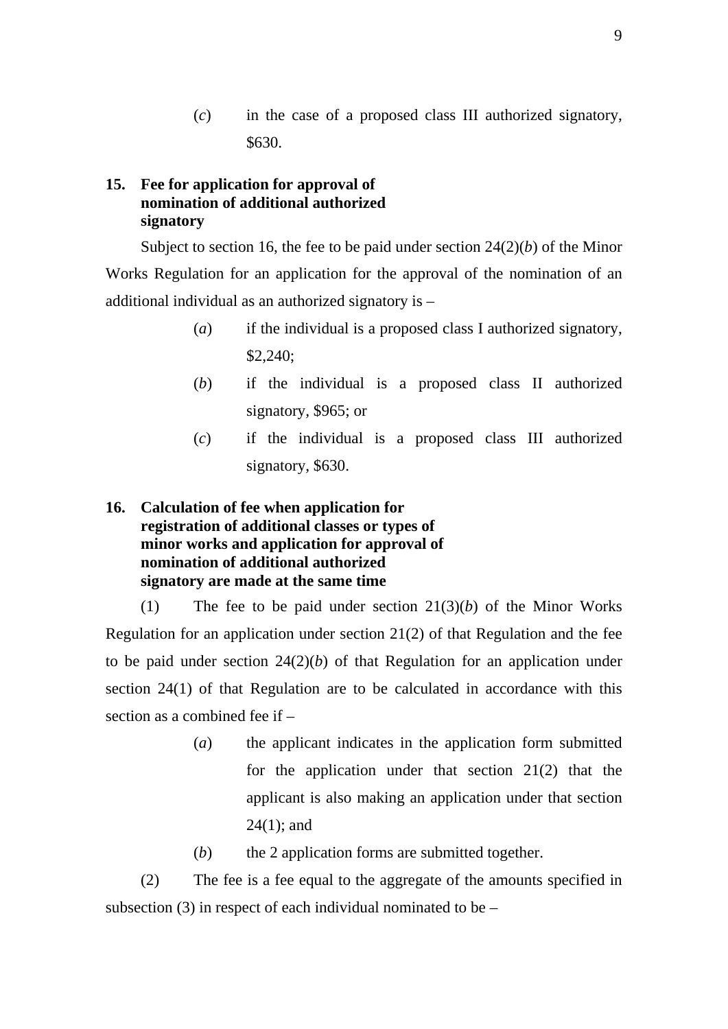(*c*) in the case of a proposed class III authorized signatory, $630.

**15. Fee for application for approval of nomination of additional authorized signatory**

Subject to section 16, the fee to be paid under section 24(2)(*b*) of the Minor Works Regulation for an application for the approval of the nomination of an additional individual as an authorized signatory is –

(*a*) if the individual is a proposed class I authorized signatory, $2,240;

(*b*) if the individual is a proposed class II authorized signatory, $965; or

(*c*) if the individual is a proposed class III authorized signatory, $630.

**16. Calculation of fee when application for registration of additional classes or types of minor works and application for approval of nomination of additional authorized signatory are made at the same time**

(1) The fee to be paid under section 21(3)(*b*) of the Minor Works Regulation for an application under section 21(2) of that Regulation and the fee to be paid under section 24(2)(*b*) of that Regulation for an application under section 24(1) of that Regulation are to be calculated in accordance with this section as a combined fee if –

(*a*) the applicant indicates in the application form submitted for the application under that section 21(2) that the applicant is also making an application under that section 24(1); and

(*b*) the 2 application forms are submitted together.

(2) The fee is a fee equal to the aggregate of the amounts specified in subsection (3) in respect of each individual nominated to be –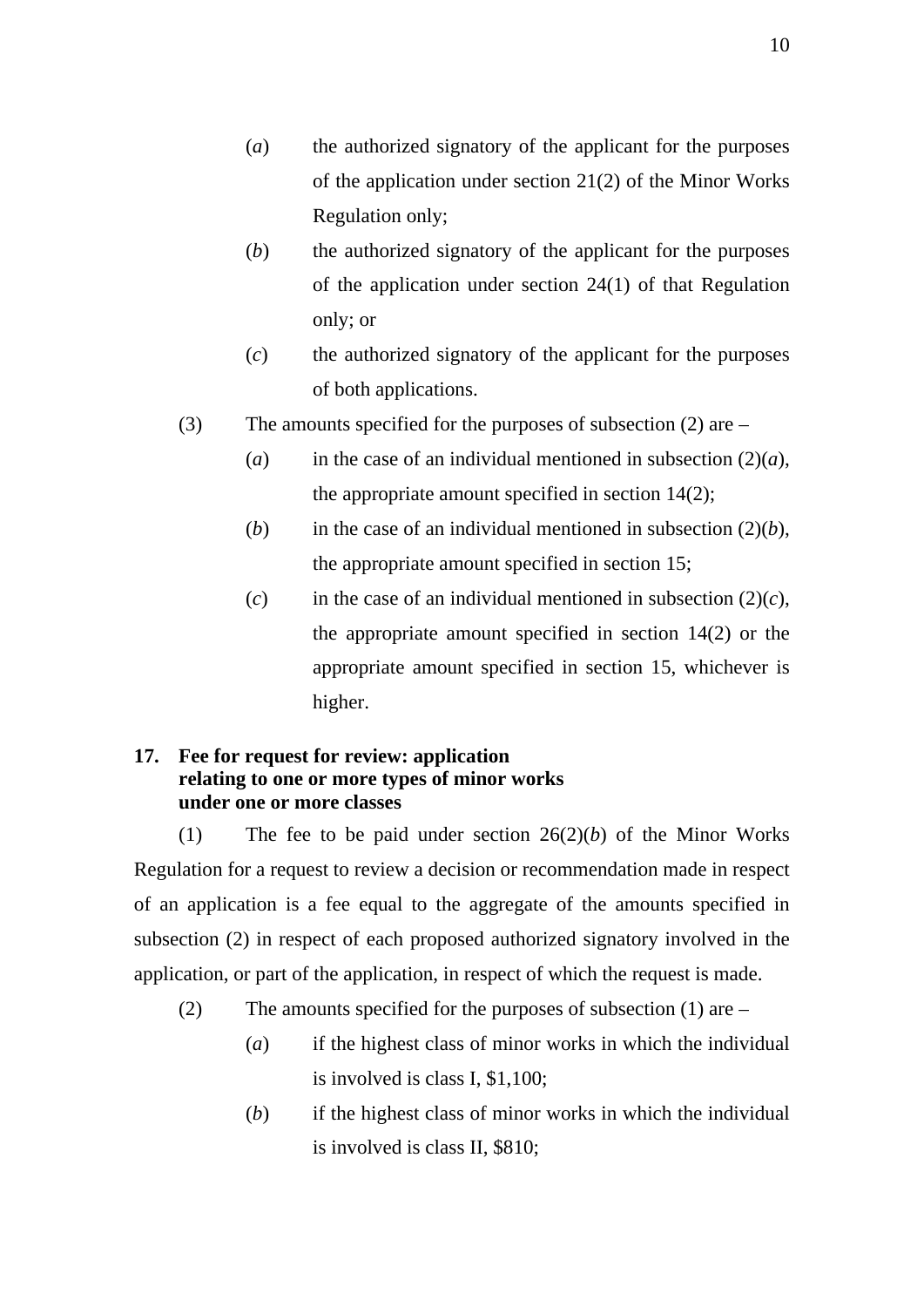(*a*) the authorized signatory of the applicant for the purposes of the application under section 21(2) of the Minor Works Regulation only;

(*b*) the authorized signatory of the applicant for the purposes of the application under section 24(1) of that Regulation only; or

(*c*) the authorized signatory of the applicant for the purposes of both applications.

(3) The amounts specified for the purposes of subsection (2) are –

(*a*) in the case of an individual mentioned in subsection (2)(*a*), the appropriate amount specified in section 14(2);

(*b*) in the case of an individual mentioned in subsection (2)(*b*), the appropriate amount specified in section 15;

(*c*) in the case of an individual mentioned in subsection (2)(*c*), the appropriate amount specified in section 14(2) or the appropriate amount specified in section 15, whichever is higher.

**17. Fee for request for review: application relating to one or more types of minor works under one or more classes**

(1) The fee to be paid under section 26(2)(*b*) of the Minor Works Regulation for a request to review a decision or recommendation made in respect of an application is a fee equal to the aggregate of the amounts specified in subsection (2) in respect of each proposed authorized signatory involved in the application, or part of the application, in respect of which the request is made.

(2) The amounts specified for the purposes of subsection (1) are –

(*a*) if the highest class of minor works in which the individual is involved is class I, $1,100;

(*b*) if the highest class of minor works in which the individual is involved is class II, $810;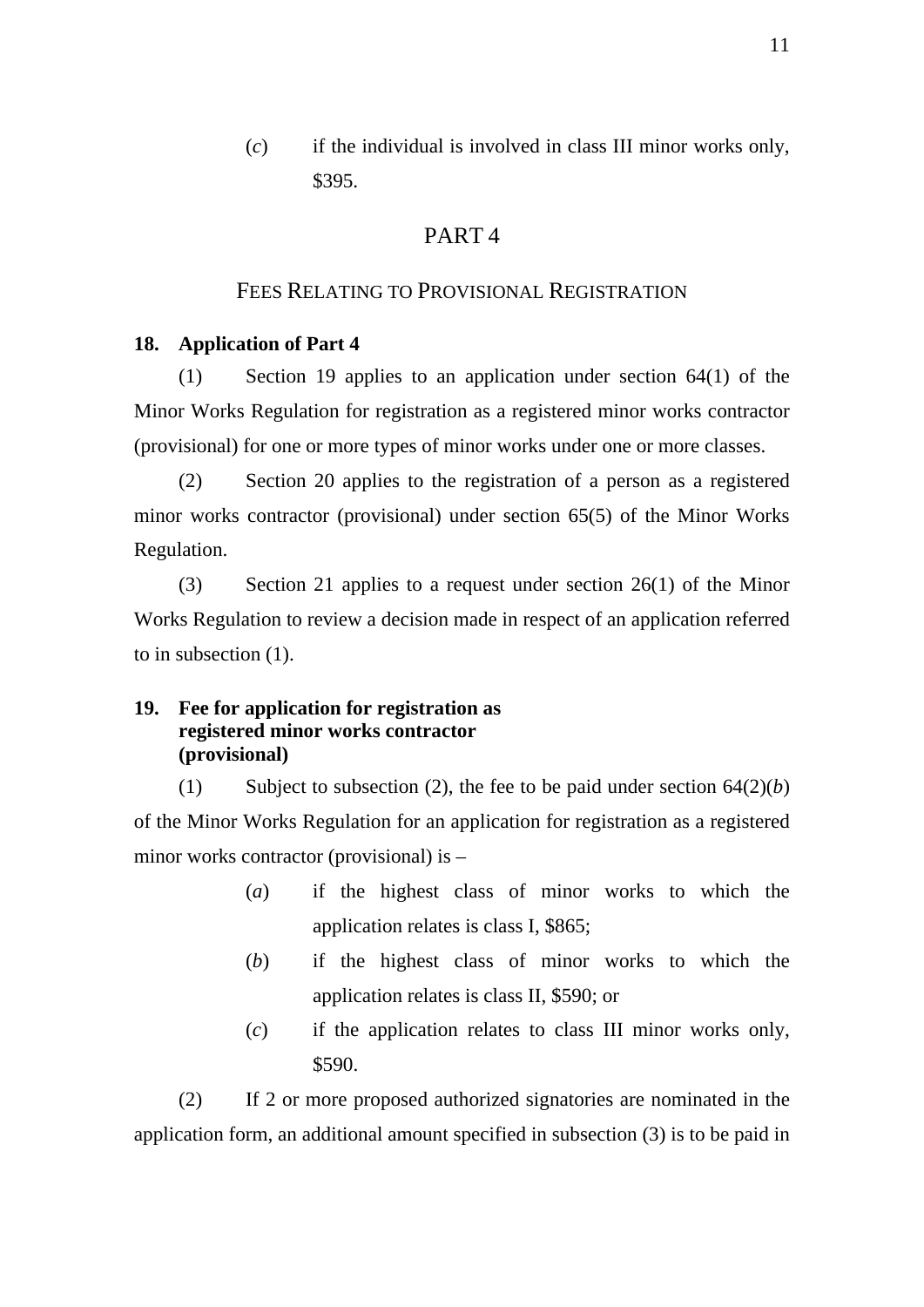(*c*) if the individual is involved in class III minor works only, $395.

# PART 4

## FEES RELATING TO PROVISIONAL REGISTRATION

**18. Application of Part 4**

(1) Section 19 applies to an application under section 64(1) of the Minor Works Regulation for registration as a registered minor works contractor (provisional) for one or more types of minor works under one or more classes.

(2) Section 20 applies to the registration of a person as a registered minor works contractor (provisional) under section 65(5) of the Minor Works Regulation.

(3) Section 21 applies to a request under section 26(1) of the Minor Works Regulation to review a decision made in respect of an application referred to in subsection (1).

**19. Fee for application for registration as registered minor works contractor (provisional)**

(1) Subject to subsection (2), the fee to be paid under section 64(2)(*b*) of the Minor Works Regulation for an application for registration as a registered minor works contractor (provisional) is –

(*a*) if the highest class of minor works to which the application relates is class I, $865;

(*b*) if the highest class of minor works to which the application relates is class II, $590; or

(*c*) if the application relates to class III minor works only, $590.

(2) If 2 or more proposed authorized signatories are nominated in the application form, an additional amount specified in subsection (3) is to be paid in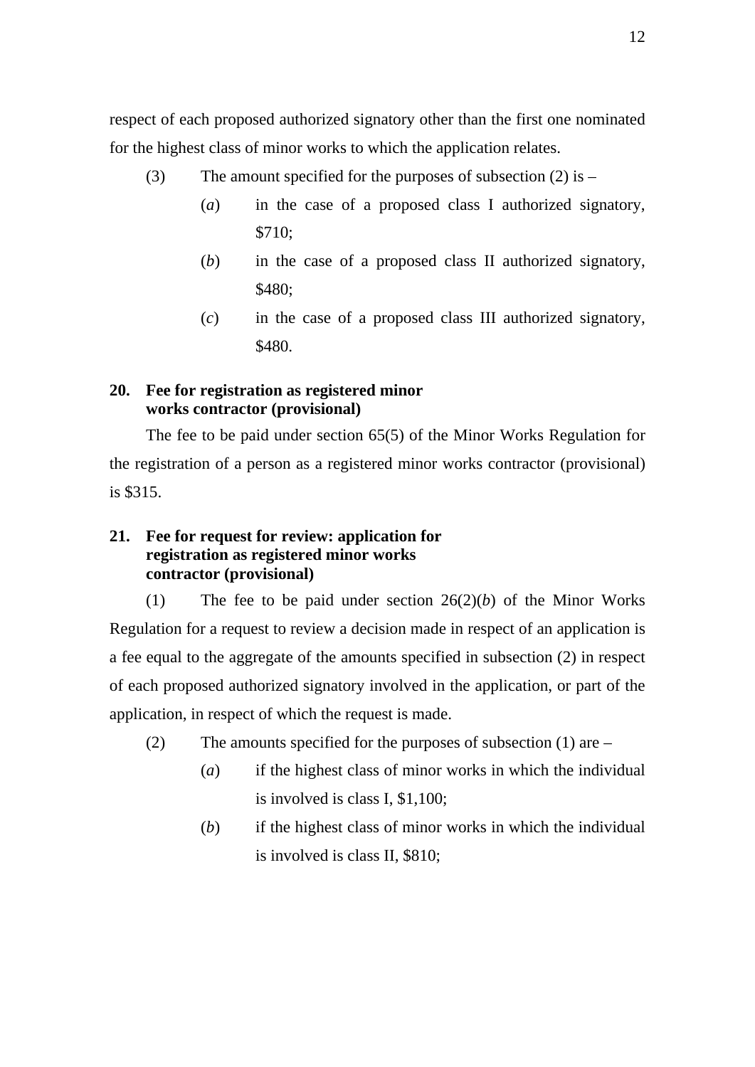respect of each proposed authorized signatory other than the first one nominated for the highest class of minor works to which the application relates.

(3) The amount specified for the purposes of subsection (2) is –

(*a*) in the case of a proposed class I authorized signatory, $710;

(*b*) in the case of a proposed class II authorized signatory, $480;

(*c*) in the case of a proposed class III authorized signatory, $480.

**20. Fee for registration as registered minor works contractor (provisional)**

The fee to be paid under section 65(5) of the Minor Works Regulation for the registration of a person as a registered minor works contractor (provisional) is $315.

**21. Fee for request for review: application for registration as registered minor works contractor (provisional)**

(1) The fee to be paid under section 26(2)(*b*) of the Minor Works Regulation for a request to review a decision made in respect of an application is a fee equal to the aggregate of the amounts specified in subsection (2) in respect of each proposed authorized signatory involved in the application, or part of the application, in respect of which the request is made.

(2) The amounts specified for the purposes of subsection (1) are –

(*a*) if the highest class of minor works in which the individual is involved is class I, $1,100;

(*b*) if the highest class of minor works in which the individual is involved is class II, $810;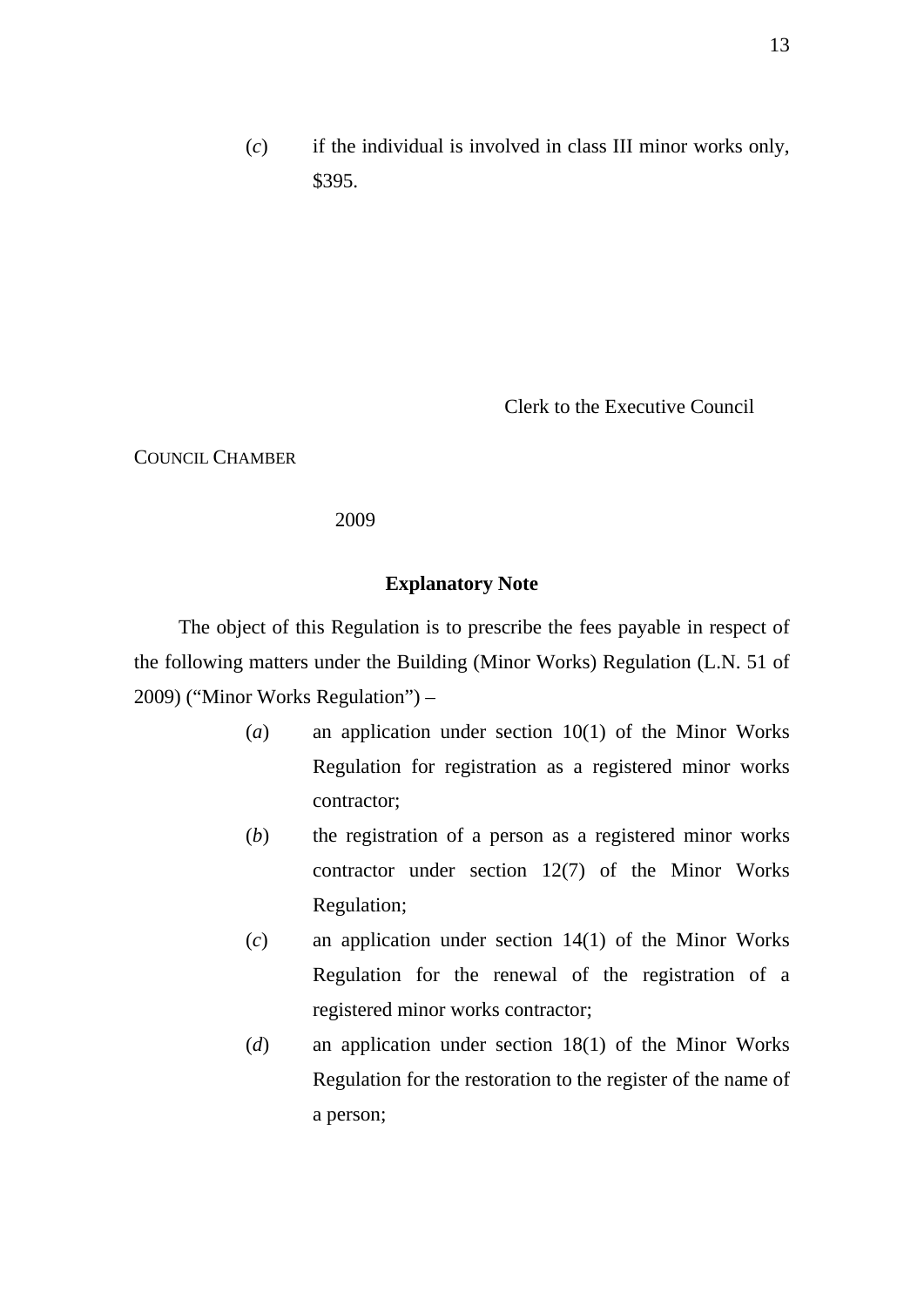(*c*) if the individual is involved in class III minor works only, $395.

Clerk to the Executive Council

COUNCIL CHAMBER

2009

**Explanatory Note**

The object of this Regulation is to prescribe the fees payable in respect of the following matters under the Building (Minor Works) Regulation (L.N. 51 of 2009) ("Minor Works Regulation") –

(*a*) an application under section 10(1) of the Minor Works Regulation for registration as a registered minor works contractor;

(*b*) the registration of a person as a registered minor works contractor under section 12(7) of the Minor Works Regulation;

(*c*) an application under section 14(1) of the Minor Works Regulation for the renewal of the registration of a registered minor works contractor;

(*d*) an application under section 18(1) of the Minor Works Regulation for the restoration to the register of the name of a person;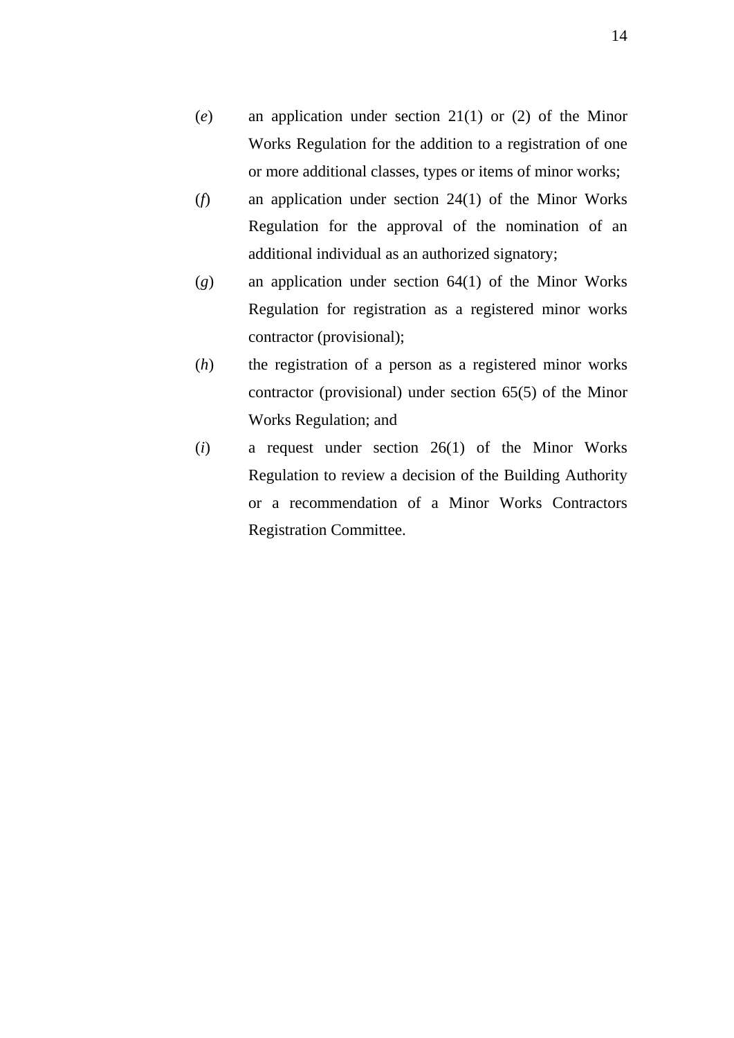(*e*) an application under section 21(1) or (2) of the Minor Works Regulation for the addition to a registration of one or more additional classes, types or items of minor works;

(*f*) an application under section 24(1) of the Minor Works Regulation for the approval of the nomination of an additional individual as an authorized signatory;

(*g*) an application under section 64(1) of the Minor Works Regulation for registration as a registered minor works contractor (provisional);

(*h*) the registration of a person as a registered minor works contractor (provisional) under section 65(5) of the Minor Works Regulation; and

(*i*) a request under section 26(1) of the Minor Works Regulation to review a decision of the Building Authority or a recommendation of a Minor Works Contractors Registration Committee.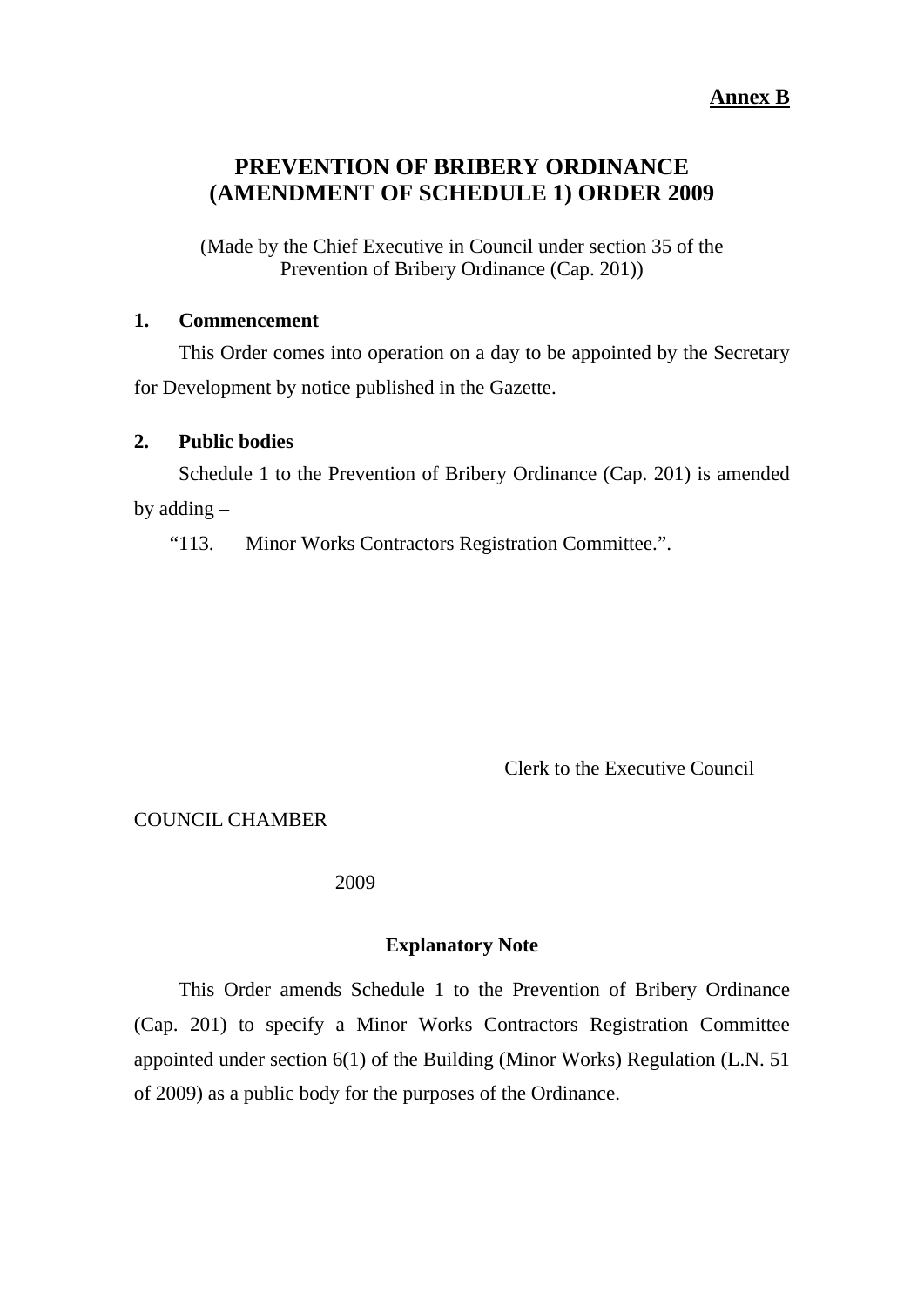**Annex B**

# PREVENTION OF BRIBERY ORDINANCE (AMENDMENT OF SCHEDULE 1) ORDER 2009

(Made by the Chief Executive in Council under section 35 of the Prevention of Bribery Ordinance (Cap. 201))

**1. Commencement**

This Order comes into operation on a day to be appointed by the Secretary for Development by notice published in the Gazette.

**2. Public bodies**

Schedule 1 to the Prevention of Bribery Ordinance (Cap. 201) is amended by adding –

"113. Minor Works Contractors Registration Committee.".

Clerk to the Executive Council

COUNCIL CHAMBER

2009

**Explanatory Note**

This Order amends Schedule 1 to the Prevention of Bribery Ordinance (Cap. 201) to specify a Minor Works Contractors Registration Committee appointed under section 6(1) of the Building (Minor Works) Regulation (L.N. 51 of 2009) as a public body for the purposes of the Ordinance.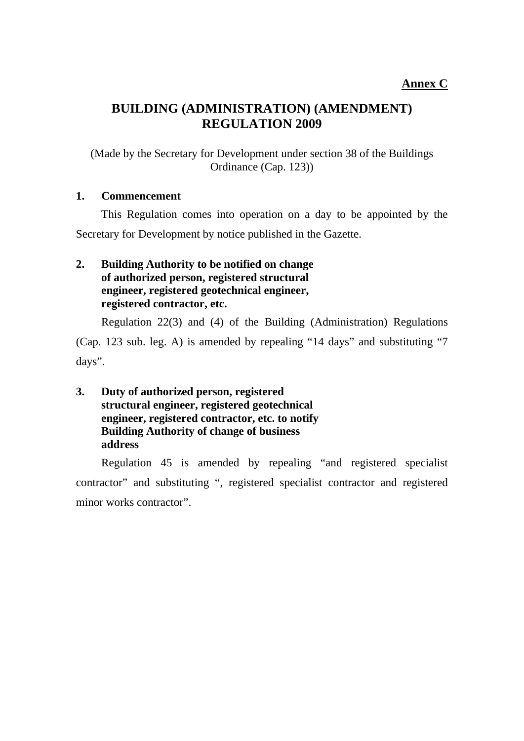**Annex C**

# BUILDING (ADMINISTRATION) (AMENDMENT) REGULATION 2009

(Made by the Secretary for Development under section 38 of the Buildings Ordinance (Cap. 123))

**1. Commencement**

This Regulation comes into operation on a day to be appointed by the Secretary for Development by notice published in the Gazette.

**2. Building Authority to be notified on change of authorized person, registered structural engineer, registered geotechnical engineer, registered contractor, etc.**

Regulation 22(3) and (4) of the Building (Administration) Regulations (Cap. 123 sub. leg. A) is amended by repealing "14 days" and substituting "7 days".

**3. Duty of authorized person, registered structural engineer, registered geotechnical engineer, registered contractor, etc. to notify Building Authority of change of business address**

Regulation 45 is amended by repealing "and registered specialist contractor" and substituting ", registered specialist contractor and registered minor works contractor".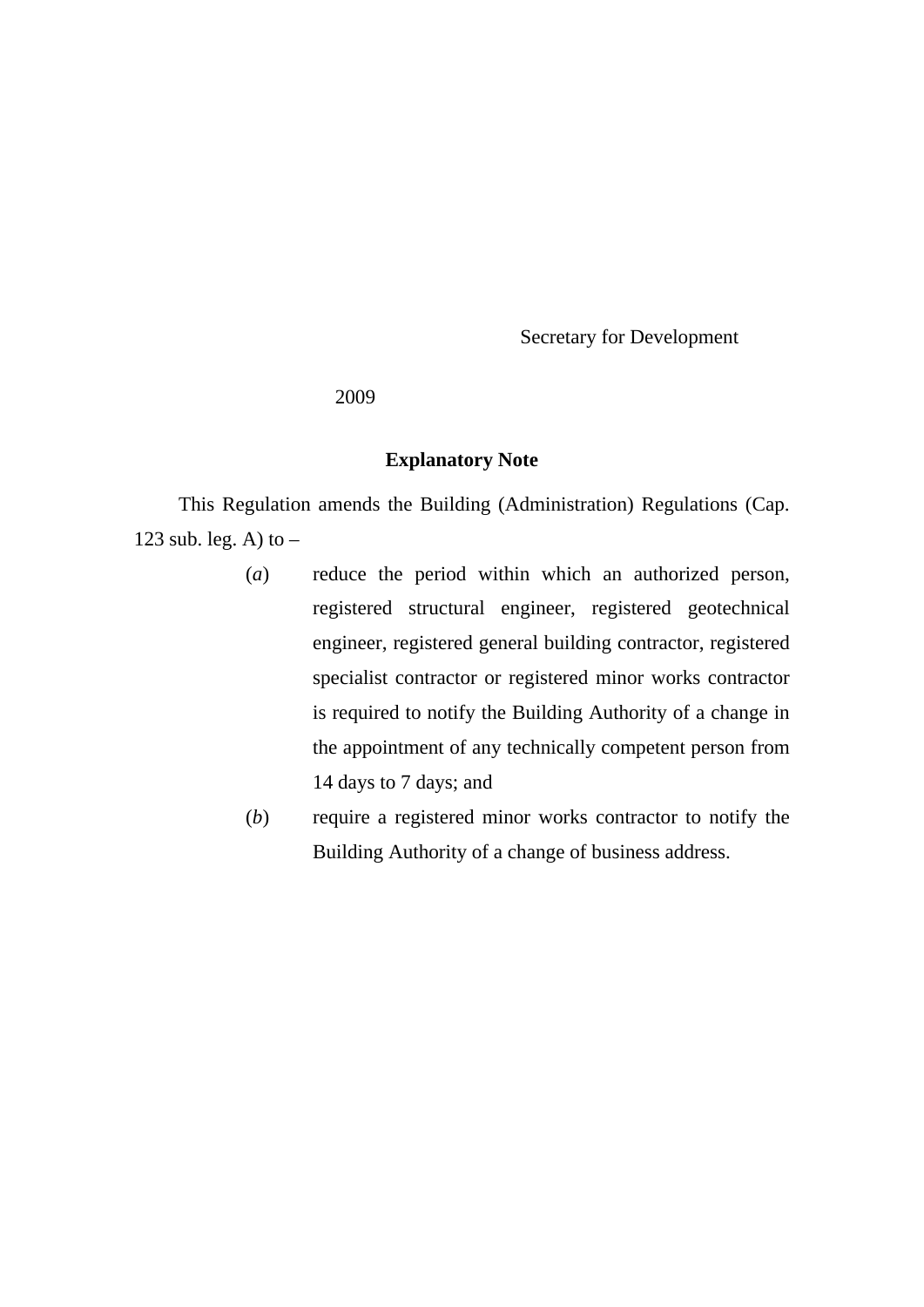Secretary for Development

2009

**Explanatory Note**

This Regulation amends the Building (Administration) Regulations (Cap. 123 sub. leg. A) to –

(*a*) reduce the period within which an authorized person, registered structural engineer, registered geotechnical engineer, registered general building contractor, registered specialist contractor or registered minor works contractor is required to notify the Building Authority of a change in the appointment of any technically competent person from 14 days to 7 days; and

(*b*) require a registered minor works contractor to notify the Building Authority of a change of business address.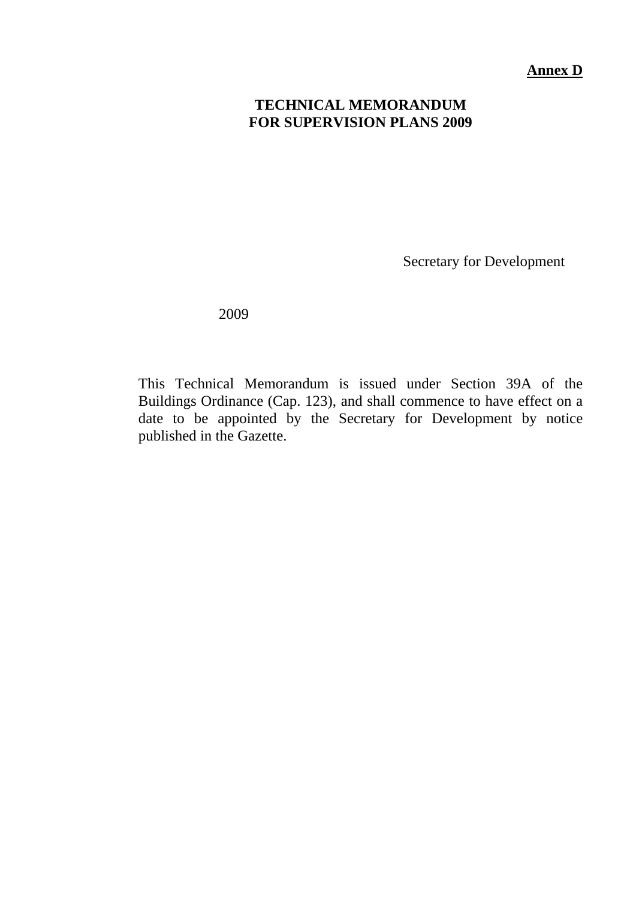**Annex D**

# TECHNICAL MEMORANDUM FOR SUPERVISION PLANS 2009

Secretary for Development

2009

This Technical Memorandum is issued under Section 39A of the Buildings Ordinance (Cap. 123), and shall commence to have effect on a date to be appointed by the Secretary for Development by notice published in the Gazette.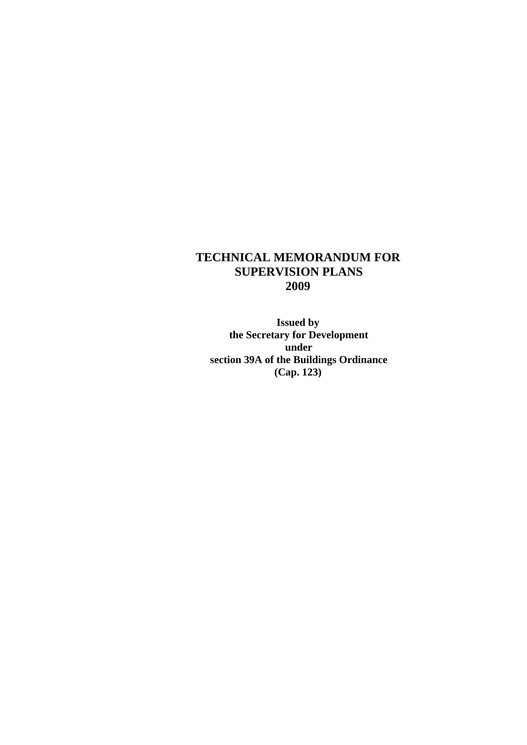# TECHNICAL MEMORANDUM FOR SUPERVISION PLANS 2009

**Issued by**
**the Secretary for Development**
**under**
**section 39A of the Buildings Ordinance**
**(Cap. 123)**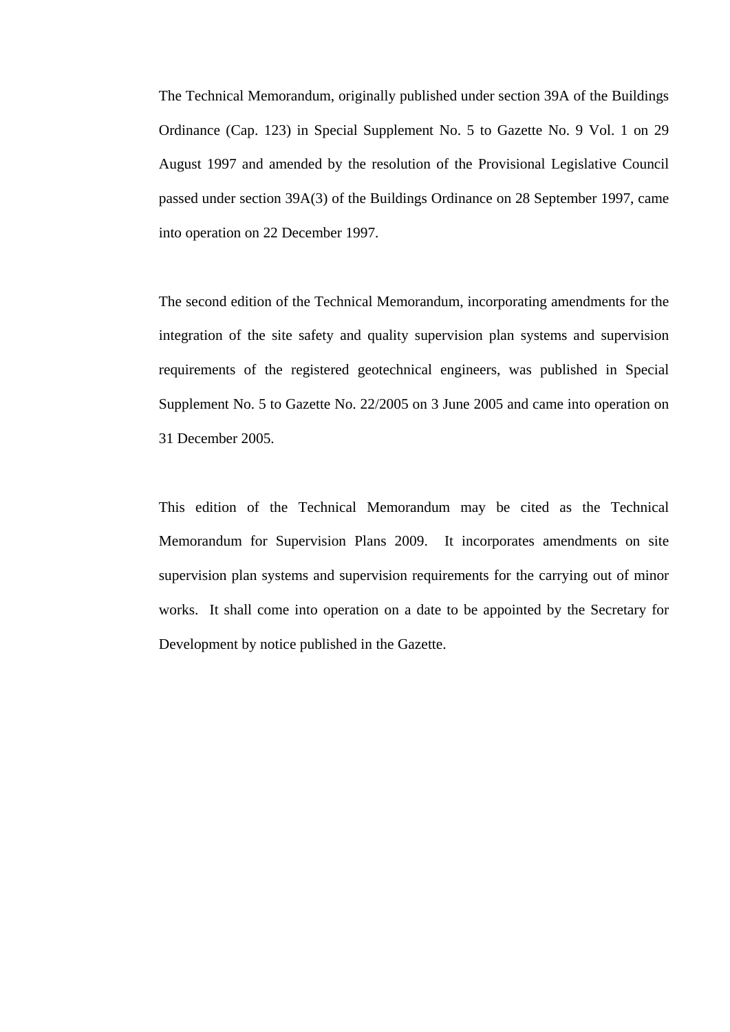The Technical Memorandum, originally published under section 39A of the Buildings Ordinance (Cap. 123) in Special Supplement No. 5 to Gazette No. 9 Vol. 1 on 29 August 1997 and amended by the resolution of the Provisional Legislative Council passed under section 39A(3) of the Buildings Ordinance on 28 September 1997, came into operation on 22 December 1997.

The second edition of the Technical Memorandum, incorporating amendments for the integration of the site safety and quality supervision plan systems and supervision requirements of the registered geotechnical engineers, was published in Special Supplement No. 5 to Gazette No. 22/2005 on 3 June 2005 and came into operation on 31 December 2005.

This edition of the Technical Memorandum may be cited as the Technical Memorandum for Supervision Plans 2009. It incorporates amendments on site supervision plan systems and supervision requirements for the carrying out of minor works. It shall come into operation on a date to be appointed by the Secretary for Development by notice published in the Gazette.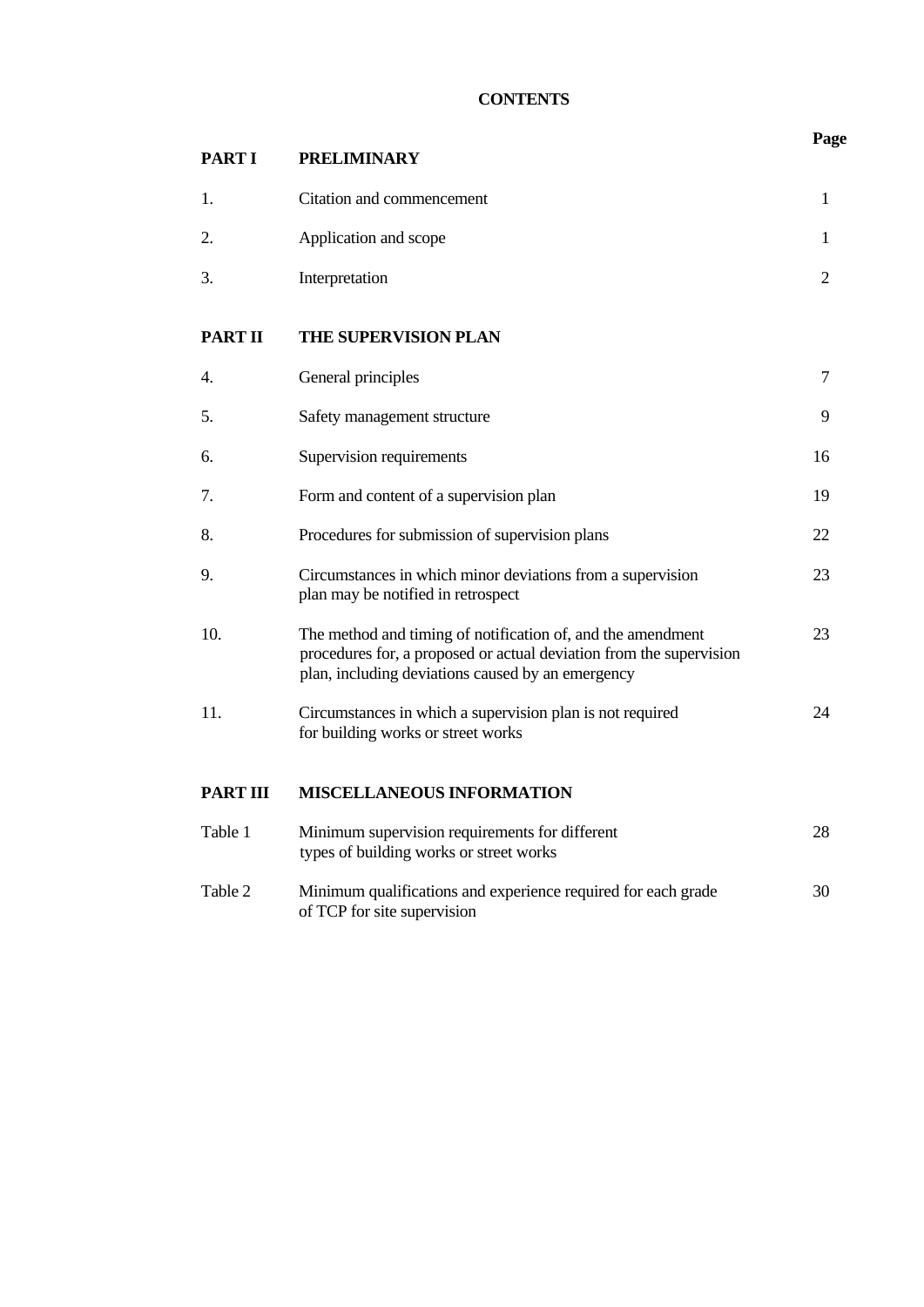# CONTENTS

| | | Page |
|---|---|---|
| **PART I** | **PRELIMINARY** | |
| 1. | Citation and commencement | 1 |
| 2. | Application and scope | 1 |
| 3. | Interpretation | 2 |
| **PART II** | **THE SUPERVISION PLAN** | |
| 4. | General principles | 7 |
| 5. | Safety management structure | 9 |
| 6. | Supervision requirements | 16 |
| 7. | Form and content of a supervision plan | 19 |
| 8. | Procedures for submission of supervision plans | 22 |
| 9. | Circumstances in which minor deviations from a supervision plan may be notified in retrospect | 23 |
| 10. | The method and timing of notification of, and the amendment procedures for, a proposed or actual deviation from the supervision plan, including deviations caused by an emergency | 23 |
| 11. | Circumstances in which a supervision plan is not required for building works or street works | 24 |
| **PART III** | **MISCELLANEOUS INFORMATION** | |
| Table 1 | Minimum supervision requirements for different types of building works or street works | 28 |
| Table 2 | Minimum qualifications and experience required for each grade of TCP for site supervision | 30 |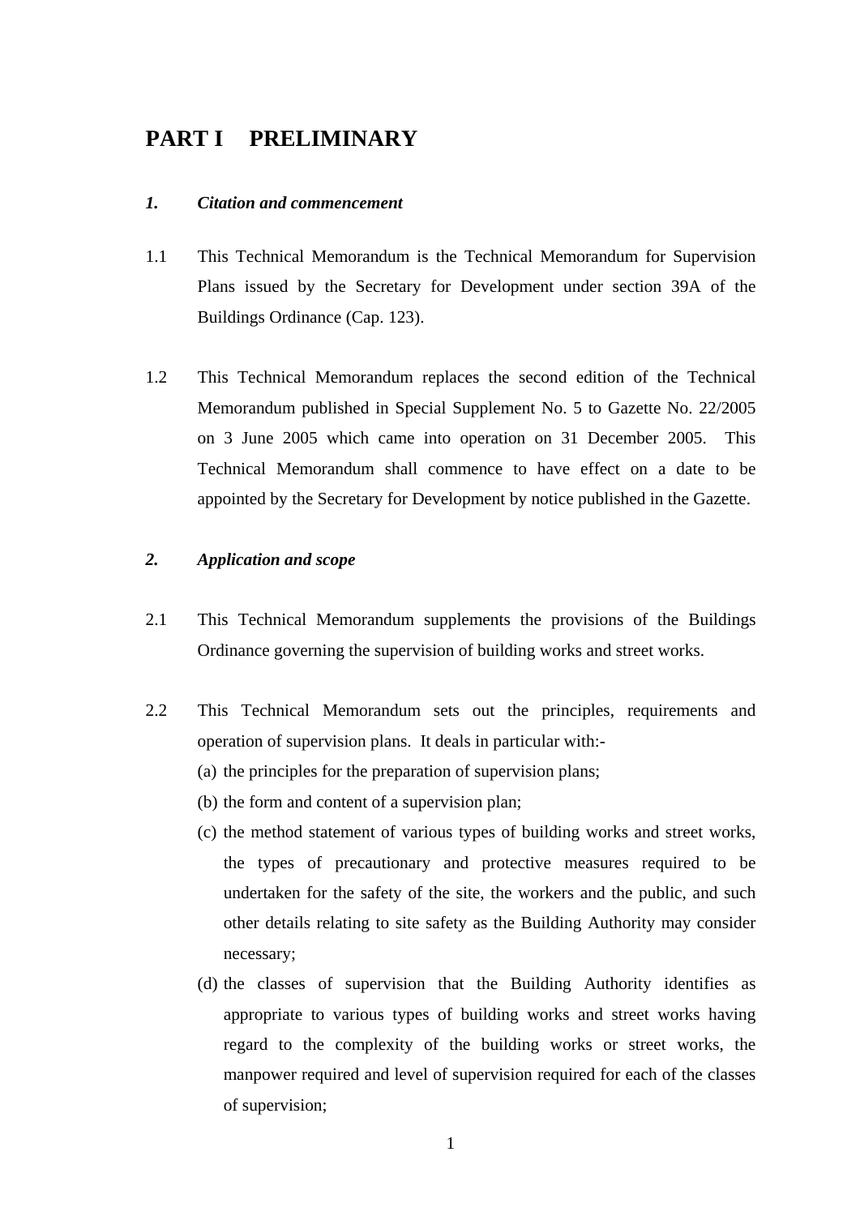# PART I PRELIMINARY

### *1. Citation and commencement*

1.1 This Technical Memorandum is the Technical Memorandum for Supervision Plans issued by the Secretary for Development under section 39A of the Buildings Ordinance (Cap. 123).

1.2 This Technical Memorandum replaces the second edition of the Technical Memorandum published in Special Supplement No. 5 to Gazette No. 22/2005 on 3 June 2005 which came into operation on 31 December 2005. This Technical Memorandum shall commence to have effect on a date to be appointed by the Secretary for Development by notice published in the Gazette.

### *2. Application and scope*

2.1 This Technical Memorandum supplements the provisions of the Buildings Ordinance governing the supervision of building works and street works.

2.2 This Technical Memorandum sets out the principles, requirements and operation of supervision plans. It deals in particular with:-

(a) the principles for the preparation of supervision plans;

(b) the form and content of a supervision plan;

(c) the method statement of various types of building works and street works, the types of precautionary and protective measures required to be undertaken for the safety of the site, the workers and the public, and such other details relating to site safety as the Building Authority may consider necessary;

(d) the classes of supervision that the Building Authority identifies as appropriate to various types of building works and street works having regard to the complexity of the building works or street works, the manpower required and level of supervision required for each of the classes of supervision;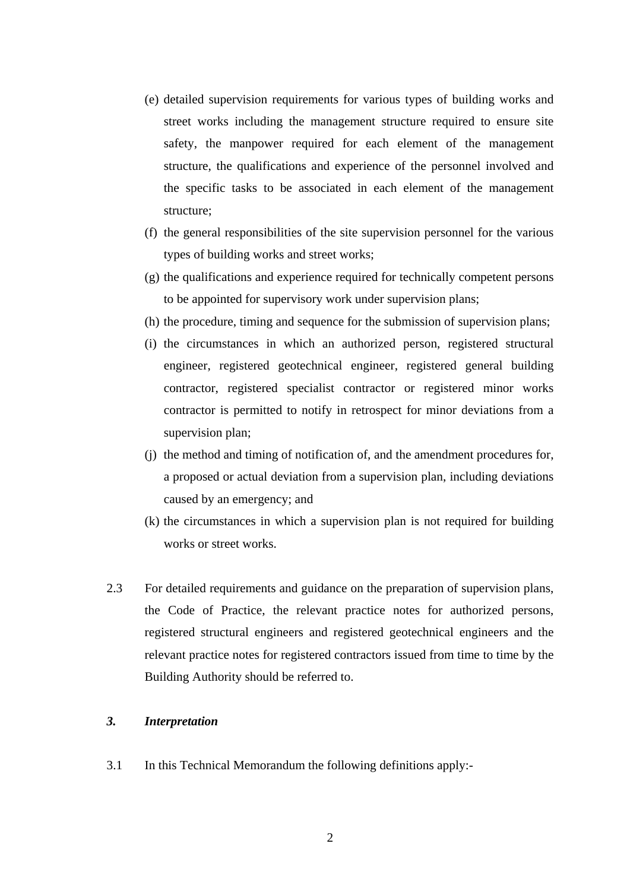(e) detailed supervision requirements for various types of building works and street works including the management structure required to ensure site safety, the manpower required for each element of the management structure, the qualifications and experience of the personnel involved and the specific tasks to be associated in each element of the management structure;

(f) the general responsibilities of the site supervision personnel for the various types of building works and street works;

(g) the qualifications and experience required for technically competent persons to be appointed for supervisory work under supervision plans;

(h) the procedure, timing and sequence for the submission of supervision plans;

(i) the circumstances in which an authorized person, registered structural engineer, registered geotechnical engineer, registered general building contractor, registered specialist contractor or registered minor works contractor is permitted to notify in retrospect for minor deviations from a supervision plan;

(j) the method and timing of notification of, and the amendment procedures for, a proposed or actual deviation from a supervision plan, including deviations caused by an emergency; and

(k) the circumstances in which a supervision plan is not required for building works or street works.

2.3 For detailed requirements and guidance on the preparation of supervision plans, the Code of Practice, the relevant practice notes for authorized persons, registered structural engineers and registered geotechnical engineers and the relevant practice notes for registered contractors issued from time to time by the Building Authority should be referred to.

### *3. Interpretation*

3.1 In this Technical Memorandum the following definitions apply:-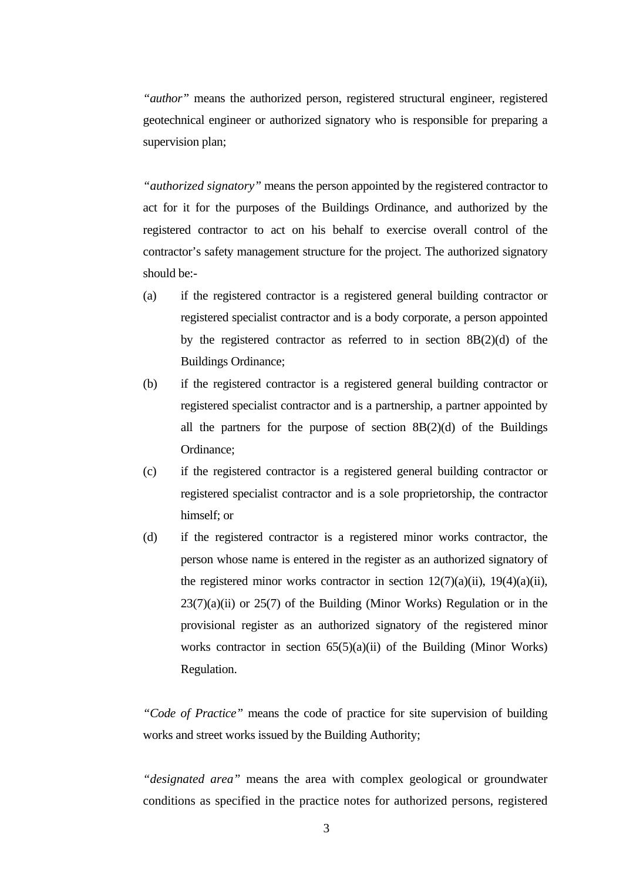*"author"* means the authorized person, registered structural engineer, registered geotechnical engineer or authorized signatory who is responsible for preparing a supervision plan;

*"authorized signatory"* means the person appointed by the registered contractor to act for it for the purposes of the Buildings Ordinance, and authorized by the registered contractor to act on his behalf to exercise overall control of the contractor's safety management structure for the project. The authorized signatory should be:-

(a) if the registered contractor is a registered general building contractor or registered specialist contractor and is a body corporate, a person appointed by the registered contractor as referred to in section 8B(2)(d) of the Buildings Ordinance;

(b) if the registered contractor is a registered general building contractor or registered specialist contractor and is a partnership, a partner appointed by all the partners for the purpose of section 8B(2)(d) of the Buildings Ordinance;

(c) if the registered contractor is a registered general building contractor or registered specialist contractor and is a sole proprietorship, the contractor himself; or

(d) if the registered contractor is a registered minor works contractor, the person whose name is entered in the register as an authorized signatory of the registered minor works contractor in section 12(7)(a)(ii), 19(4)(a)(ii), 23(7)(a)(ii) or 25(7) of the Building (Minor Works) Regulation or in the provisional register as an authorized signatory of the registered minor works contractor in section 65(5)(a)(ii) of the Building (Minor Works) Regulation.

*"Code of Practice"* means the code of practice for site supervision of building works and street works issued by the Building Authority;

*"designated area"* means the area with complex geological or groundwater conditions as specified in the practice notes for authorized persons, registered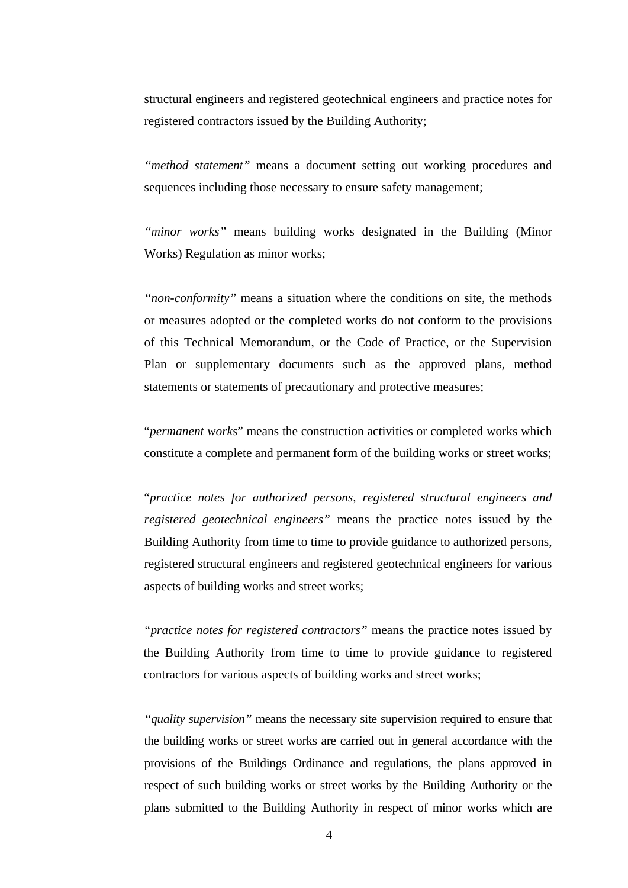structural engineers and registered geotechnical engineers and practice notes for registered contractors issued by the Building Authority;

*"method statement"* means a document setting out working procedures and sequences including those necessary to ensure safety management;

*"minor works"* means building works designated in the Building (Minor Works) Regulation as minor works;

*"non-conformity"* means a situation where the conditions on site, the methods or measures adopted or the completed works do not conform to the provisions of this Technical Memorandum, or the Code of Practice, or the Supervision Plan or supplementary documents such as the approved plans, method statements or statements of precautionary and protective measures;

"*permanent works*" means the construction activities or completed works which constitute a complete and permanent form of the building works or street works;

"*practice notes for authorized persons, registered structural engineers and registered geotechnical engineers"* means the practice notes issued by the Building Authority from time to time to provide guidance to authorized persons, registered structural engineers and registered geotechnical engineers for various aspects of building works and street works;

*"practice notes for registered contractors"* means the practice notes issued by the Building Authority from time to time to provide guidance to registered contractors for various aspects of building works and street works;

*"quality supervision"* means the necessary site supervision required to ensure that the building works or street works are carried out in general accordance with the provisions of the Buildings Ordinance and regulations, the plans approved in respect of such building works or street works by the Building Authority or the plans submitted to the Building Authority in respect of minor works which are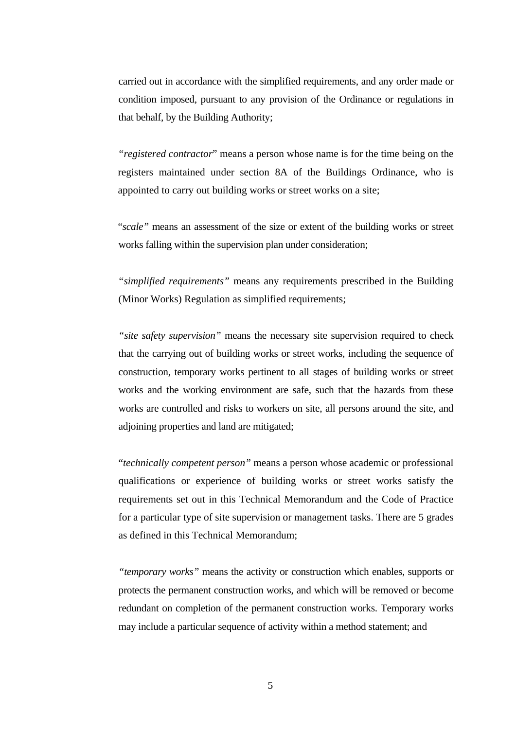carried out in accordance with the simplified requirements, and any order made or condition imposed, pursuant to any provision of the Ordinance or regulations in that behalf, by the Building Authority;

"*registered contractor*" means a person whose name is for the time being on the registers maintained under section 8A of the Buildings Ordinance, who is appointed to carry out building works or street works on a site;

"*scale*" means an assessment of the size or extent of the building works or street works falling within the supervision plan under consideration;

"*simplified requirements*" means any requirements prescribed in the Building (Minor Works) Regulation as simplified requirements;

"*site safety supervision*" means the necessary site supervision required to check that the carrying out of building works or street works, including the sequence of construction, temporary works pertinent to all stages of building works or street works and the working environment are safe, such that the hazards from these works are controlled and risks to workers on site, all persons around the site, and adjoining properties and land are mitigated;

"*technically competent person*" means a person whose academic or professional qualifications or experience of building works or street works satisfy the requirements set out in this Technical Memorandum and the Code of Practice for a particular type of site supervision or management tasks. There are 5 grades as defined in this Technical Memorandum;

"*temporary works*" means the activity or construction which enables, supports or protects the permanent construction works, and which will be removed or become redundant on completion of the permanent construction works. Temporary works may include a particular sequence of activity within a method statement; and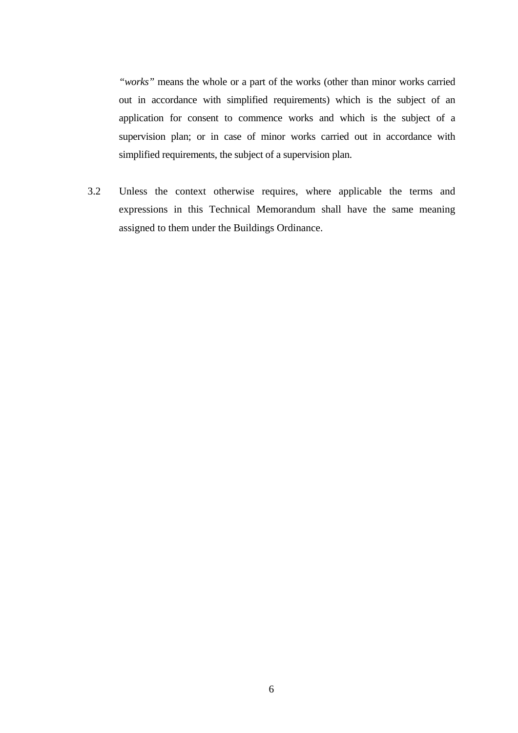*"works"* means the whole or a part of the works (other than minor works carried out in accordance with simplified requirements) which is the subject of an application for consent to commence works and which is the subject of a supervision plan; or in case of minor works carried out in accordance with simplified requirements, the subject of a supervision plan.

3.2 Unless the context otherwise requires, where applicable the terms and expressions in this Technical Memorandum shall have the same meaning assigned to them under the Buildings Ordinance.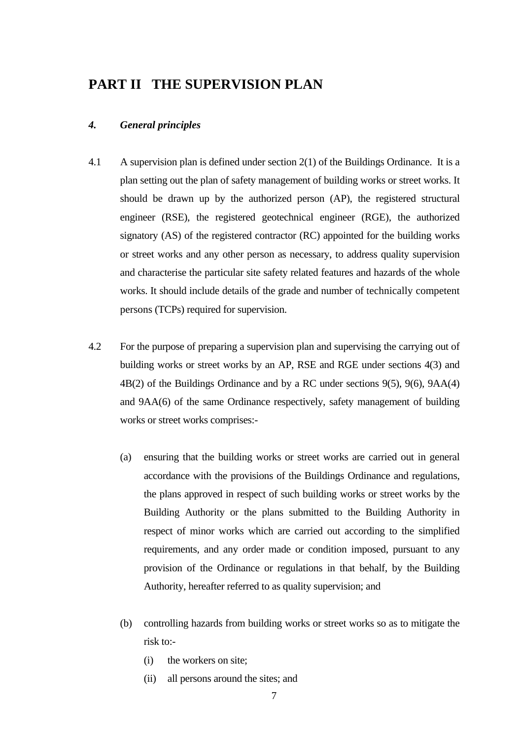# PART II THE SUPERVISION PLAN

### *4. General principles*

4.1 A supervision plan is defined under section 2(1) of the Buildings Ordinance. It is a plan setting out the plan of safety management of building works or street works. It should be drawn up by the authorized person (AP), the registered structural engineer (RSE), the registered geotechnical engineer (RGE), the authorized signatory (AS) of the registered contractor (RC) appointed for the building works or street works and any other person as necessary, to address quality supervision and characterise the particular site safety related features and hazards of the whole works. It should include details of the grade and number of technically competent persons (TCPs) required for supervision.

4.2 For the purpose of preparing a supervision plan and supervising the carrying out of building works or street works by an AP, RSE and RGE under sections 4(3) and 4B(2) of the Buildings Ordinance and by a RC under sections 9(5), 9(6), 9AA(4) and 9AA(6) of the same Ordinance respectively, safety management of building works or street works comprises:-

(a) ensuring that the building works or street works are carried out in general accordance with the provisions of the Buildings Ordinance and regulations, the plans approved in respect of such building works or street works by the Building Authority or the plans submitted to the Building Authority in respect of minor works which are carried out according to the simplified requirements, and any order made or condition imposed, pursuant to any provision of the Ordinance or regulations in that behalf, by the Building Authority, hereafter referred to as quality supervision; and

(b) controlling hazards from building works or street works so as to mitigate the risk to:-

   (i) the workers on site;
   
   (ii) all persons around the sites; and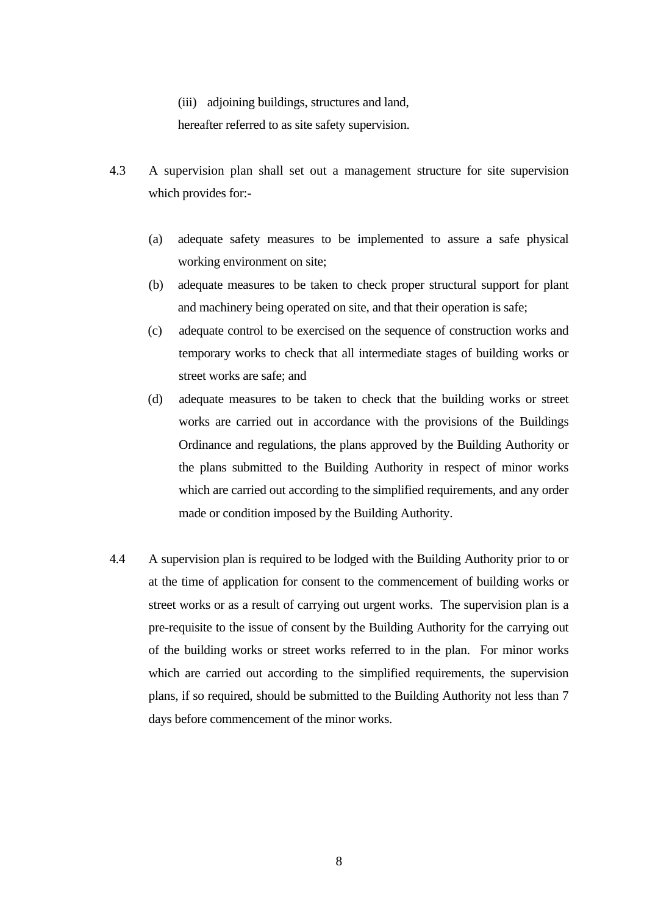(iii) adjoining buildings, structures and land,

hereafter referred to as site safety supervision.

4.3 A supervision plan shall set out a management structure for site supervision which provides for:-

(a) adequate safety measures to be implemented to assure a safe physical working environment on site;

(b) adequate measures to be taken to check proper structural support for plant and machinery being operated on site, and that their operation is safe;

(c) adequate control to be exercised on the sequence of construction works and temporary works to check that all intermediate stages of building works or street works are safe; and

(d) adequate measures to be taken to check that the building works or street works are carried out in accordance with the provisions of the Buildings Ordinance and regulations, the plans approved by the Building Authority or the plans submitted to the Building Authority in respect of minor works which are carried out according to the simplified requirements, and any order made or condition imposed by the Building Authority.

4.4 A supervision plan is required to be lodged with the Building Authority prior to or at the time of application for consent to the commencement of building works or street works or as a result of carrying out urgent works. The supervision plan is a pre-requisite to the issue of consent by the Building Authority for the carrying out of the building works or street works referred to in the plan. For minor works which are carried out according to the simplified requirements, the supervision plans, if so required, should be submitted to the Building Authority not less than 7 days before commencement of the minor works.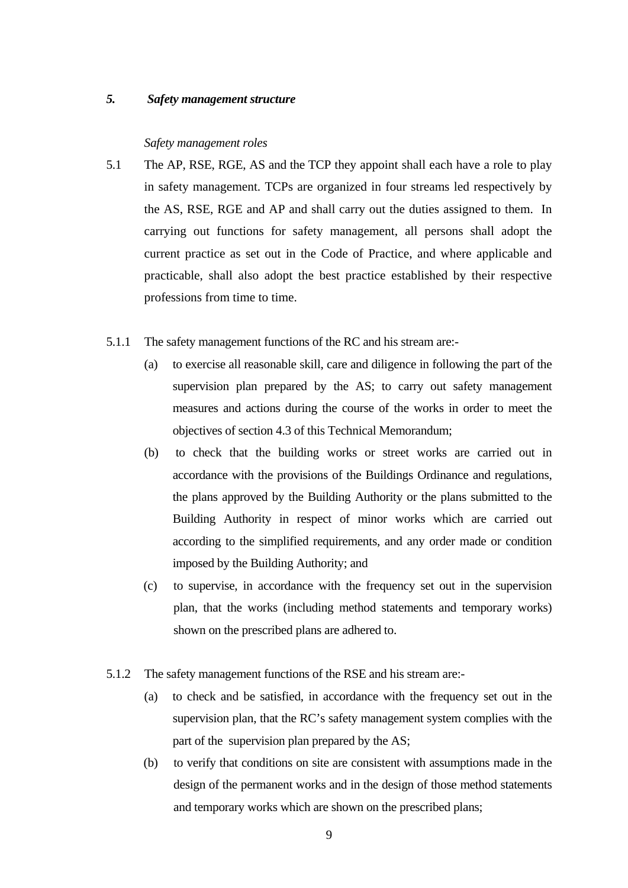## *5. Safety management structure*

*Safety management roles*

5.1 The AP, RSE, RGE, AS and the TCP they appoint shall each have a role to play in safety management. TCPs are organized in four streams led respectively by the AS, RSE, RGE and AP and shall carry out the duties assigned to them. In carrying out functions for safety management, all persons shall adopt the current practice as set out in the Code of Practice, and where applicable and practicable, shall also adopt the best practice established by their respective professions from time to time.

5.1.1 The safety management functions of the RC and his stream are:-

(a) to exercise all reasonable skill, care and diligence in following the part of the supervision plan prepared by the AS; to carry out safety management measures and actions during the course of the works in order to meet the objectives of section 4.3 of this Technical Memorandum;

(b) to check that the building works or street works are carried out in accordance with the provisions of the Buildings Ordinance and regulations, the plans approved by the Building Authority or the plans submitted to the Building Authority in respect of minor works which are carried out according to the simplified requirements, and any order made or condition imposed by the Building Authority; and

(c) to supervise, in accordance with the frequency set out in the supervision plan, that the works (including method statements and temporary works) shown on the prescribed plans are adhered to.

5.1.2 The safety management functions of the RSE and his stream are:-

(a) to check and be satisfied, in accordance with the frequency set out in the supervision plan, that the RC's safety management system complies with the part of the supervision plan prepared by the AS;

(b) to verify that conditions on site are consistent with assumptions made in the design of the permanent works and in the design of those method statements and temporary works which are shown on the prescribed plans;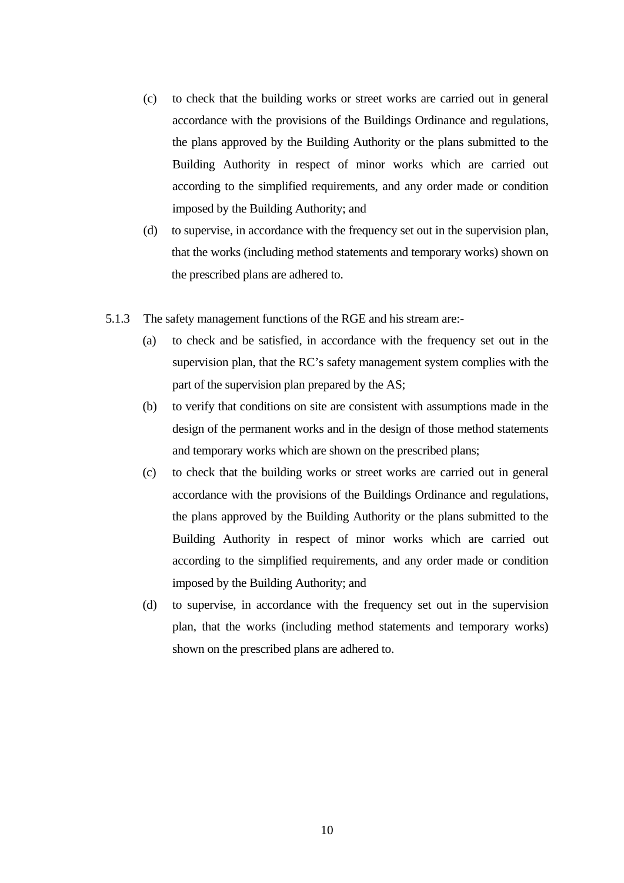(c) to check that the building works or street works are carried out in general accordance with the provisions of the Buildings Ordinance and regulations, the plans approved by the Building Authority or the plans submitted to the Building Authority in respect of minor works which are carried out according to the simplified requirements, and any order made or condition imposed by the Building Authority; and

(d) to supervise, in accordance with the frequency set out in the supervision plan, that the works (including method statements and temporary works) shown on the prescribed plans are adhered to.

5.1.3 The safety management functions of the RGE and his stream are:-

(a) to check and be satisfied, in accordance with the frequency set out in the supervision plan, that the RC's safety management system complies with the part of the supervision plan prepared by the AS;

(b) to verify that conditions on site are consistent with assumptions made in the design of the permanent works and in the design of those method statements and temporary works which are shown on the prescribed plans;

(c) to check that the building works or street works are carried out in general accordance with the provisions of the Buildings Ordinance and regulations, the plans approved by the Building Authority or the plans submitted to the Building Authority in respect of minor works which are carried out according to the simplified requirements, and any order made or condition imposed by the Building Authority; and

(d) to supervise, in accordance with the frequency set out in the supervision plan, that the works (including method statements and temporary works) shown on the prescribed plans are adhered to.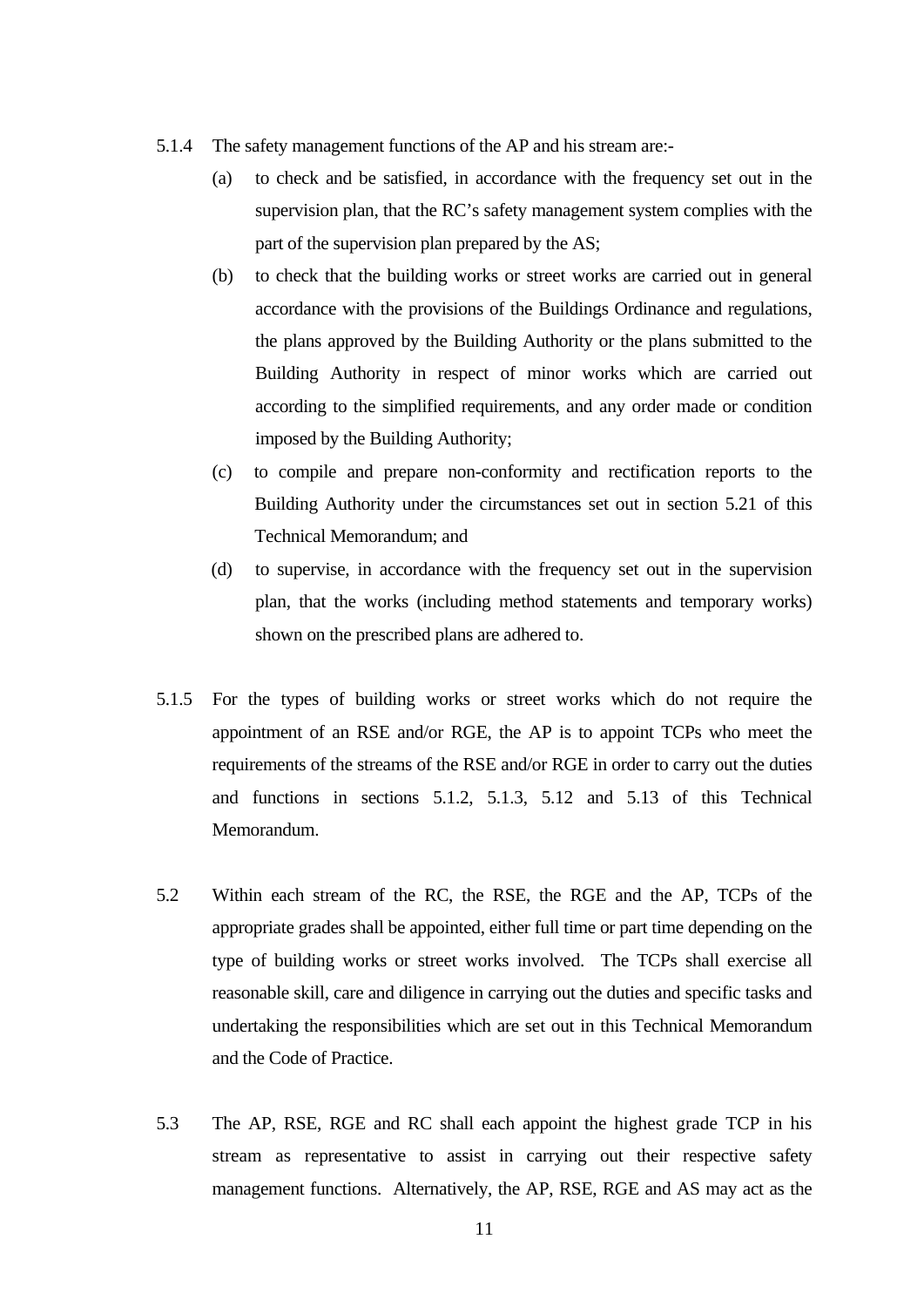5.1.4 The safety management functions of the AP and his stream are:-

(a) to check and be satisfied, in accordance with the frequency set out in the supervision plan, that the RC's safety management system complies with the part of the supervision plan prepared by the AS;

(b) to check that the building works or street works are carried out in general accordance with the provisions of the Buildings Ordinance and regulations, the plans approved by the Building Authority or the plans submitted to the Building Authority in respect of minor works which are carried out according to the simplified requirements, and any order made or condition imposed by the Building Authority;

(c) to compile and prepare non-conformity and rectification reports to the Building Authority under the circumstances set out in section 5.21 of this Technical Memorandum; and

(d) to supervise, in accordance with the frequency set out in the supervision plan, that the works (including method statements and temporary works) shown on the prescribed plans are adhered to.

5.1.5 For the types of building works or street works which do not require the appointment of an RSE and/or RGE, the AP is to appoint TCPs who meet the requirements of the streams of the RSE and/or RGE in order to carry out the duties and functions in sections 5.1.2, 5.1.3, 5.12 and 5.13 of this Technical Memorandum.

5.2 Within each stream of the RC, the RSE, the RGE and the AP, TCPs of the appropriate grades shall be appointed, either full time or part time depending on the type of building works or street works involved. The TCPs shall exercise all reasonable skill, care and diligence in carrying out the duties and specific tasks and undertaking the responsibilities which are set out in this Technical Memorandum and the Code of Practice.

5.3 The AP, RSE, RGE and RC shall each appoint the highest grade TCP in his stream as representative to assist in carrying out their respective safety management functions. Alternatively, the AP, RSE, RGE and AS may act as the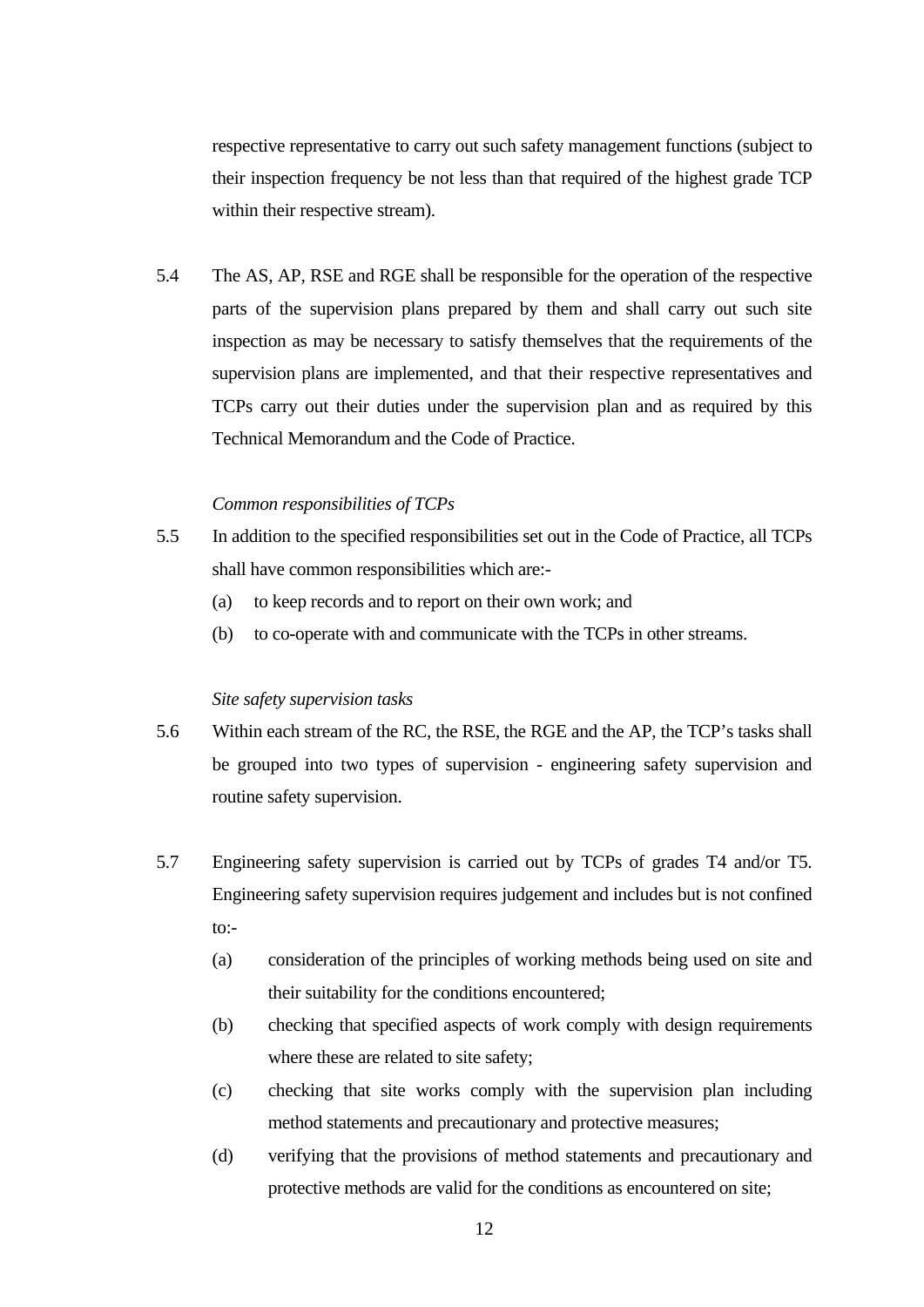respective representative to carry out such safety management functions (subject to their inspection frequency be not less than that required of the highest grade TCP within their respective stream).

5.4 The AS, AP, RSE and RGE shall be responsible for the operation of the respective parts of the supervision plans prepared by them and shall carry out such site inspection as may be necessary to satisfy themselves that the requirements of the supervision plans are implemented, and that their respective representatives and TCPs carry out their duties under the supervision plan and as required by this Technical Memorandum and the Code of Practice.

*Common responsibilities of TCPs*

5.5 In addition to the specified responsibilities set out in the Code of Practice, all TCPs shall have common responsibilities which are:-

(a) to keep records and to report on their own work; and

(b) to co-operate with and communicate with the TCPs in other streams.

*Site safety supervision tasks*

5.6 Within each stream of the RC, the RSE, the RGE and the AP, the TCP's tasks shall be grouped into two types of supervision - engineering safety supervision and routine safety supervision.

5.7 Engineering safety supervision is carried out by TCPs of grades T4 and/or T5. Engineering safety supervision requires judgement and includes but is not confined to:-

(a) consideration of the principles of working methods being used on site and their suitability for the conditions encountered;

(b) checking that specified aspects of work comply with design requirements where these are related to site safety;

(c) checking that site works comply with the supervision plan including method statements and precautionary and protective measures;

(d) verifying that the provisions of method statements and precautionary and protective methods are valid for the conditions as encountered on site;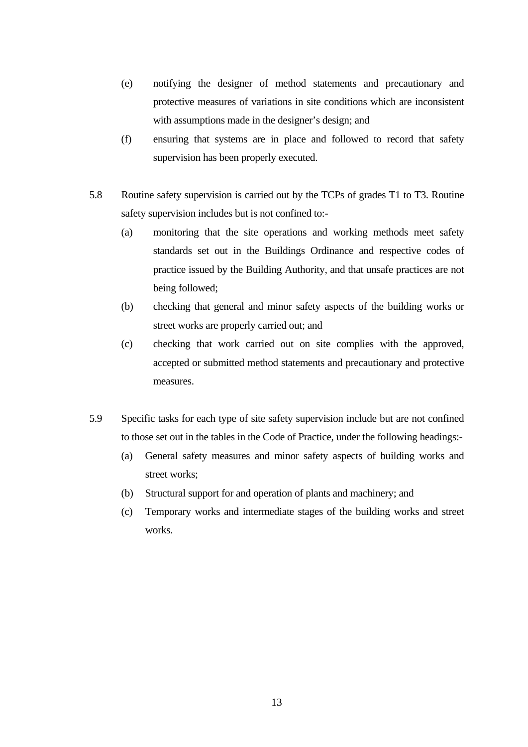(e) notifying the designer of method statements and precautionary and protective measures of variations in site conditions which are inconsistent with assumptions made in the designer's design; and

(f) ensuring that systems are in place and followed to record that safety supervision has been properly executed.

5.8 Routine safety supervision is carried out by the TCPs of grades T1 to T3. Routine safety supervision includes but is not confined to:-

(a) monitoring that the site operations and working methods meet safety standards set out in the Buildings Ordinance and respective codes of practice issued by the Building Authority, and that unsafe practices are not being followed;

(b) checking that general and minor safety aspects of the building works or street works are properly carried out; and

(c) checking that work carried out on site complies with the approved, accepted or submitted method statements and precautionary and protective measures.

5.9 Specific tasks for each type of site safety supervision include but are not confined to those set out in the tables in the Code of Practice, under the following headings:-

(a) General safety measures and minor safety aspects of building works and street works;

(b) Structural support for and operation of plants and machinery; and

(c) Temporary works and intermediate stages of the building works and street works.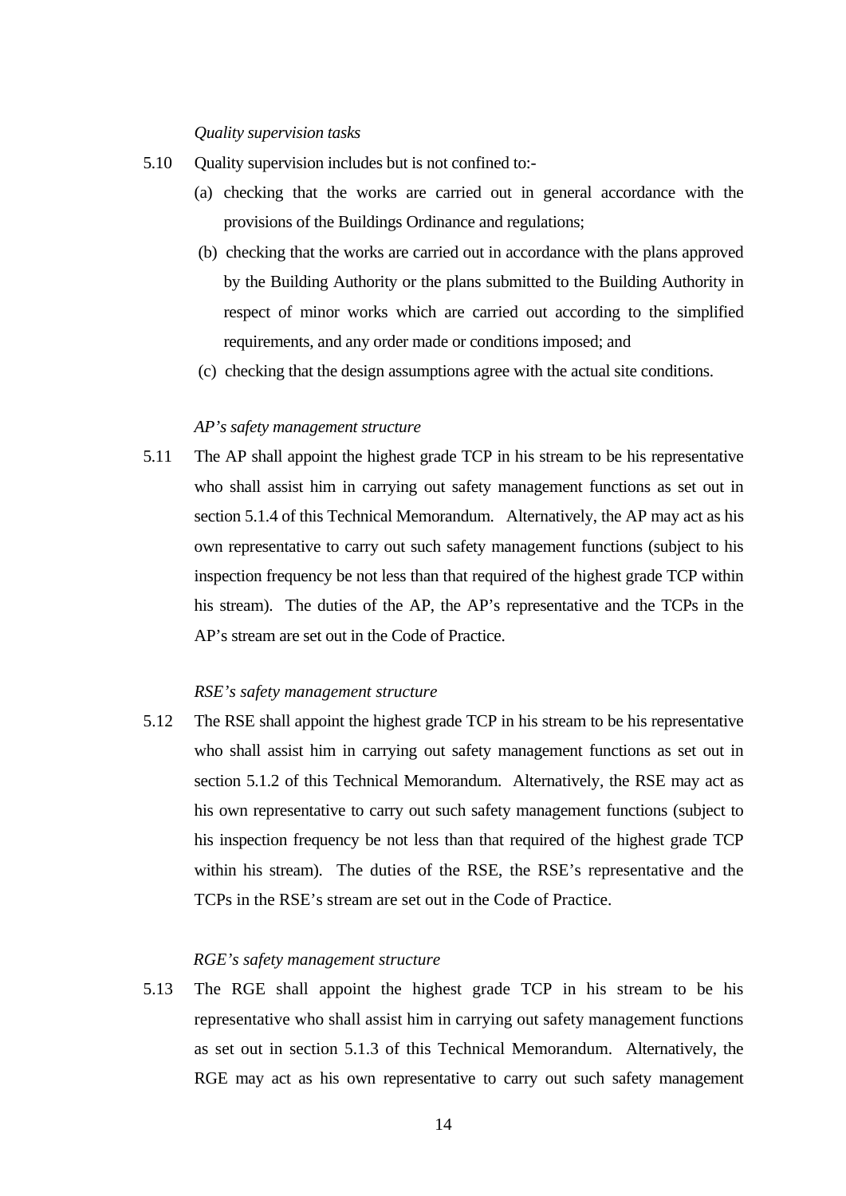*Quality supervision tasks*

5.10 Quality supervision includes but is not confined to:-

(a) checking that the works are carried out in general accordance with the provisions of the Buildings Ordinance and regulations;

(b) checking that the works are carried out in accordance with the plans approved by the Building Authority or the plans submitted to the Building Authority in respect of minor works which are carried out according to the simplified requirements, and any order made or conditions imposed; and

(c) checking that the design assumptions agree with the actual site conditions.

*AP's safety management structure*

5.11 The AP shall appoint the highest grade TCP in his stream to be his representative who shall assist him in carrying out safety management functions as set out in section 5.1.4 of this Technical Memorandum. Alternatively, the AP may act as his own representative to carry out such safety management functions (subject to his inspection frequency be not less than that required of the highest grade TCP within his stream). The duties of the AP, the AP's representative and the TCPs in the AP's stream are set out in the Code of Practice.

*RSE's safety management structure*

5.12 The RSE shall appoint the highest grade TCP in his stream to be his representative who shall assist him in carrying out safety management functions as set out in section 5.1.2 of this Technical Memorandum. Alternatively, the RSE may act as his own representative to carry out such safety management functions (subject to his inspection frequency be not less than that required of the highest grade TCP within his stream). The duties of the RSE, the RSE's representative and the TCPs in the RSE's stream are set out in the Code of Practice.

*RGE's safety management structure*

5.13 The RGE shall appoint the highest grade TCP in his stream to be his representative who shall assist him in carrying out safety management functions as set out in section 5.1.3 of this Technical Memorandum. Alternatively, the RGE may act as his own representative to carry out such safety management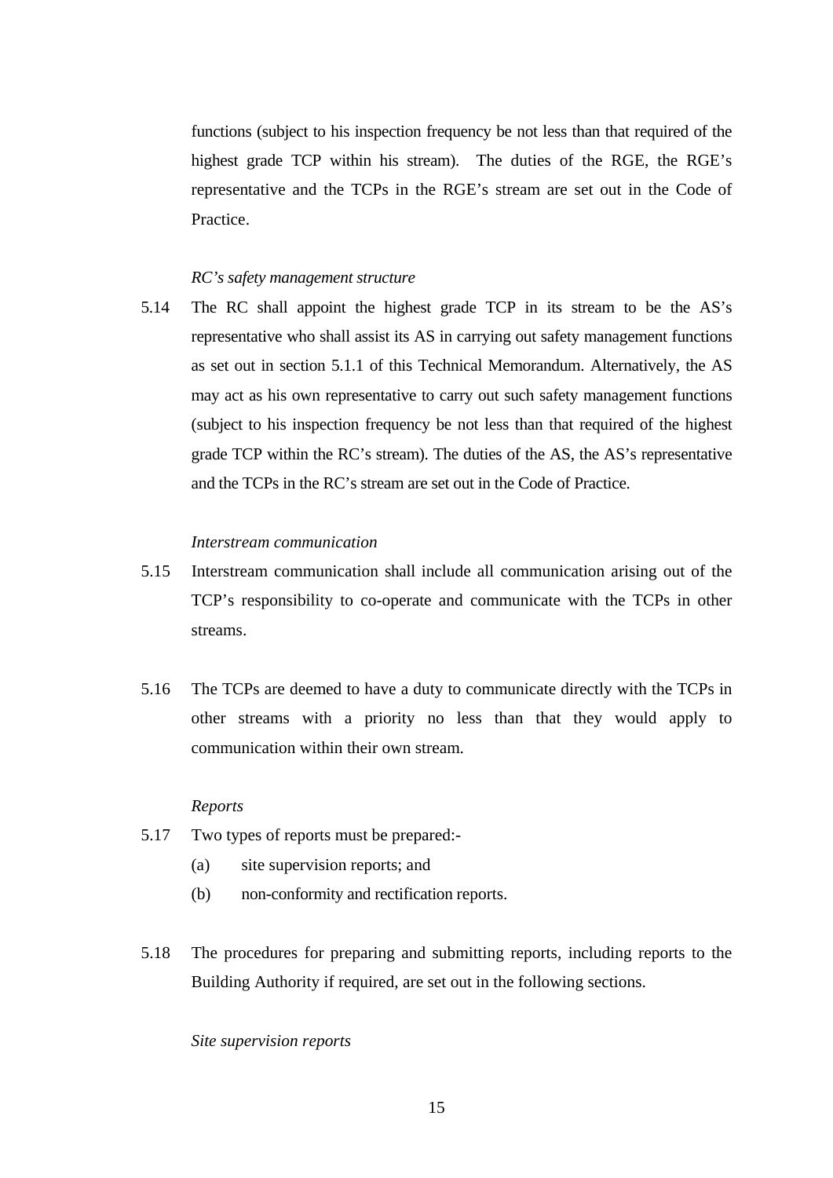functions (subject to his inspection frequency be not less than that required of the highest grade TCP within his stream). The duties of the RGE, the RGE's representative and the TCPs in the RGE's stream are set out in the Code of Practice.

*RC's safety management structure*

5.14 The RC shall appoint the highest grade TCP in its stream to be the AS's representative who shall assist its AS in carrying out safety management functions as set out in section 5.1.1 of this Technical Memorandum. Alternatively, the AS may act as his own representative to carry out such safety management functions (subject to his inspection frequency be not less than that required of the highest grade TCP within the RC's stream). The duties of the AS, the AS's representative and the TCPs in the RC's stream are set out in the Code of Practice.

*Interstream communication*

5.15 Interstream communication shall include all communication arising out of the TCP's responsibility to co-operate and communicate with the TCPs in other streams.

5.16 The TCPs are deemed to have a duty to communicate directly with the TCPs in other streams with a priority no less than that they would apply to communication within their own stream.

*Reports*

5.17 Two types of reports must be prepared:-

(a) site supervision reports; and

(b) non-conformity and rectification reports.

5.18 The procedures for preparing and submitting reports, including reports to the Building Authority if required, are set out in the following sections.

*Site supervision reports*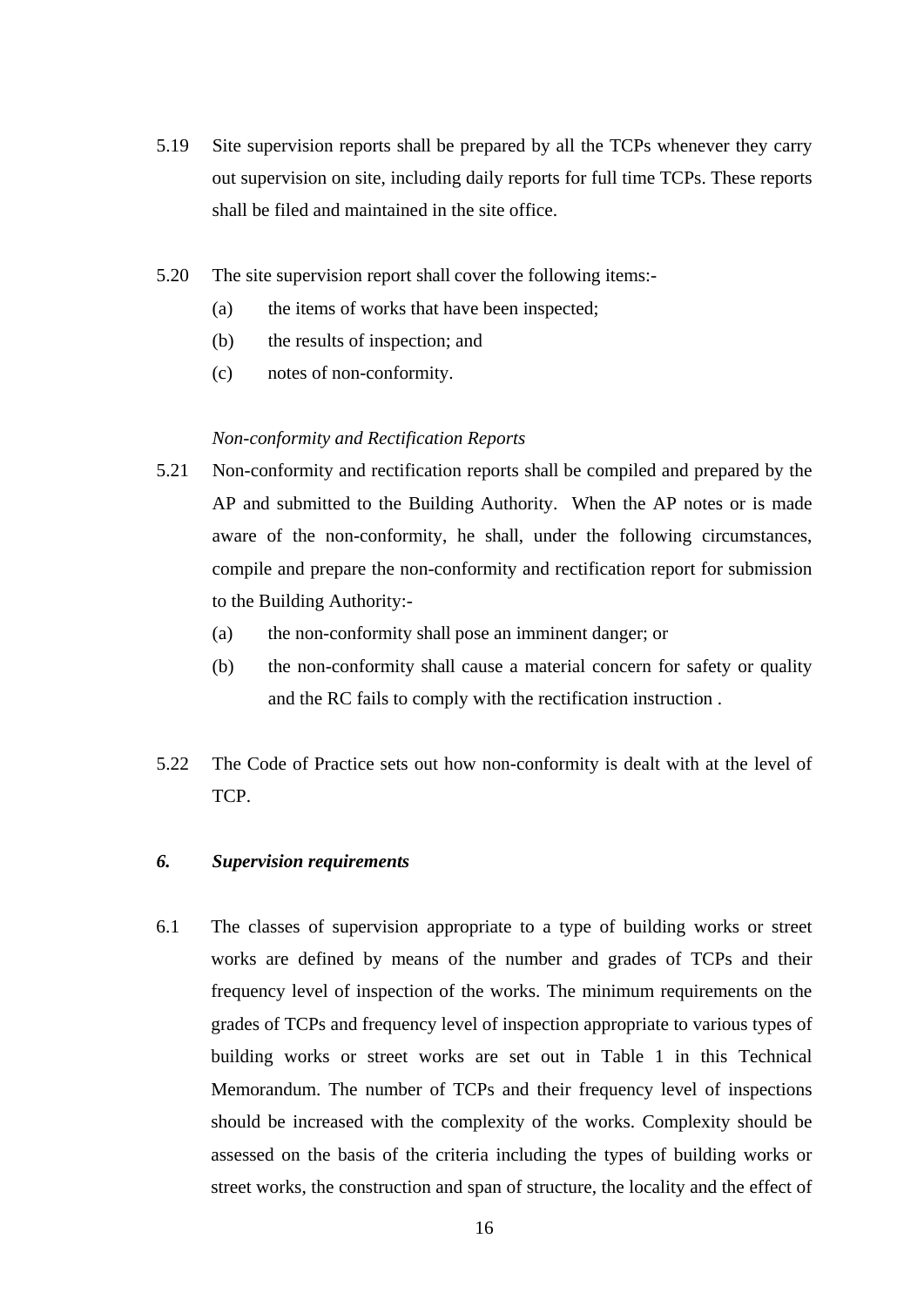5.19 Site supervision reports shall be prepared by all the TCPs whenever they carry out supervision on site, including daily reports for full time TCPs. These reports shall be filed and maintained in the site office.

5.20 The site supervision report shall cover the following items:-

(a) the items of works that have been inspected;

(b) the results of inspection; and

(c) notes of non-conformity.

*Non-conformity and Rectification Reports*

5.21 Non-conformity and rectification reports shall be compiled and prepared by the AP and submitted to the Building Authority. When the AP notes or is made aware of the non-conformity, he shall, under the following circumstances, compile and prepare the non-conformity and rectification report for submission to the Building Authority:-

(a) the non-conformity shall pose an imminent danger; or

(b) the non-conformity shall cause a material concern for safety or quality and the RC fails to comply with the rectification instruction .

5.22 The Code of Practice sets out how non-conformity is dealt with at the level of TCP.

### *6. Supervision requirements*

6.1 The classes of supervision appropriate to a type of building works or street works are defined by means of the number and grades of TCPs and their frequency level of inspection of the works. The minimum requirements on the grades of TCPs and frequency level of inspection appropriate to various types of building works or street works are set out in Table 1 in this Technical Memorandum. The number of TCPs and their frequency level of inspections should be increased with the complexity of the works. Complexity should be assessed on the basis of the criteria including the types of building works or street works, the construction and span of structure, the locality and the effect of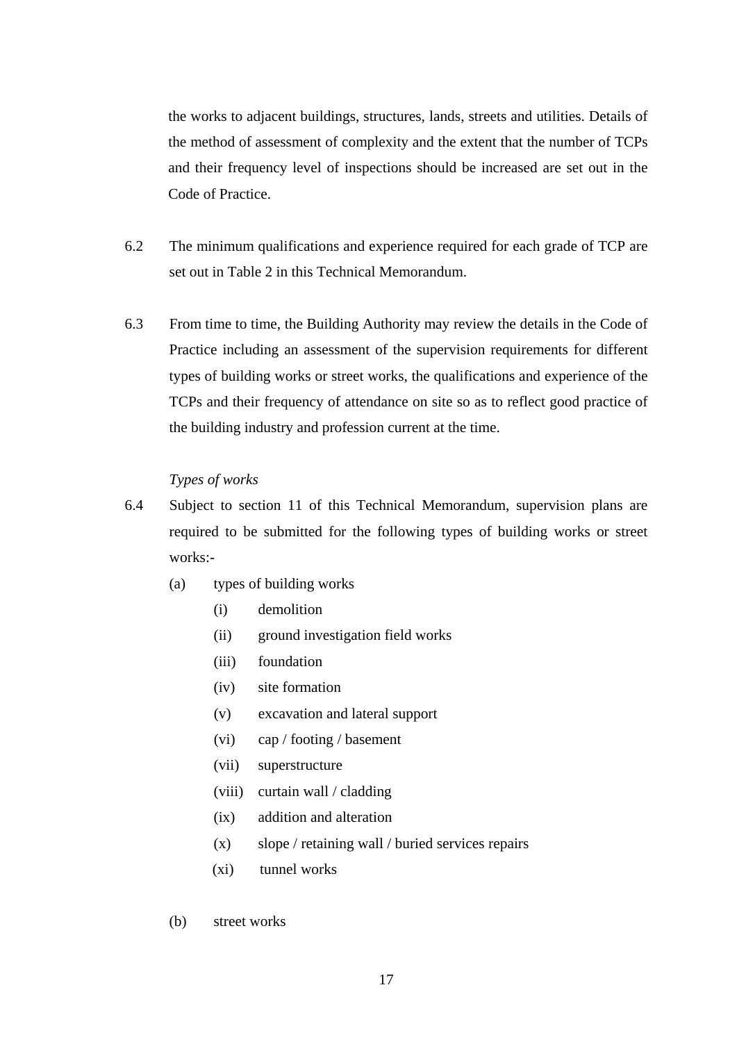the works to adjacent buildings, structures, lands, streets and utilities. Details of the method of assessment of complexity and the extent that the number of TCPs and their frequency level of inspections should be increased are set out in the Code of Practice.

6.2 The minimum qualifications and experience required for each grade of TCP are set out in Table 2 in this Technical Memorandum.

6.3 From time to time, the Building Authority may review the details in the Code of Practice including an assessment of the supervision requirements for different types of building works or street works, the qualifications and experience of the TCPs and their frequency of attendance on site so as to reflect good practice of the building industry and profession current at the time.

*Types of works*

6.4 Subject to section 11 of this Technical Memorandum, supervision plans are required to be submitted for the following types of building works or street works:-

(a) types of building works

- (i) demolition
- (ii) ground investigation field works
- (iii) foundation
- (iv) site formation
- (v) excavation and lateral support
- (vi) cap / footing / basement
- (vii) superstructure
- (viii) curtain wall / cladding
- (ix) addition and alteration
- (x) slope / retaining wall / buried services repairs
- (xi) tunnel works

(b) street works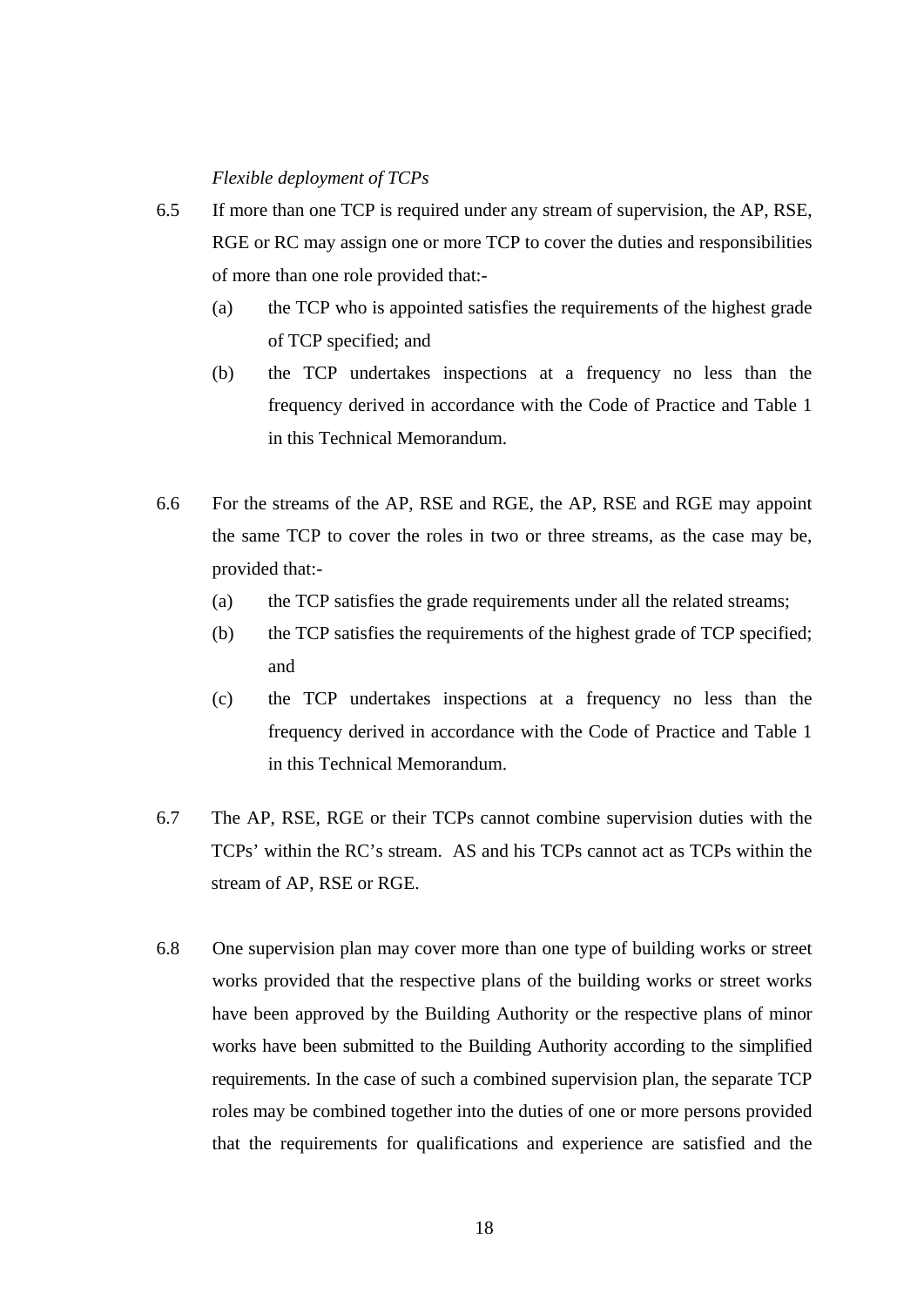*Flexible deployment of TCPs*

6.5 If more than one TCP is required under any stream of supervision, the AP, RSE, RGE or RC may assign one or more TCP to cover the duties and responsibilities of more than one role provided that:-

(a) the TCP who is appointed satisfies the requirements of the highest grade of TCP specified; and

(b) the TCP undertakes inspections at a frequency no less than the frequency derived in accordance with the Code of Practice and Table 1 in this Technical Memorandum.

6.6 For the streams of the AP, RSE and RGE, the AP, RSE and RGE may appoint the same TCP to cover the roles in two or three streams, as the case may be, provided that:-

(a) the TCP satisfies the grade requirements under all the related streams;

(b) the TCP satisfies the requirements of the highest grade of TCP specified; and

(c) the TCP undertakes inspections at a frequency no less than the frequency derived in accordance with the Code of Practice and Table 1 in this Technical Memorandum.

6.7 The AP, RSE, RGE or their TCPs cannot combine supervision duties with the TCPs' within the RC's stream. AS and his TCPs cannot act as TCPs within the stream of AP, RSE or RGE.

6.8 One supervision plan may cover more than one type of building works or street works provided that the respective plans of the building works or street works have been approved by the Building Authority or the respective plans of minor works have been submitted to the Building Authority according to the simplified requirements. In the case of such a combined supervision plan, the separate TCP roles may be combined together into the duties of one or more persons provided that the requirements for qualifications and experience are satisfied and the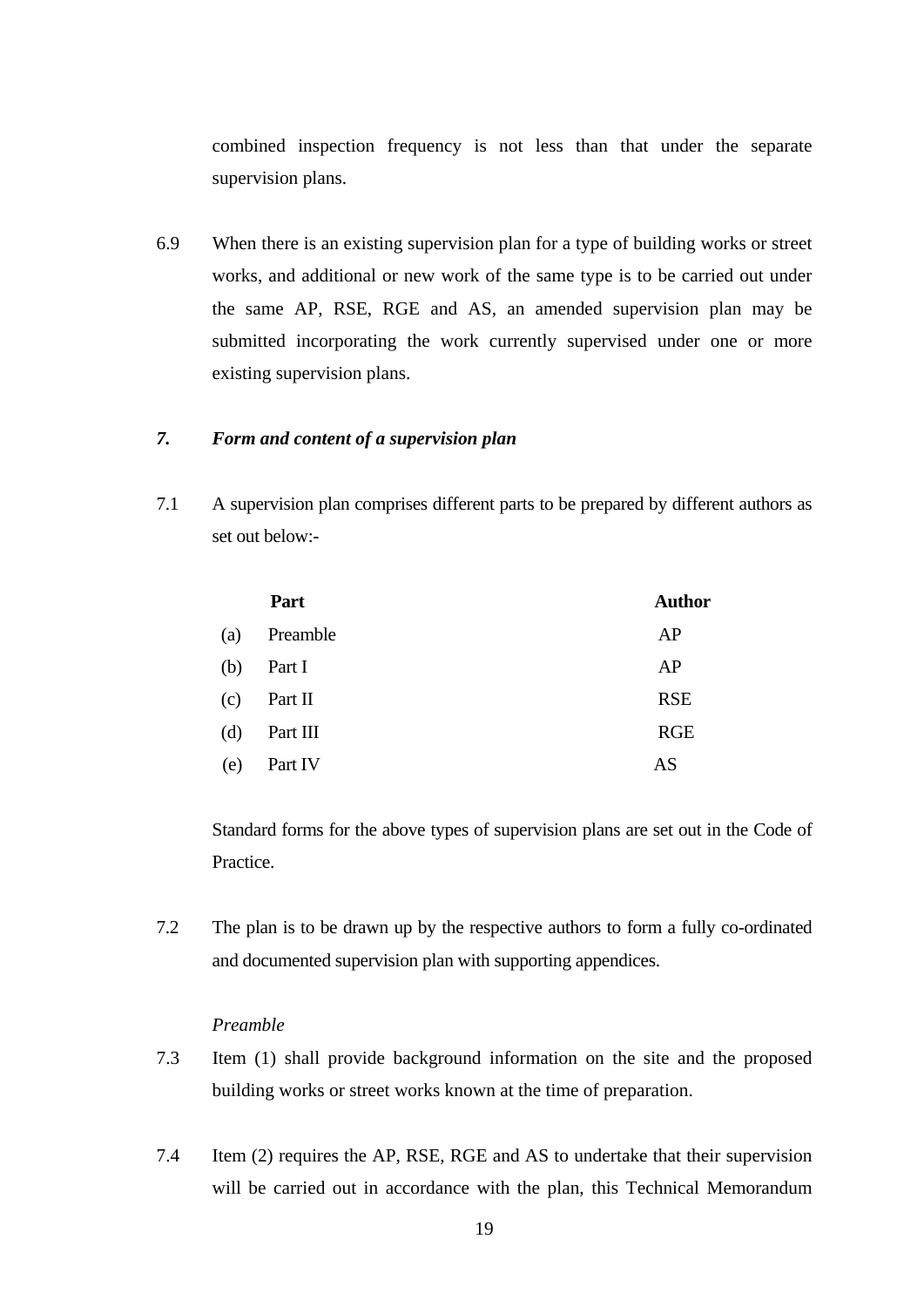combined inspection frequency is not less than that under the separate supervision plans.

6.9 When there is an existing supervision plan for a type of building works or street works, and additional or new work of the same type is to be carried out under the same AP, RSE, RGE and AS, an amended supervision plan may be submitted incorporating the work currently supervised under one or more existing supervision plans.

### *7. Form and content of a supervision plan*

7.1 A supervision plan comprises different parts to be prepared by different authors as set out below:-

| | Part | Author |
|---|---|---|
| (a) | Preamble | AP |
| (b) | Part I | AP |
| (c) | Part II | RSE |
| (d) | Part III | RGE |
| (e) | Part IV | AS |

Standard forms for the above types of supervision plans are set out in the Code of Practice.

7.2 The plan is to be drawn up by the respective authors to form a fully co-ordinated and documented supervision plan with supporting appendices.

*Preamble*

7.3 Item (1) shall provide background information on the site and the proposed building works or street works known at the time of preparation.

7.4 Item (2) requires the AP, RSE, RGE and AS to undertake that their supervision will be carried out in accordance with the plan, this Technical Memorandum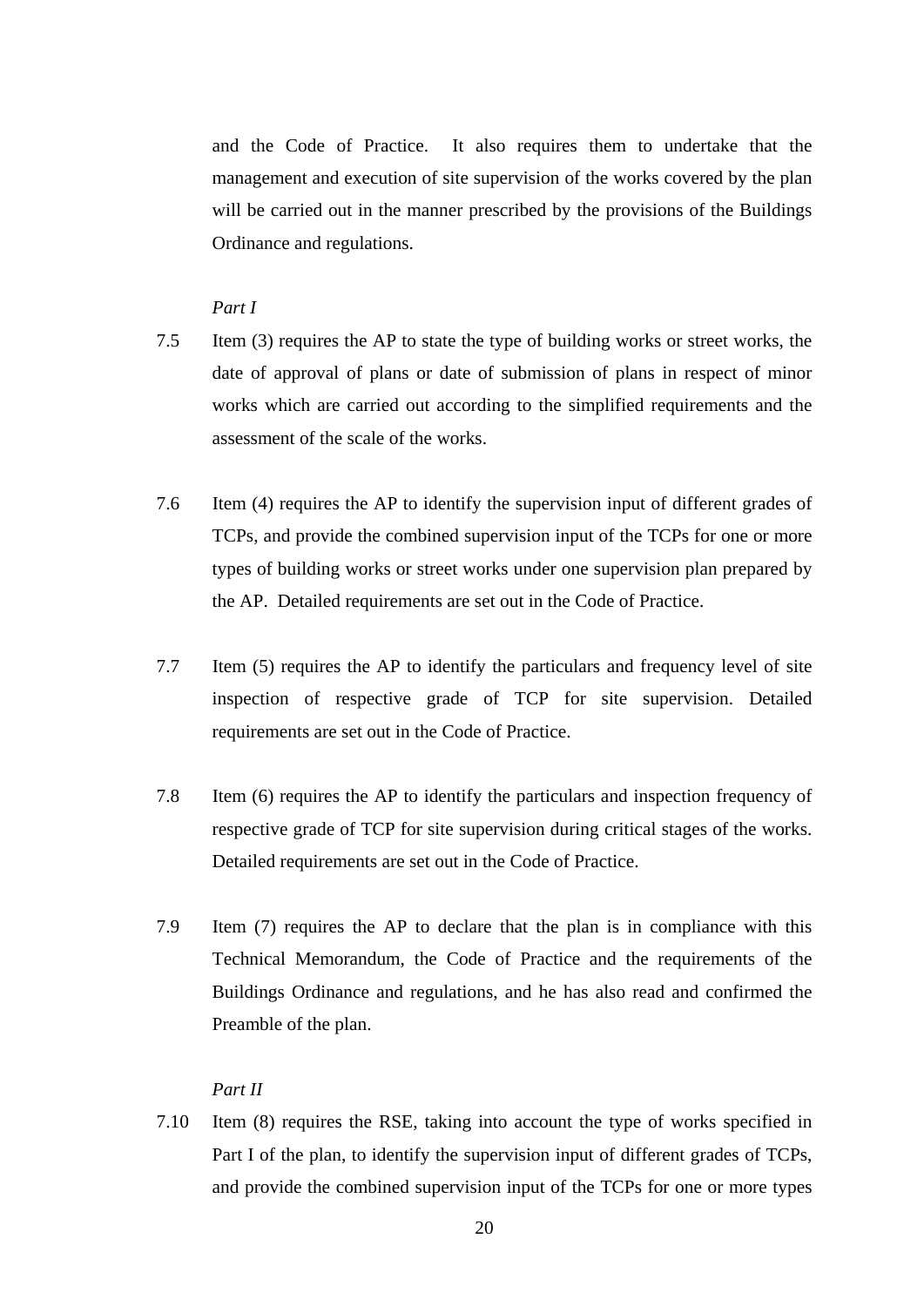and the Code of Practice. It also requires them to undertake that the management and execution of site supervision of the works covered by the plan will be carried out in the manner prescribed by the provisions of the Buildings Ordinance and regulations.

*Part I*

7.5 Item (3) requires the AP to state the type of building works or street works, the date of approval of plans or date of submission of plans in respect of minor works which are carried out according to the simplified requirements and the assessment of the scale of the works.

7.6 Item (4) requires the AP to identify the supervision input of different grades of TCPs, and provide the combined supervision input of the TCPs for one or more types of building works or street works under one supervision plan prepared by the AP. Detailed requirements are set out in the Code of Practice.

7.7 Item (5) requires the AP to identify the particulars and frequency level of site inspection of respective grade of TCP for site supervision. Detailed requirements are set out in the Code of Practice.

7.8 Item (6) requires the AP to identify the particulars and inspection frequency of respective grade of TCP for site supervision during critical stages of the works. Detailed requirements are set out in the Code of Practice.

7.9 Item (7) requires the AP to declare that the plan is in compliance with this Technical Memorandum, the Code of Practice and the requirements of the Buildings Ordinance and regulations, and he has also read and confirmed the Preamble of the plan.

*Part II*

7.10 Item (8) requires the RSE, taking into account the type of works specified in Part I of the plan, to identify the supervision input of different grades of TCPs, and provide the combined supervision input of the TCPs for one or more types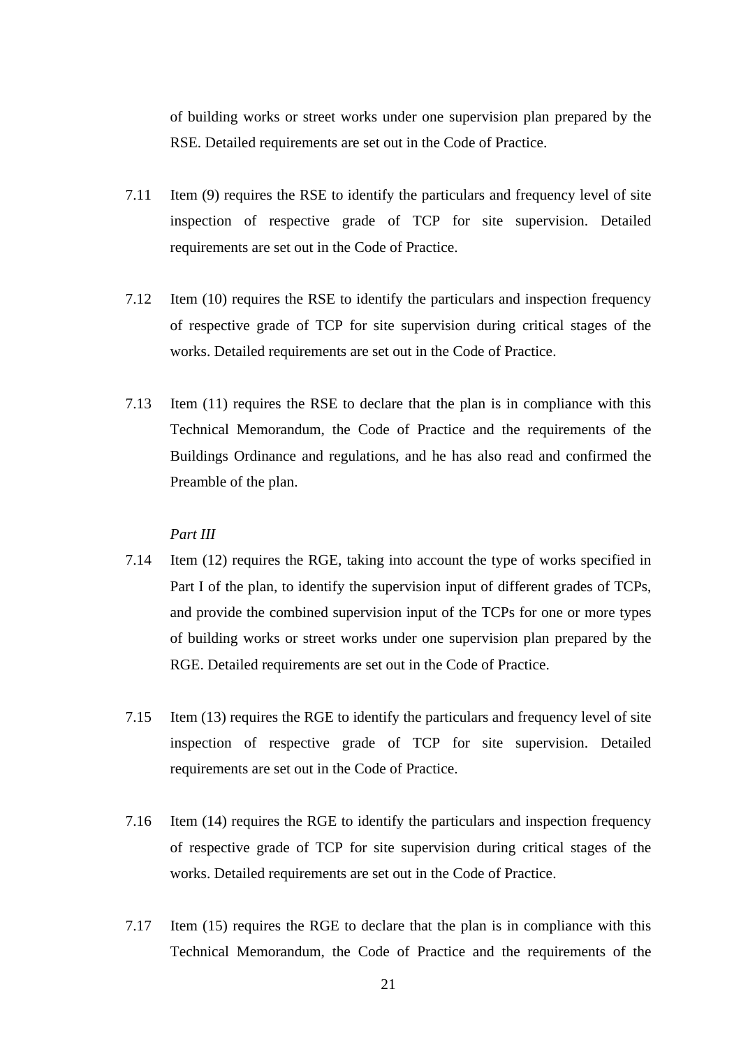of building works or street works under one supervision plan prepared by the RSE. Detailed requirements are set out in the Code of Practice.

7.11 Item (9) requires the RSE to identify the particulars and frequency level of site inspection of respective grade of TCP for site supervision. Detailed requirements are set out in the Code of Practice.

7.12 Item (10) requires the RSE to identify the particulars and inspection frequency of respective grade of TCP for site supervision during critical stages of the works. Detailed requirements are set out in the Code of Practice.

7.13 Item (11) requires the RSE to declare that the plan is in compliance with this Technical Memorandum, the Code of Practice and the requirements of the Buildings Ordinance and regulations, and he has also read and confirmed the Preamble of the plan.

*Part III*

7.14 Item (12) requires the RGE, taking into account the type of works specified in Part I of the plan, to identify the supervision input of different grades of TCPs, and provide the combined supervision input of the TCPs for one or more types of building works or street works under one supervision plan prepared by the RGE. Detailed requirements are set out in the Code of Practice.

7.15 Item (13) requires the RGE to identify the particulars and frequency level of site inspection of respective grade of TCP for site supervision. Detailed requirements are set out in the Code of Practice.

7.16 Item (14) requires the RGE to identify the particulars and inspection frequency of respective grade of TCP for site supervision during critical stages of the works. Detailed requirements are set out in the Code of Practice.

7.17 Item (15) requires the RGE to declare that the plan is in compliance with this Technical Memorandum, the Code of Practice and the requirements of the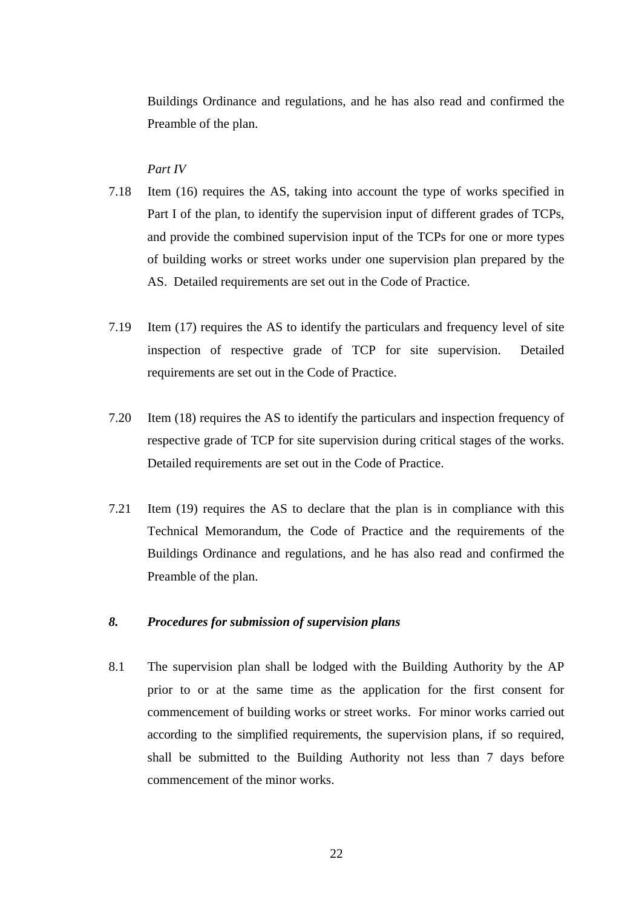Buildings Ordinance and regulations, and he has also read and confirmed the Preamble of the plan.

*Part IV*

7.18 Item (16) requires the AS, taking into account the type of works specified in Part I of the plan, to identify the supervision input of different grades of TCPs, and provide the combined supervision input of the TCPs for one or more types of building works or street works under one supervision plan prepared by the AS. Detailed requirements are set out in the Code of Practice.

7.19 Item (17) requires the AS to identify the particulars and frequency level of site inspection of respective grade of TCP for site supervision. Detailed requirements are set out in the Code of Practice.

7.20 Item (18) requires the AS to identify the particulars and inspection frequency of respective grade of TCP for site supervision during critical stages of the works. Detailed requirements are set out in the Code of Practice.

7.21 Item (19) requires the AS to declare that the plan is in compliance with this Technical Memorandum, the Code of Practice and the requirements of the Buildings Ordinance and regulations, and he has also read and confirmed the Preamble of the plan.

## *8. Procedures for submission of supervision plans*

8.1 The supervision plan shall be lodged with the Building Authority by the AP prior to or at the same time as the application for the first consent for commencement of building works or street works. For minor works carried out according to the simplified requirements, the supervision plans, if so required, shall be submitted to the Building Authority not less than 7 days before commencement of the minor works.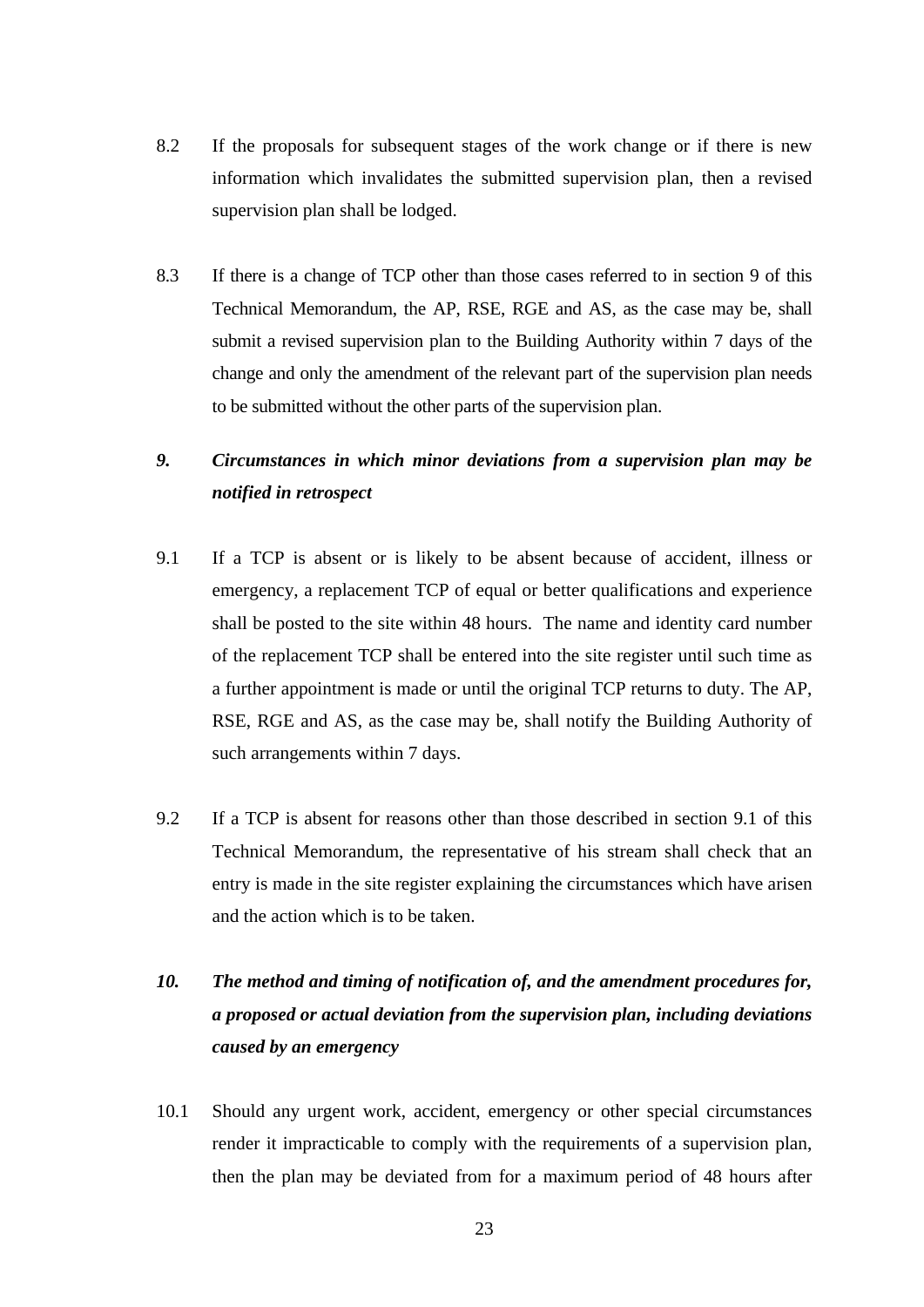8.2 If the proposals for subsequent stages of the work change or if there is new information which invalidates the submitted supervision plan, then a revised supervision plan shall be lodged.

8.3 If there is a change of TCP other than those cases referred to in section 9 of this Technical Memorandum, the AP, RSE, RGE and AS, as the case may be, shall submit a revised supervision plan to the Building Authority within 7 days of the change and only the amendment of the relevant part of the supervision plan needs to be submitted without the other parts of the supervision plan.

## *9. Circumstances in which minor deviations from a supervision plan may be notified in retrospect*

9.1 If a TCP is absent or is likely to be absent because of accident, illness or emergency, a replacement TCP of equal or better qualifications and experience shall be posted to the site within 48 hours. The name and identity card number of the replacement TCP shall be entered into the site register until such time as a further appointment is made or until the original TCP returns to duty. The AP, RSE, RGE and AS, as the case may be, shall notify the Building Authority of such arrangements within 7 days.

9.2 If a TCP is absent for reasons other than those described in section 9.1 of this Technical Memorandum, the representative of his stream shall check that an entry is made in the site register explaining the circumstances which have arisen and the action which is to be taken.

## *10. The method and timing of notification of, and the amendment procedures for, a proposed or actual deviation from the supervision plan, including deviations caused by an emergency*

10.1 Should any urgent work, accident, emergency or other special circumstances render it impracticable to comply with the requirements of a supervision plan, then the plan may be deviated from for a maximum period of 48 hours after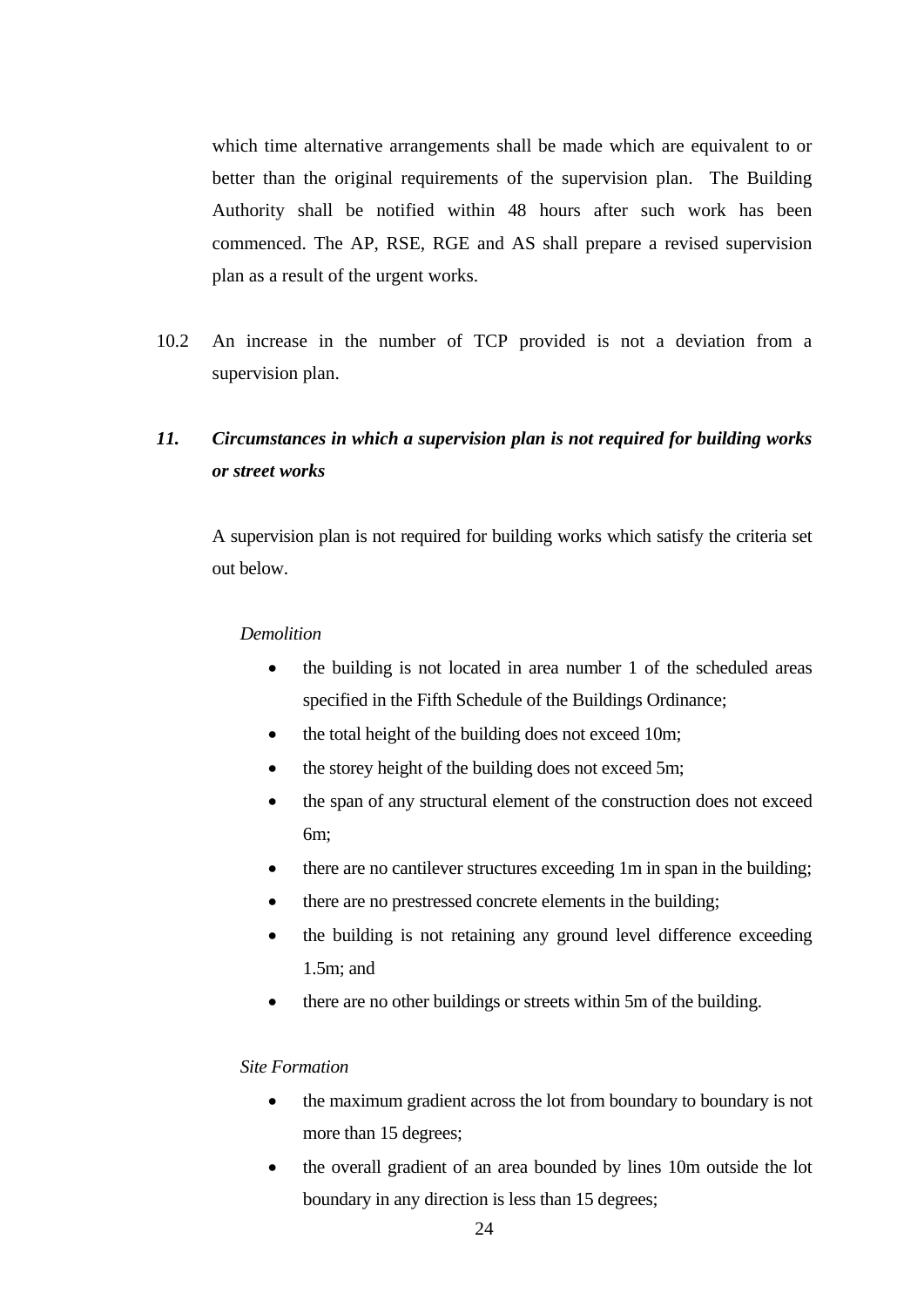which time alternative arrangements shall be made which are equivalent to or better than the original requirements of the supervision plan. The Building Authority shall be notified within 48 hours after such work has been commenced. The AP, RSE, RGE and AS shall prepare a revised supervision plan as a result of the urgent works.

10.2 An increase in the number of TCP provided is not a deviation from a supervision plan.

### *11. Circumstances in which a supervision plan is not required for building works or street works*

A supervision plan is not required for building works which satisfy the criteria set out below.

*Demolition*

- the building is not located in area number 1 of the scheduled areas specified in the Fifth Schedule of the Buildings Ordinance;
- the total height of the building does not exceed 10m;
- the storey height of the building does not exceed 5m;
- the span of any structural element of the construction does not exceed 6m;
- there are no cantilever structures exceeding 1m in span in the building;
- there are no prestressed concrete elements in the building;
- the building is not retaining any ground level difference exceeding 1.5m; and
- there are no other buildings or streets within 5m of the building.

*Site Formation*

- the maximum gradient across the lot from boundary to boundary is not more than 15 degrees;
- the overall gradient of an area bounded by lines 10m outside the lot boundary in any direction is less than 15 degrees;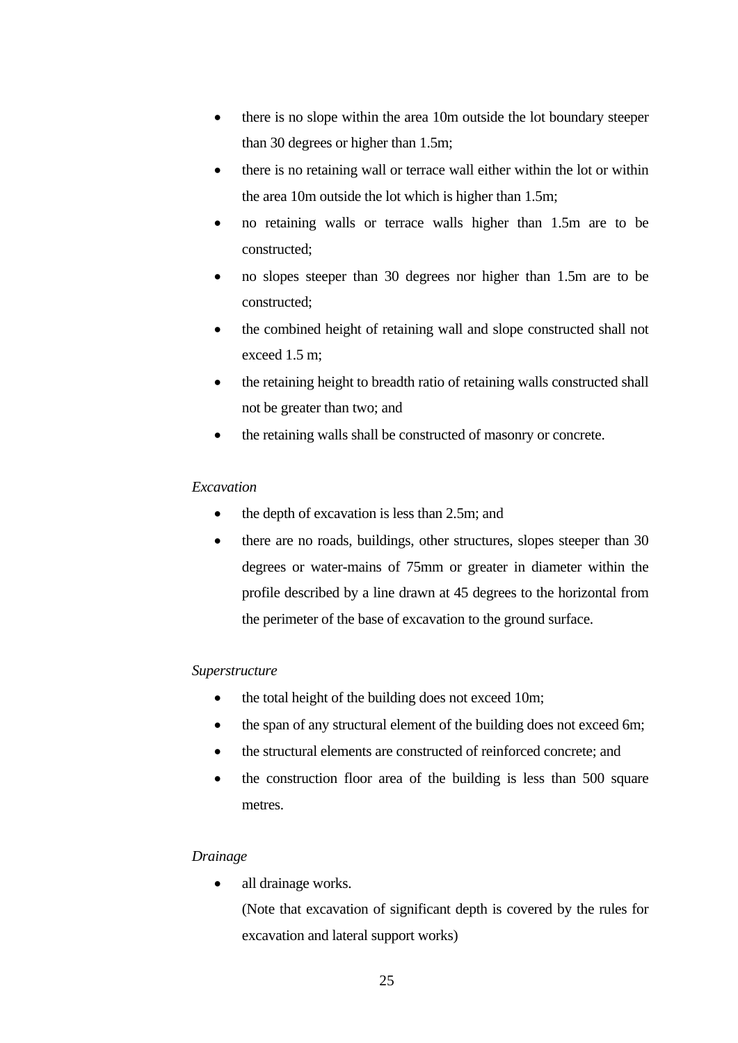- there is no slope within the area 10m outside the lot boundary steeper than 30 degrees or higher than 1.5m;
- there is no retaining wall or terrace wall either within the lot or within the area 10m outside the lot which is higher than 1.5m;
- no retaining walls or terrace walls higher than 1.5m are to be constructed;
- no slopes steeper than 30 degrees nor higher than 1.5m are to be constructed;
- the combined height of retaining wall and slope constructed shall not exceed 1.5 m;
- the retaining height to breadth ratio of retaining walls constructed shall not be greater than two; and
- the retaining walls shall be constructed of masonry or concrete.

*Excavation*

- the depth of excavation is less than 2.5m; and
- there are no roads, buildings, other structures, slopes steeper than 30 degrees or water-mains of 75mm or greater in diameter within the profile described by a line drawn at 45 degrees to the horizontal from the perimeter of the base of excavation to the ground surface.

*Superstructure*

- the total height of the building does not exceed 10m;
- the span of any structural element of the building does not exceed 6m;
- the structural elements are constructed of reinforced concrete; and
- the construction floor area of the building is less than 500 square metres.

*Drainage*

- all drainage works.

  (Note that excavation of significant depth is covered by the rules for excavation and lateral support works)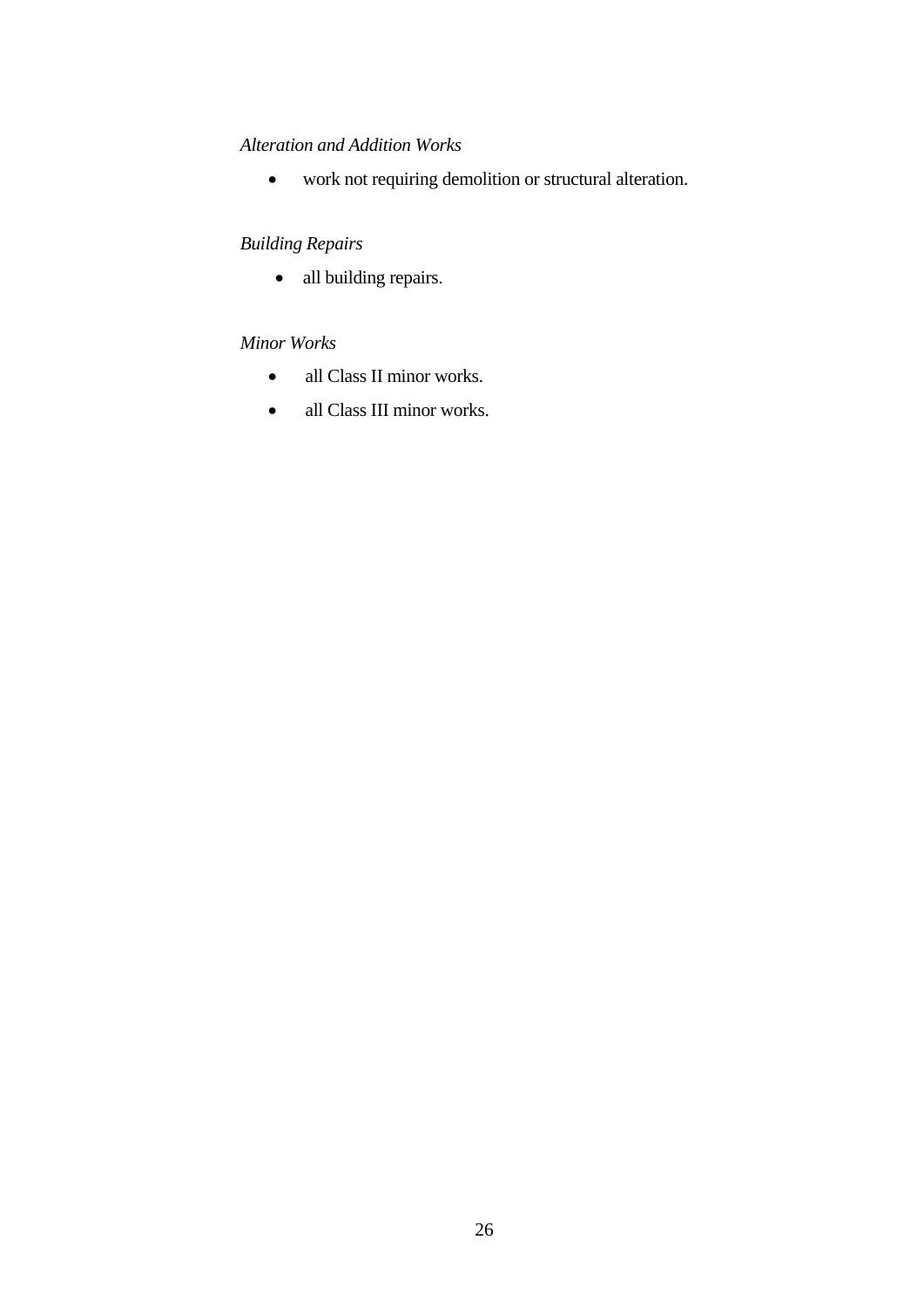*Alteration and Addition Works*

- work not requiring demolition or structural alteration.

*Building Repairs*

- all building repairs.

*Minor Works*

- all Class II minor works.
- all Class III minor works.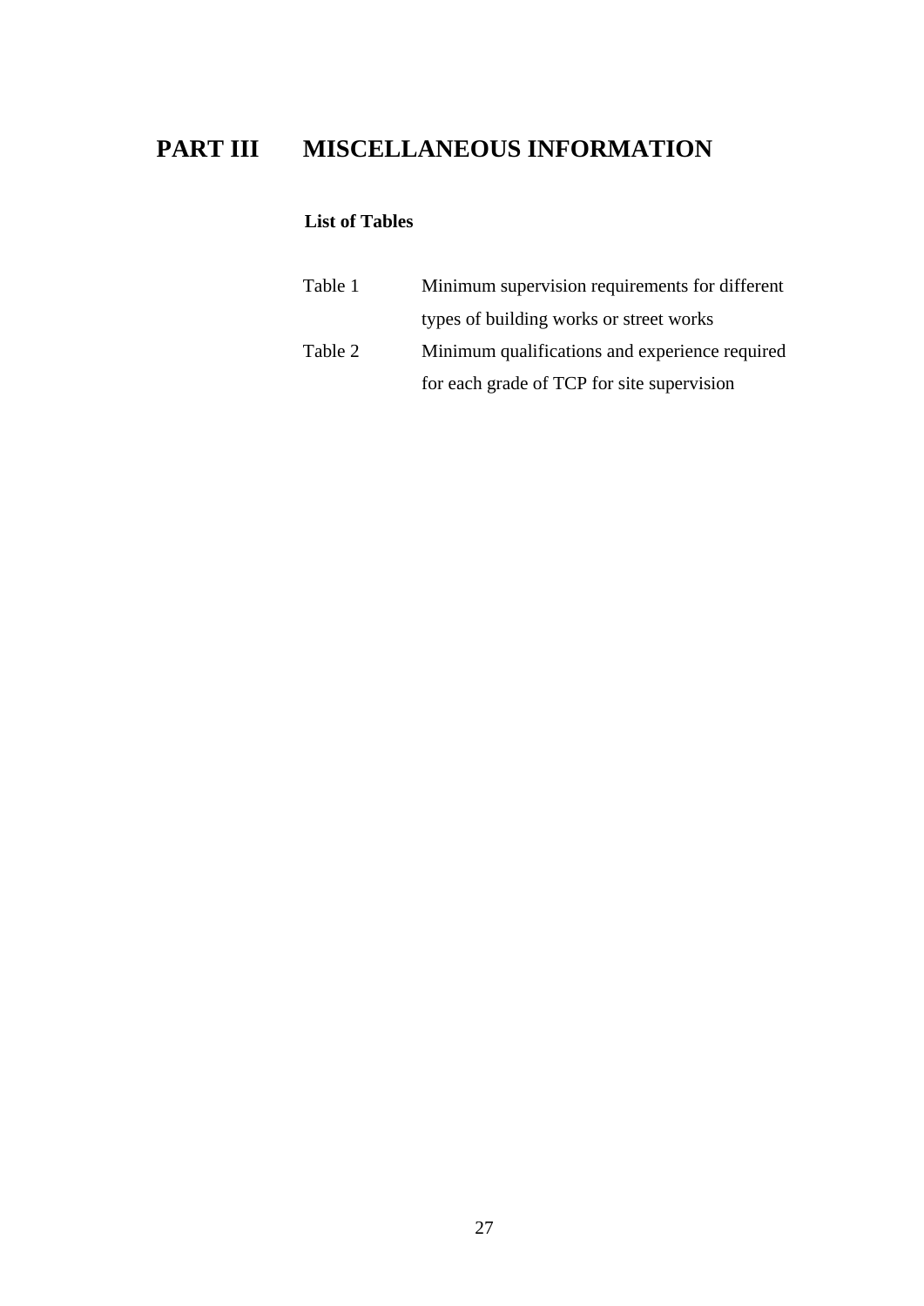# PART III MISCELLANEOUS INFORMATION

**List of Tables**

| | |
|---|---|
| Table 1 | Minimum supervision requirements for different types of building works or street works |
| Table 2 | Minimum qualifications and experience required for each grade of TCP for site supervision |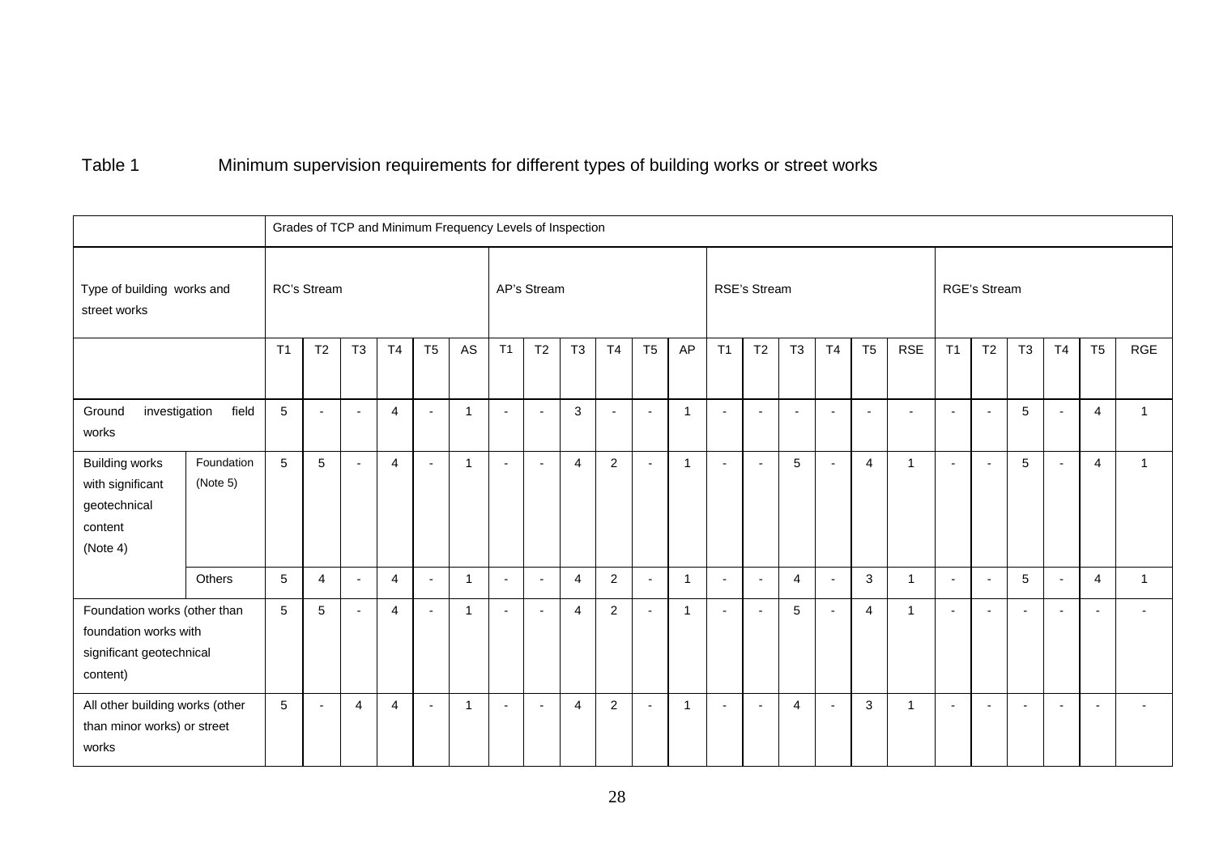Table 1 Minimum supervision requirements for different types of building works or street works

| Type of building works and street works | | Grades of TCP and Minimum Frequency Levels of Inspection | | | | | | | | | | | | | | | | | | | | | | | |
|---|---|---|---|---|---|---|---|---|---|---|---|---|---|---|---|---|---|---|---|---|---|---|---|---|---|
| | | RC's Stream | | | | | | AP's Stream | | | | | | RSE's Stream | | | | | | RGE's Stream | | | | | |
| | | T1 | T2 | T3 | T4 | T5 | AS | T1 | T2 | T3 | T4 | T5 | AP | T1 | T2 | T3 | T4 | T5 | RSE | T1 | T2 | T3 | T4 | T5 | RGE |
| Ground investigation field works | | 5 | - | - | 4 | - | 1 | - | - | 3 | - | - | 1 | - | - | - | - | - | - | - | - | 5 | - | 4 | 1 |
| Building works with significant geotechnical content (Note 4) | Foundation (Note 5) | 5 | 5 | - | 4 | - | 1 | - | - | 4 | 2 | - | 1 | - | - | 5 | - | 4 | 1 | - | - | 5 | - | 4 | 1 |
| | Others | 5 | 4 | - | 4 | - | 1 | - | - | 4 | 2 | - | 1 | - | - | 4 | - | 3 | 1 | - | - | 5 | - | 4 | 1 |
| Foundation works (other than foundation works with significant geotechnical content) | | 5 | 5 | - | 4 | - | 1 | - | - | 4 | 2 | - | 1 | - | - | 5 | - | 4 | 1 | - | - | - | - | - | - |
| All other building works (other than minor works) or street works | | 5 | - | 4 | 4 | - | 1 | - | - | 4 | 2 | - | 1 | - | - | 4 | - | 3 | 1 | - | - | - | - | - | - |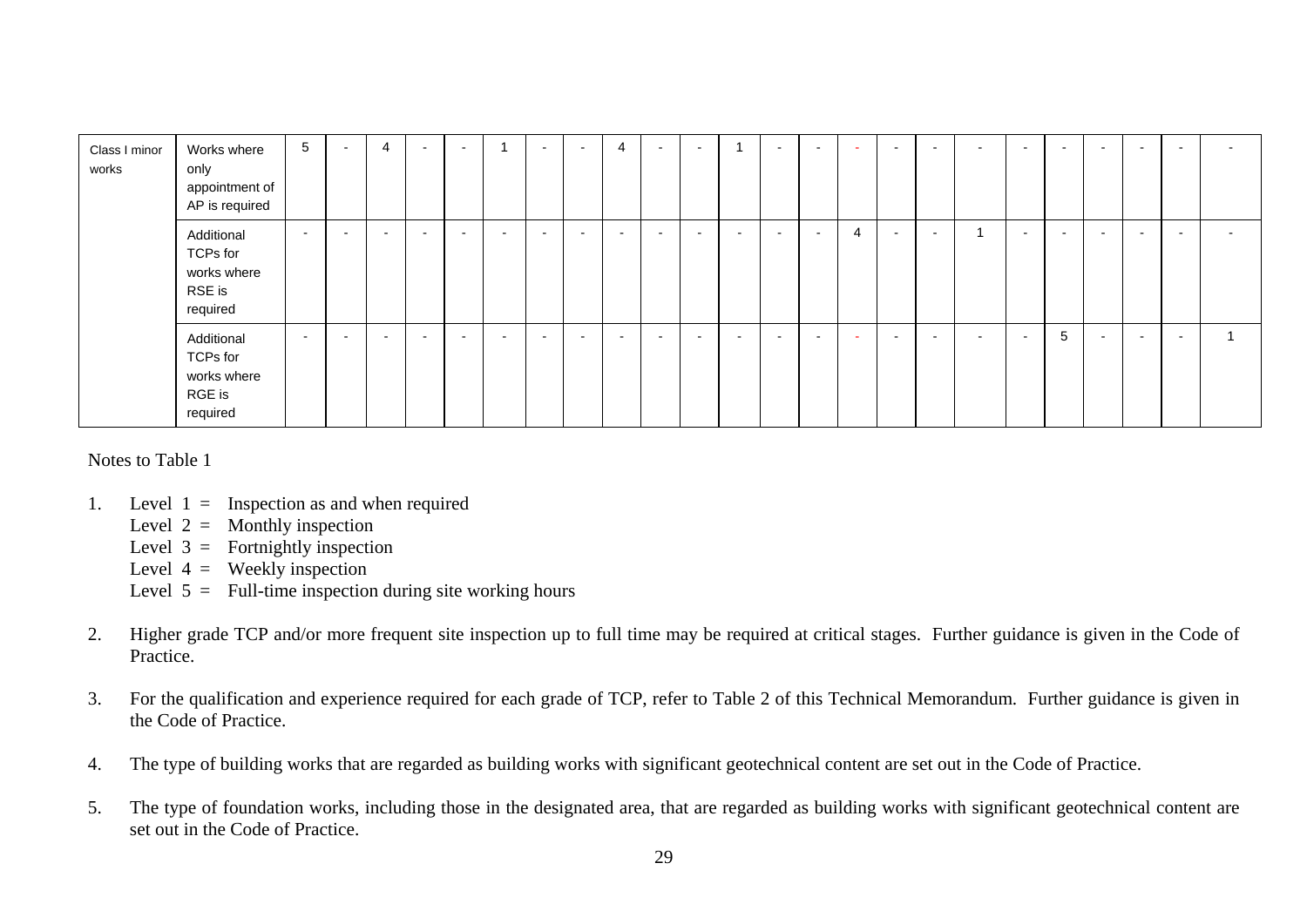| | | | | | | | | | | | | | | | | | | | | | | | | | |
|---|---|---|---|---|---|---|---|---|---|---|---|---|---|---|---|---|---|---|---|---|---|---|---|---|---|
| Class I minor works | Works where only appointment of AP is required | 5 | - | 4 | - | - | 1 | - | - | 4 | - | - | 1 | - | - | - | - | - | - | - | - | - | - | - | - |
| | Additional TCPs for works where RSE is required | - | - | - | - | - | - | - | - | - | - | - | - | - | - | 4 | - | - | 1 | - | - | - | - | - | - |
| | Additional TCPs for works where RGE is required | - | - | - | - | - | - | - | - | - | - | - | - | - | - | - | - | - | - | - | 5 | - | - | - | 1 |

Notes to Table 1

1. Level 1 = Inspection as and when required
   Level 2 = Monthly inspection
   Level 3 = Fortnightly inspection
   Level 4 = Weekly inspection
   Level 5 = Full-time inspection during site working hours

2. Higher grade TCP and/or more frequent site inspection up to full time may be required at critical stages. Further guidance is given in the Code of Practice.

3. For the qualification and experience required for each grade of TCP, refer to Table 2 of this Technical Memorandum. Further guidance is given in the Code of Practice.

4. The type of building works that are regarded as building works with significant geotechnical content are set out in the Code of Practice.

5. The type of foundation works, including those in the designated area, that are regarded as building works with significant geotechnical content are set out in the Code of Practice.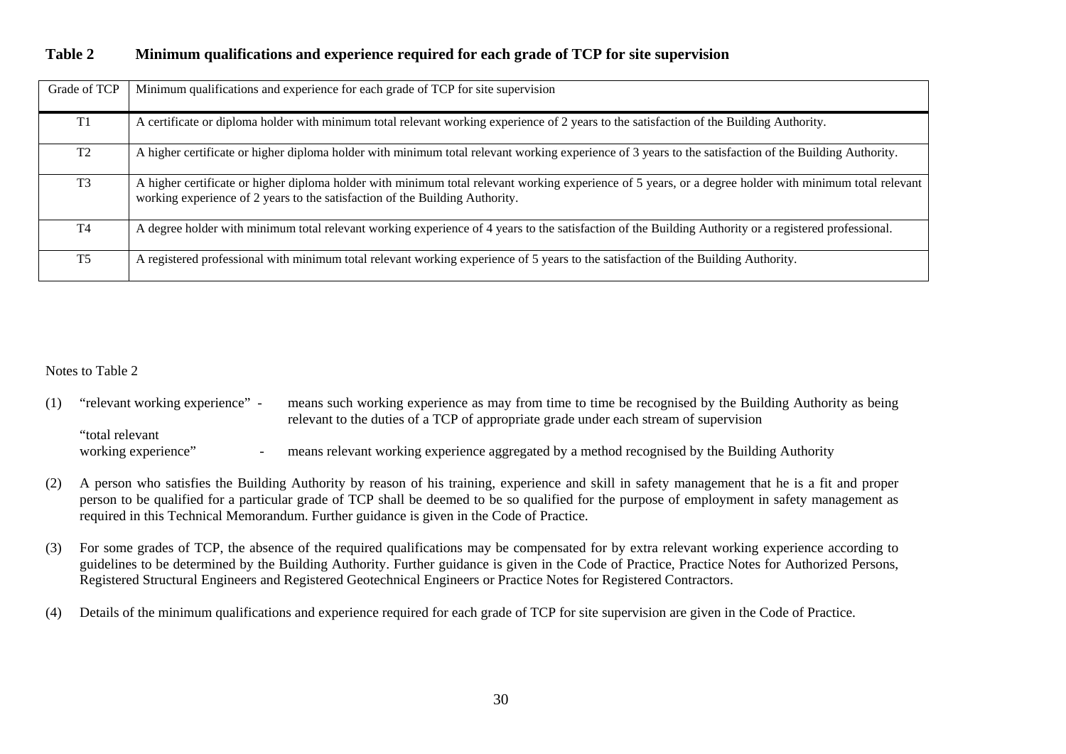**Table 2 Minimum qualifications and experience required for each grade of TCP for site supervision**

| Grade of TCP | Minimum qualifications and experience for each grade of TCP for site supervision |
|---|---|
| T1 | A certificate or diploma holder with minimum total relevant working experience of 2 years to the satisfaction of the Building Authority. |
| T2 | A higher certificate or higher diploma holder with minimum total relevant working experience of 3 years to the satisfaction of the Building Authority. |
| T3 | A higher certificate or higher diploma holder with minimum total relevant working experience of 5 years, or a degree holder with minimum total relevant working experience of 2 years to the satisfaction of the Building Authority. |
| T4 | A degree holder with minimum total relevant working experience of 4 years to the satisfaction of the Building Authority or a registered professional. |
| T5 | A registered professional with minimum total relevant working experience of 5 years to the satisfaction of the Building Authority. |

Notes to Table 2

(1) "relevant working experience" - means such working experience as may from time to time be recognised by the Building Authority as being relevant to the duties of a TCP of appropriate grade under each stream of supervision

"total relevant working experience" - means relevant working experience aggregated by a method recognised by the Building Authority

(2) A person who satisfies the Building Authority by reason of his training, experience and skill in safety management that he is a fit and proper person to be qualified for a particular grade of TCP shall be deemed to be so qualified for the purpose of employment in safety management as required in this Technical Memorandum. Further guidance is given in the Code of Practice.

(3) For some grades of TCP, the absence of the required qualifications may be compensated for by extra relevant working experience according to guidelines to be determined by the Building Authority. Further guidance is given in the Code of Practice, Practice Notes for Authorized Persons, Registered Structural Engineers and Registered Geotechnical Engineers or Practice Notes for Registered Contractors.

(4) Details of the minimum qualifications and experience required for each grade of TCP for site supervision are given in the Code of Practice.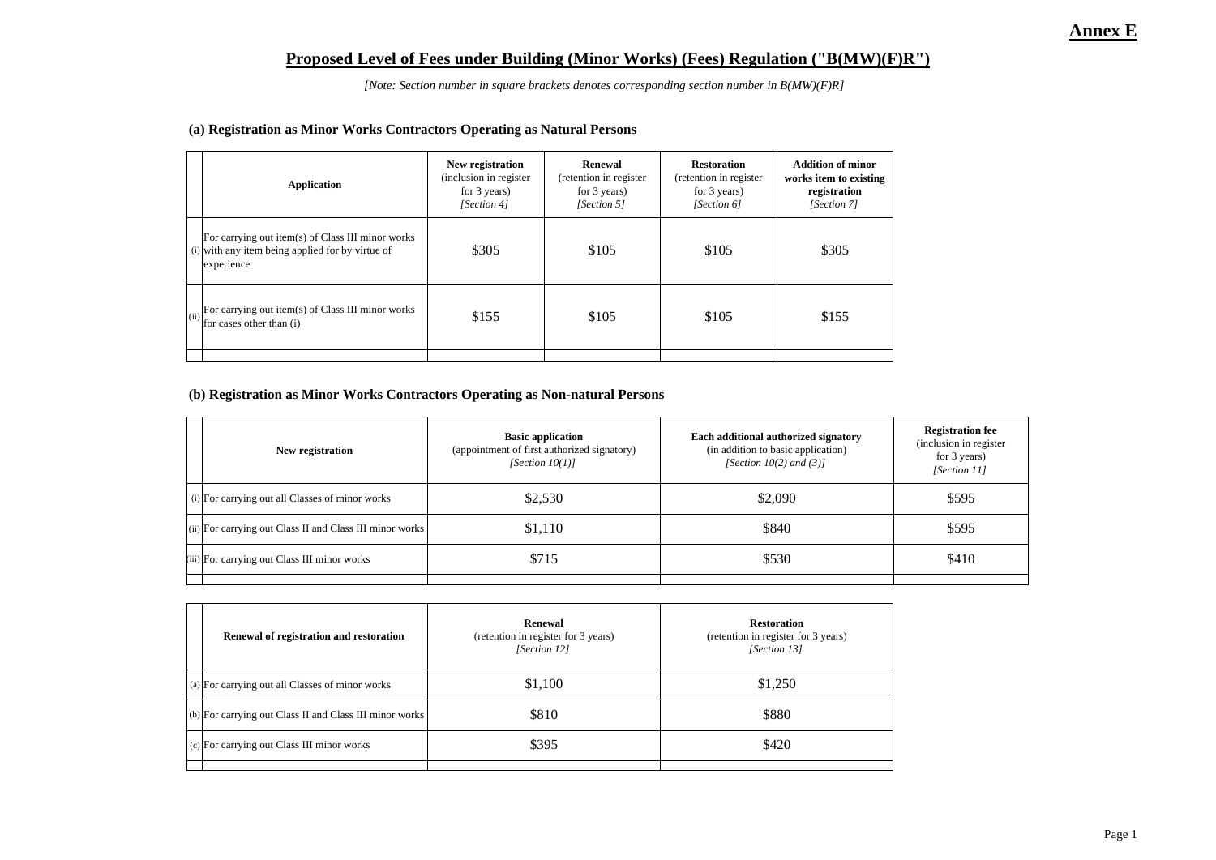**Annex E**

# Proposed Level of Fees under Building (Minor Works) (Fees) Regulation ("B(MW)(F)R")

*[Note: Section number in square brackets denotes corresponding section number in B(MW)(F)R]*

### (a) Registration as Minor Works Contractors Operating as Natural Persons

| | Application | New registration (inclusion in register for 3 years) *[Section 4]* | Renewal (retention in register for 3 years) *[Section 5]* | Restoration (retention in register for 3 years) *[Section 6]* | Addition of minor works item to existing registration *[Section 7]* |
|---|---|---|---|---|---|
| (i) | For carrying out item(s) of Class III minor works with any item being applied for by virtue of experience | $305 | $105 | $105 | $305 |
| (ii) | For carrying out item(s) of Class III minor works for cases other than (i) | $155 | $105 | $105 | $155 |

### (b) Registration as Minor Works Contractors Operating as Non-natural Persons

| | New registration | Basic application (appointment of first authorized signatory) *[Section 10(1)]* | Each additional authorized signatory (in addition to basic application) *[Section 10(2) and (3)]* | Registration fee (inclusion in register for 3 years) *[Section 11]* |
|---|---|---|---|---|
| (i) | For carrying out all Classes of minor works | $2,530 | $2,090 | $595 |
| (ii) | For carrying out Class II and Class III minor works | $1,110 | $840 | $595 |
| (iii) | For carrying out Class III minor works | $715 | $530 | $410 |

| | Renewal of registration and restoration | Renewal (retention in register for 3 years) *[Section 12]* | Restoration (retention in register for 3 years) *[Section 13]* |
|---|---|---|---|
| (a) | For carrying out all Classes of minor works | $1,100 | $1,250 |
| (b) | For carrying out Class II and Class III minor works | $810 | $880 |
| (c) | For carrying out Class III minor works | $395 | $420 |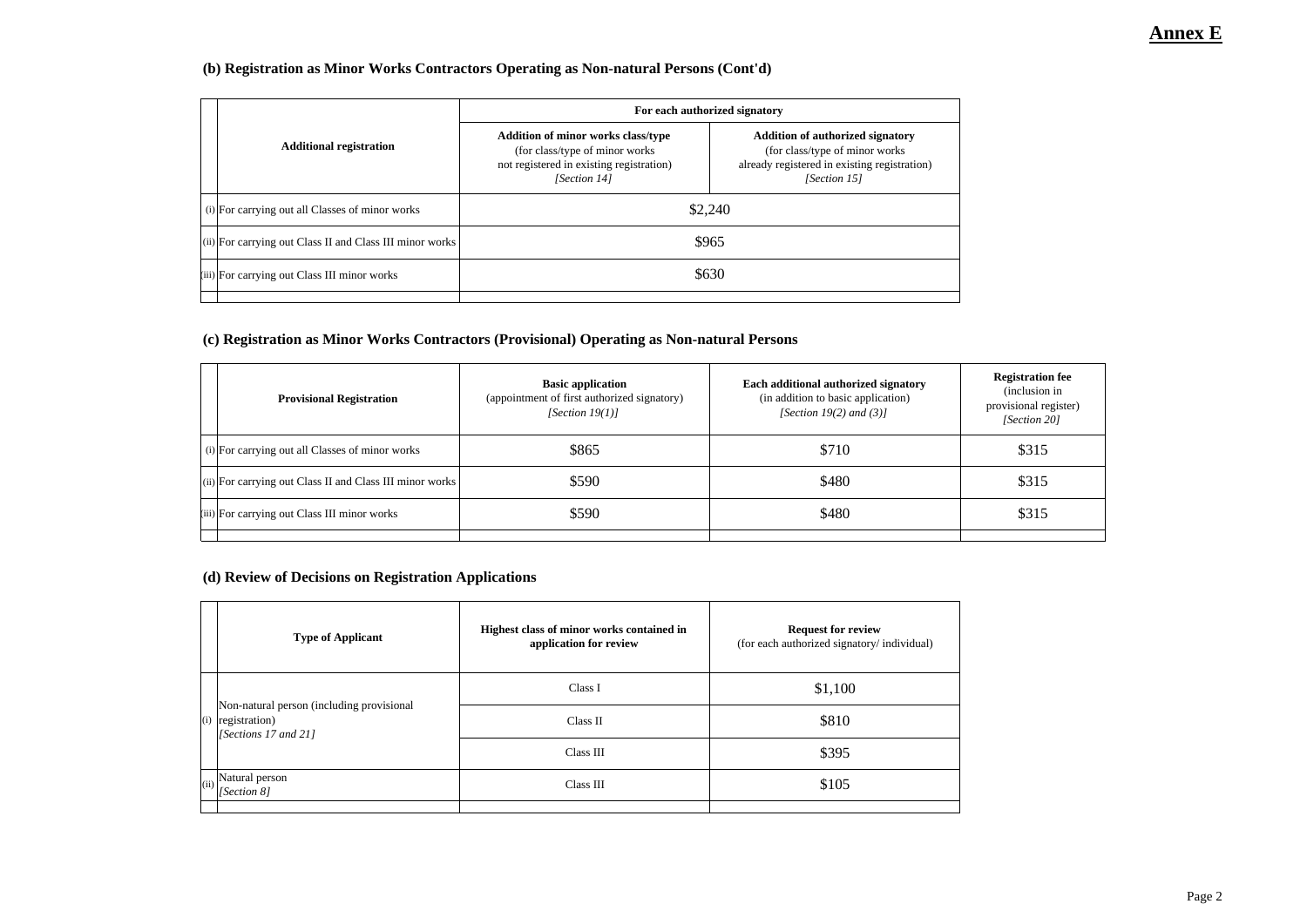**Annex E**

### (b) Registration as Minor Works Contractors Operating as Non-natural Persons (Cont'd)

| | Additional registration | For each authorized signatory | |
|---|---|---|---|
| | | **Addition of minor works class/type** (for class/type of minor works not registered in existing registration) *[Section 14]* | **Addition of authorized signatory** (for class/type of minor works already registered in existing registration) *[Section 15]* |
| (i) | For carrying out all Classes of minor works | $2,240 | |
| (ii) | For carrying out Class II and Class III minor works | $965 | |
| (iii) | For carrying out Class III minor works | $630 | |

### (c) Registration as Minor Works Contractors (Provisional) Operating as Non-natural Persons

| | Provisional Registration | **Basic application** (appointment of first authorized signatory) *[Section 19(1)]* | **Each additional authorized signatory** (in addition to basic application) *[Section 19(2) and (3)]* | **Registration fee** (inclusion in provisional register) *[Section 20]* |
|---|---|---|---|---|
| (i) | For carrying out all Classes of minor works | $865 | $710 | $315 |
| (ii) | For carrying out Class II and Class III minor works | $590 | $480 | $315 |
| (iii) | For carrying out Class III minor works | $590 | $480 | $315 |

### (d) Review of Decisions on Registration Applications

| | Type of Applicant | Highest class of minor works contained in application for review | **Request for review** (for each authorized signatory/ individual) |
|---|---|---|---|
| (i) | Non-natural person (including provisional registration) *[Sections 17 and 21]* | Class I | $1,100 |
| | | Class II | $810 |
| | | Class III | $395 |
| (ii) | Natural person *[Section 8]* | Class III | $105 |